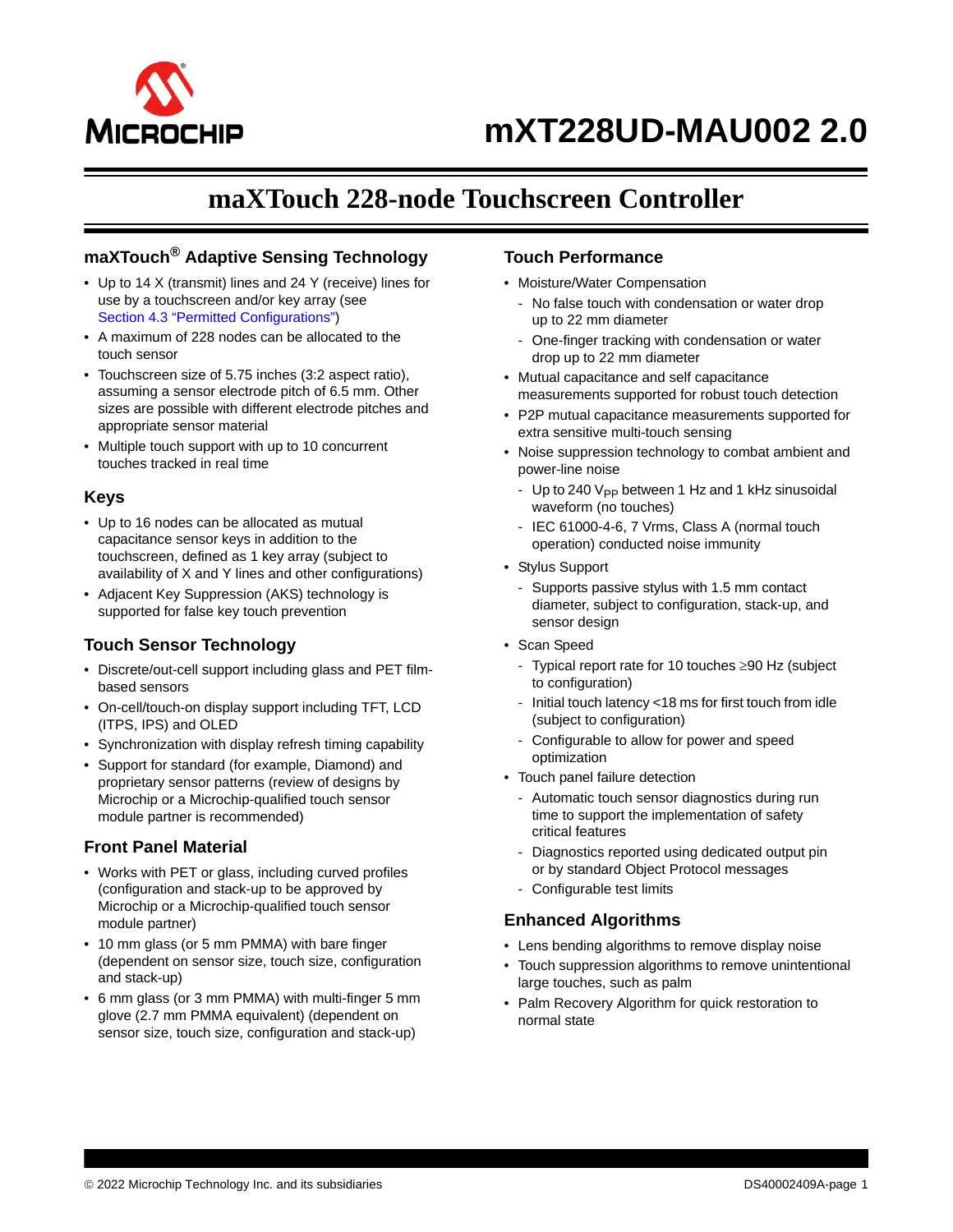# mXT228UD-MAU002 2.0

## maXTouch 228-node Touchscreen Controller

### maXTouch® Adaptive Sensing Technology

- Up to 14 X (transmit) lines and 24 Y (receive) lines for use by a touchscreen and/or key array (see Section 4.3 "Permitted Configurations")
- A maximum of 228 nodes can be allocated to the touch sensor
- Touchscreen size of 5.75 inches (3:2 aspect ratio), assuming a sensor electrode pitch of 6.5 mm. Other sizes are possible with different electrode pitches and appropriate sensor material
- Multiple touch support with up to 10 concurrent touches tracked in real time

### Keys

- Up to 16 nodes can be allocated as mutual capacitance sensor keys in addition to the touchscreen, defined as 1 key array (subject to availability of X and Y lines and other configurations)
- Adjacent Key Suppression (AKS) technology is supported for false key touch prevention

### Touch Sensor Technology

- Discrete/out-cell support including glass and PET film-based sensors
- On-cell/touch-on display support including TFT, LCD (ITPS, IPS) and OLED
- Synchronization with display refresh timing capability
- Support for standard (for example, Diamond) and proprietary sensor patterns (review of designs by Microchip or a Microchip-qualified touch sensor module partner is recommended)

### Front Panel Material

- Works with PET or glass, including curved profiles (configuration and stack-up to be approved by Microchip or a Microchip-qualified touch sensor module partner)
- 10 mm glass (or 5 mm PMMA) with bare finger (dependent on sensor size, touch size, configuration and stack-up)
- 6 mm glass (or 3 mm PMMA) with multi-finger 5 mm glove (2.7 mm PMMA equivalent) (dependent on sensor size, touch size, configuration and stack-up)

### Touch Performance

- Moisture/Water Compensation
  - No false touch with condensation or water drop up to 22 mm diameter
  - One-finger tracking with condensation or water drop up to 22 mm diameter
- Mutual capacitance and self capacitance measurements supported for robust touch detection
- P2P mutual capacitance measurements supported for extra sensitive multi-touch sensing
- Noise suppression technology to combat ambient and power-line noise
  - Up to 240 $V_{PP}$ between 1 Hz and 1 kHz sinusoidal waveform (no touches)
  - IEC 61000-4-6, 7 Vrms, Class A (normal touch operation) conducted noise immunity
- Stylus Support
  - Supports passive stylus with 1.5 mm contact diameter, subject to configuration, stack-up, and sensor design
- Scan Speed
  - Typical report rate for 10 touches ≥90 Hz (subject to configuration)
  - Initial touch latency <18 ms for first touch from idle (subject to configuration)
  - Configurable to allow for power and speed optimization
- Touch panel failure detection
  - Automatic touch sensor diagnostics during run time to support the implementation of safety critical features
  - Diagnostics reported using dedicated output pin or by standard Object Protocol messages
  - Configurable test limits

### Enhanced Algorithms

- Lens bending algorithms to remove display noise
- Touch suppression algorithms to remove unintentional large touches, such as palm
- Palm Recovery Algorithm for quick restoration to normal state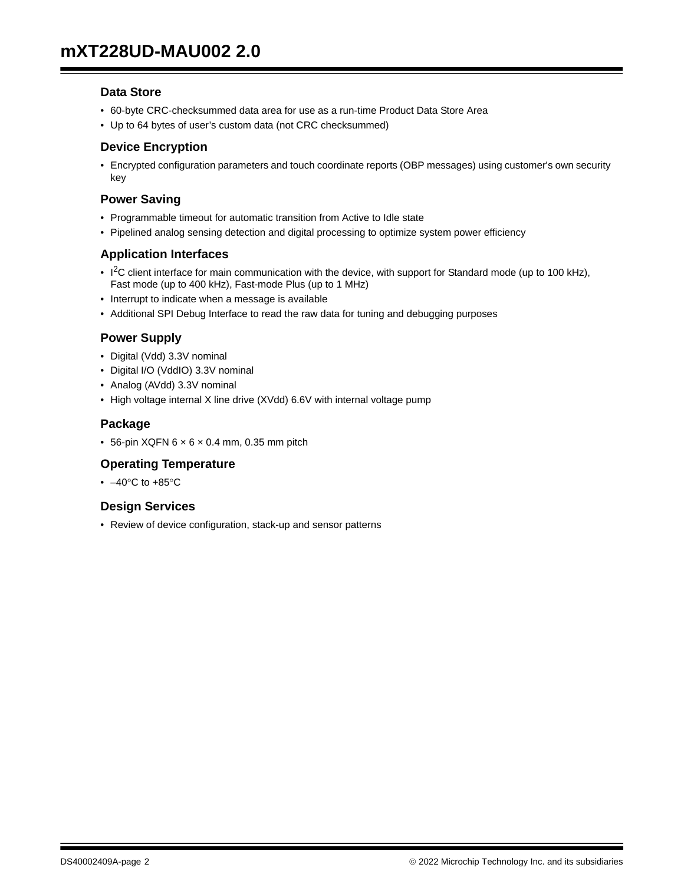### Data Store

- 60-byte CRC-checksummed data area for use as a run-time Product Data Store Area
- Up to 64 bytes of user's custom data (not CRC checksummed)

### Device Encryption

- Encrypted configuration parameters and touch coordinate reports (OBP messages) using customer's own security key

### Power Saving

- Programmable timeout for automatic transition from Active to Idle state
- Pipelined analog sensing detection and digital processing to optimize system power efficiency

### Application Interfaces

- $I^2C$ client interface for main communication with the device, with support for Standard mode (up to 100 kHz), Fast mode (up to 400 kHz), Fast-mode Plus (up to 1 MHz)
- Interrupt to indicate when a message is available
- Additional SPI Debug Interface to read the raw data for tuning and debugging purposes

### Power Supply

- Digital (Vdd) 3.3V nominal
- Digital I/O (VddIO) 3.3V nominal
- Analog (AVdd) 3.3V nominal
- High voltage internal X line drive (XVdd) 6.6V with internal voltage pump

### Package

- 56-pin XQFN 6 × 6 × 0.4 mm, 0.35 mm pitch

### Operating Temperature

- –40°C to +85°C

### Design Services

- Review of device configuration, stack-up and sensor patterns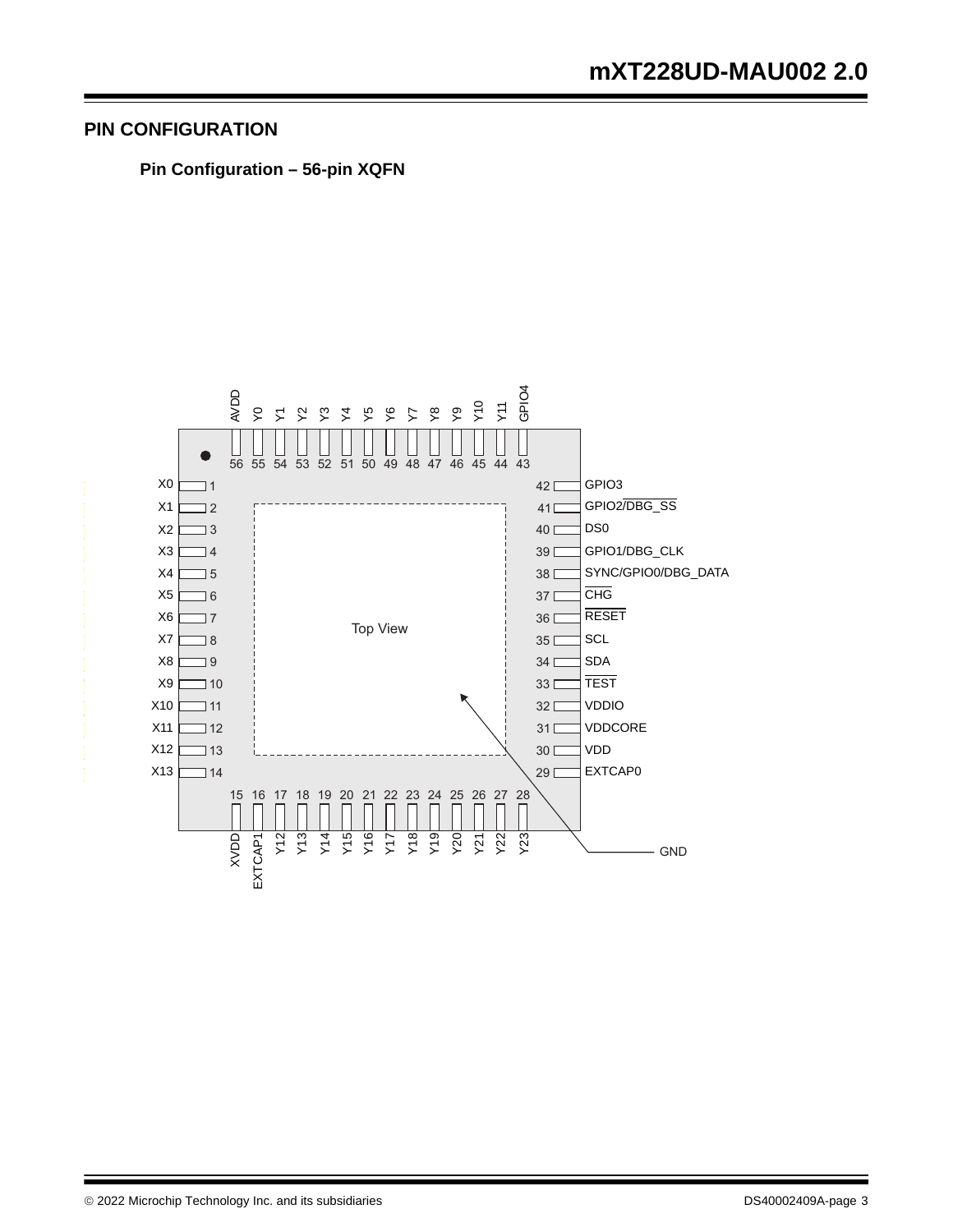## PIN CONFIGURATION

### Pin Configuration – 56-pin XQFN

| Pin | Name |
|---|---|
| 1 | X0 |
| 2 | X1 |
| 3 | X2 |
| 4 | X3 |
| 5 | X4 |
| 6 | X5 |
| 7 | X6 |
| 8 | X7 |
| 9 | X8 |
| 10 | X9 |
| 11 | X10 |
| 12 | X11 |
| 13 | X12 |
| 14 | X13 |
| 15 | XVDD |
| 16 | EXTCAP1 |
| 17 | Y12 |
| 18 | Y13 |
| 19 | Y14 |
| 20 | Y15 |
| 21 | Y16 |
| 22 | Y17 |
| 23 | Y18 |
| 24 | Y19 |
| 25 | Y20 |
| 26 | Y21 |
| 27 | Y22 |
| 28 | Y23 |
| 29 | EXTCAP0 |
| 30 | VDD |
| 31 | VDDCORE |
| 32 | VDDIO |
| 33 | $\overline{TEST}$ |
| 34 | SDA |
| 35 | SCL |
| 36 | $\overline{RESET}$ |
| 37 | $\overline{CHG}$ |
| 38 | SYNC/GPIO0/DBG_DATA |
| 39 | GPIO1/DBG_CLK |
| 40 | DS0 |
| 41 | GPIO2/$\overline{DBG\_SS}$ |
| 42 | GPIO3 |
| 43 | GPIO4 |
| 44 | Y11 |
| 45 | Y10 |
| 46 | Y9 |
| 47 | Y8 |
| 48 | Y7 |
| 49 | Y6 |
| 50 | Y5 |
| 51 | Y4 |
| 52 | Y3 |
| 53 | Y2 |
| 54 | Y1 |
| 55 | Y0 |
| 56 | AVDD |
| Exposed pad | GND |

Top View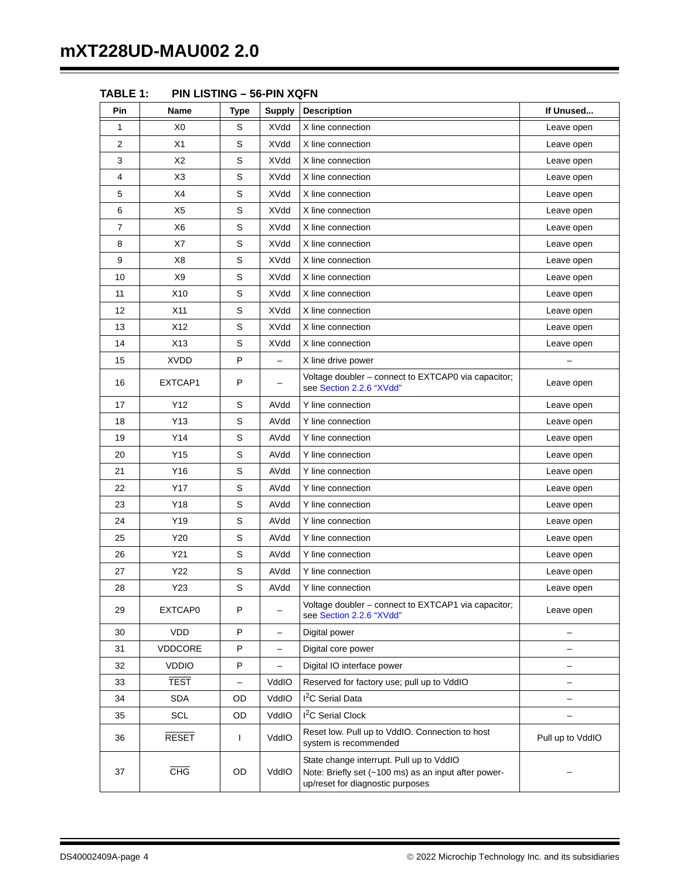**TABLE 1: PIN LISTING – 56-PIN XQFN**

| Pin | Name | Type | Supply | Description | If Unused... |
|---|---|---|---|---|---|
| 1 | X0 | S | XVdd | X line connection | Leave open |
| 2 | X1 | S | XVdd | X line connection | Leave open |
| 3 | X2 | S | XVdd | X line connection | Leave open |
| 4 | X3 | S | XVdd | X line connection | Leave open |
| 5 | X4 | S | XVdd | X line connection | Leave open |
| 6 | X5 | S | XVdd | X line connection | Leave open |
| 7 | X6 | S | XVdd | X line connection | Leave open |
| 8 | X7 | S | XVdd | X line connection | Leave open |
| 9 | X8 | S | XVdd | X line connection | Leave open |
| 10 | X9 | S | XVdd | X line connection | Leave open |
| 11 | X10 | S | XVdd | X line connection | Leave open |
| 12 | X11 | S | XVdd | X line connection | Leave open |
| 13 | X12 | S | XVdd | X line connection | Leave open |
| 14 | X13 | S | XVdd | X line connection | Leave open |
| 15 | XVDD | P | – | X line drive power | – |
| 16 | EXTCAP1 | P | – | Voltage doubler – connect to EXTCAP0 via capacitor; see Section 2.2.6 "XVdd" | Leave open |
| 17 | Y12 | S | AVdd | Y line connection | Leave open |
| 18 | Y13 | S | AVdd | Y line connection | Leave open |
| 19 | Y14 | S | AVdd | Y line connection | Leave open |
| 20 | Y15 | S | AVdd | Y line connection | Leave open |
| 21 | Y16 | S | AVdd | Y line connection | Leave open |
| 22 | Y17 | S | AVdd | Y line connection | Leave open |
| 23 | Y18 | S | AVdd | Y line connection | Leave open |
| 24 | Y19 | S | AVdd | Y line connection | Leave open |
| 25 | Y20 | S | AVdd | Y line connection | Leave open |
| 26 | Y21 | S | AVdd | Y line connection | Leave open |
| 27 | Y22 | S | AVdd | Y line connection | Leave open |
| 28 | Y23 | S | AVdd | Y line connection | Leave open |
| 29 | EXTCAP0 | P | – | Voltage doubler – connect to EXTCAP1 via capacitor; see Section 2.2.6 "XVdd" | Leave open |
| 30 | VDD | P | – | Digital power | – |
| 31 | VDDCORE | P | – | Digital core power | – |
| 32 | VDDIO | P | – | Digital IO interface power | – |
| 33 | $\overline{\text{TEST}}$ | – | VddIO | Reserved for factory use; pull up to VddIO | – |
| 34 | SDA | OD | VddIO | $I^2C$ Serial Data | – |
| 35 | SCL | OD | VddIO | $I^2C$ Serial Clock | – |
| 36 | $\overline{\text{RESET}}$ | I | VddIO | Reset low. Pull up to VddIO. Connection to host system is recommended | Pull up to VddIO |
| 37 | $\overline{\text{CHG}}$ | OD | VddIO | State change interrupt. Pull up to VddIO<br>Note: Briefly set (~100 ms) as an input after power-up/reset for diagnostic purposes | – |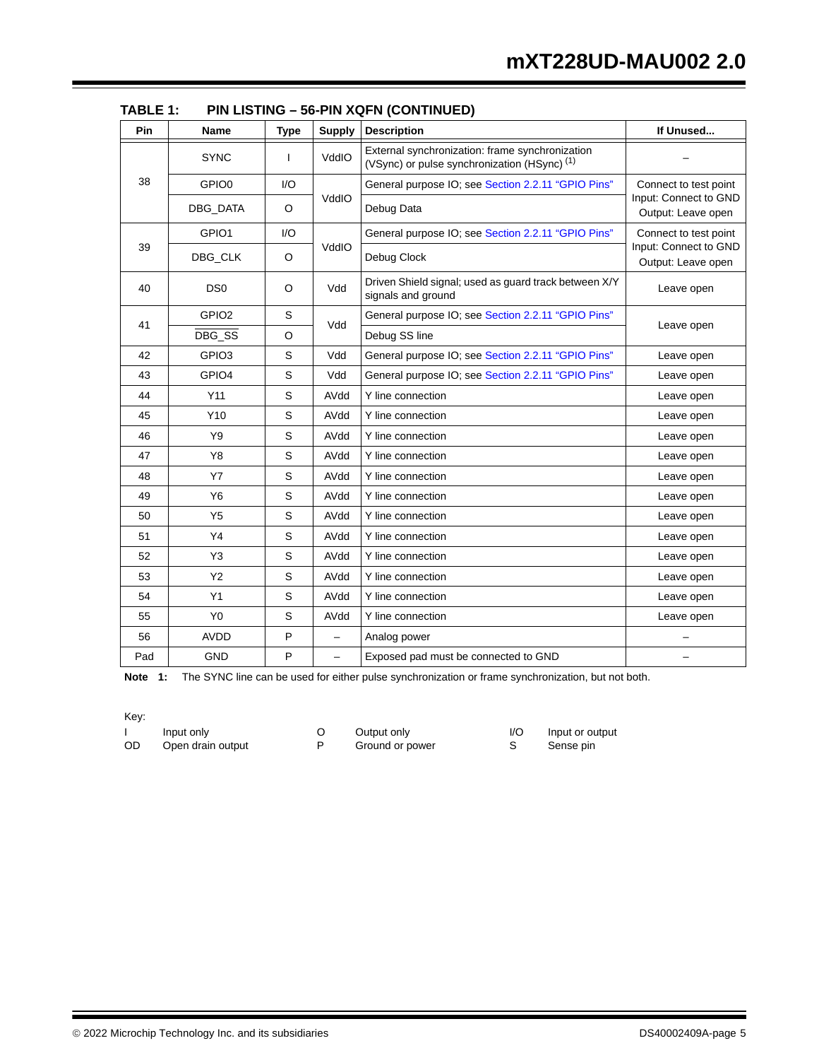**TABLE 1: PIN LISTING – 56-PIN XQFN (CONTINUED)**

| Pin | Name | Type | Supply | Description | If Unused... |
|---|---|---|---|---|---|
| 38 | SYNC | I | VddIO | External synchronization: frame synchronization (VSync) or pulse synchronization (HSync) (1) | – |
| | GPIO0 | I/O | VddIO | General purpose IO; see Section 2.2.11 “GPIO Pins” | Connect to test point Input: Connect to GND Output: Leave open |
| | DBG_DATA | O | | Debug Data | |
| 39 | GPIO1 | I/O | VddIO | General purpose IO; see Section 2.2.11 “GPIO Pins” | Connect to test point Input: Connect to GND Output: Leave open |
| | DBG_CLK | O | | Debug Clock | |
| 40 | DS0 | O | Vdd | Driven Shield signal; used as guard track between X/Y signals and ground | Leave open |
| 41 | GPIO2 | S | Vdd | General purpose IO; see Section 2.2.11 “GPIO Pins” | Leave open |
| | $\overline{\text{DBG\_SS}}$ | O | | Debug SS line | |
| 42 | GPIO3 | S | Vdd | General purpose IO; see Section 2.2.11 “GPIO Pins” | Leave open |
| 43 | GPIO4 | S | Vdd | General purpose IO; see Section 2.2.11 “GPIO Pins” | Leave open |
| 44 | Y11 | S | AVdd | Y line connection | Leave open |
| 45 | Y10 | S | AVdd | Y line connection | Leave open |
| 46 | Y9 | S | AVdd | Y line connection | Leave open |
| 47 | Y8 | S | AVdd | Y line connection | Leave open |
| 48 | Y7 | S | AVdd | Y line connection | Leave open |
| 49 | Y6 | S | AVdd | Y line connection | Leave open |
| 50 | Y5 | S | AVdd | Y line connection | Leave open |
| 51 | Y4 | S | AVdd | Y line connection | Leave open |
| 52 | Y3 | S | AVdd | Y line connection | Leave open |
| 53 | Y2 | S | AVdd | Y line connection | Leave open |
| 54 | Y1 | S | AVdd | Y line connection | Leave open |
| 55 | Y0 | S | AVdd | Y line connection | Leave open |
| 56 | AVDD | P | – | Analog power | – |
| Pad | GND | P | – | Exposed pad must be connected to GND | – |

**Note 1:** The SYNC line can be used for either pulse synchronization or frame synchronization, but not both.

Key:

| | | | | | |
|---|---|---|---|---|---|
| I | Input only | O | Output only | I/O | Input or output |
| OD | Open drain output | P | Ground or power | S | Sense pin |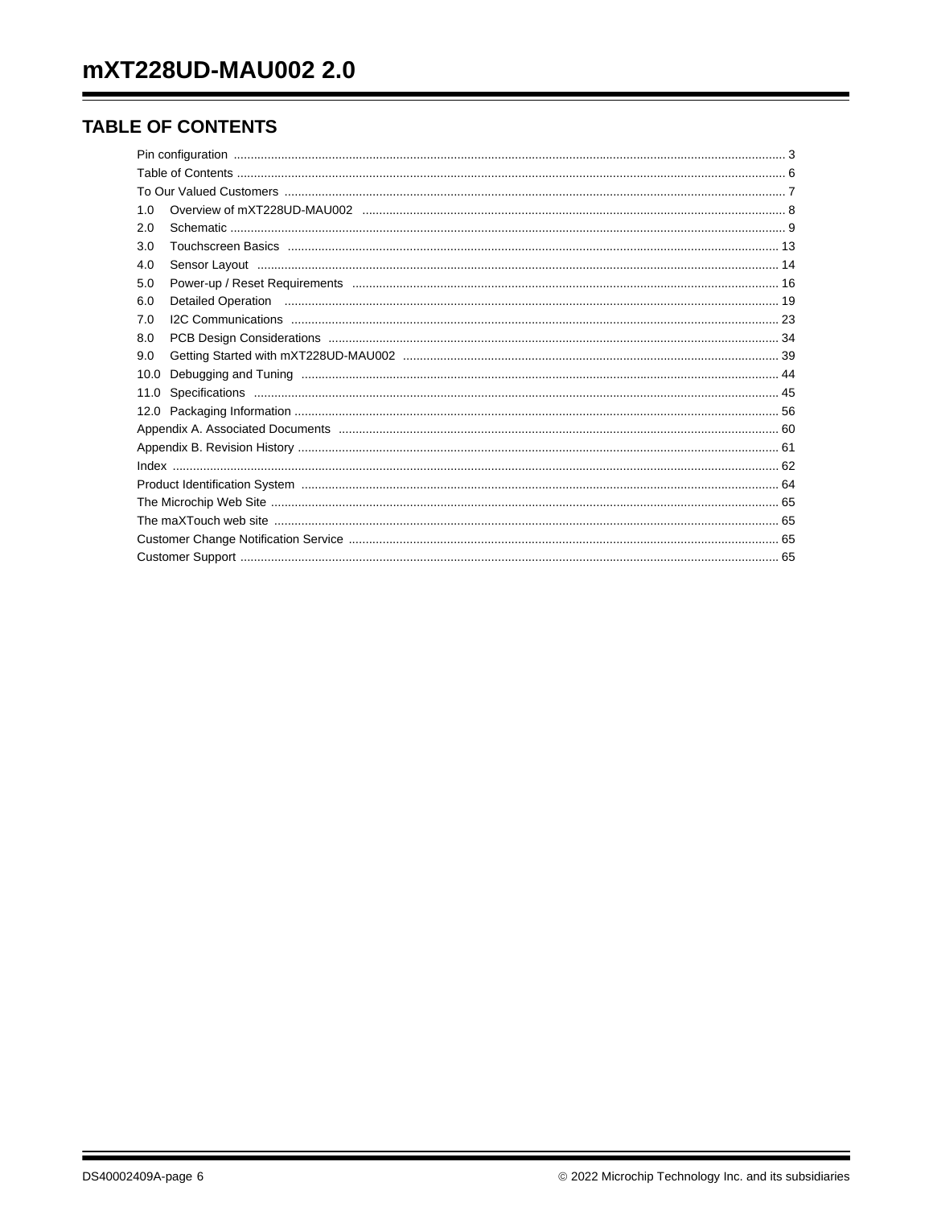## TABLE OF CONTENTS

Pin configuration ..... 3
Table of Contents ..... 6
To Our Valued Customers ..... 7
1.0 Overview of mXT228UD-MAU002 ..... 8
2.0 Schematic ..... 9
3.0 Touchscreen Basics ..... 13
4.0 Sensor Layout ..... 14
5.0 Power-up / Reset Requirements ..... 16
6.0 Detailed Operation ..... 19
7.0 I2C Communications ..... 23
8.0 PCB Design Considerations ..... 34
9.0 Getting Started with mXT228UD-MAU002 ..... 39
10.0 Debugging and Tuning ..... 44
11.0 Specifications ..... 45
12.0 Packaging Information ..... 56
Appendix A. Associated Documents ..... 60
Appendix B. Revision History ..... 61
Index ..... 62
Product Identification System ..... 64
The Microchip Web Site ..... 65
The maXTouch web site ..... 65
Customer Change Notification Service ..... 65
Customer Support ..... 65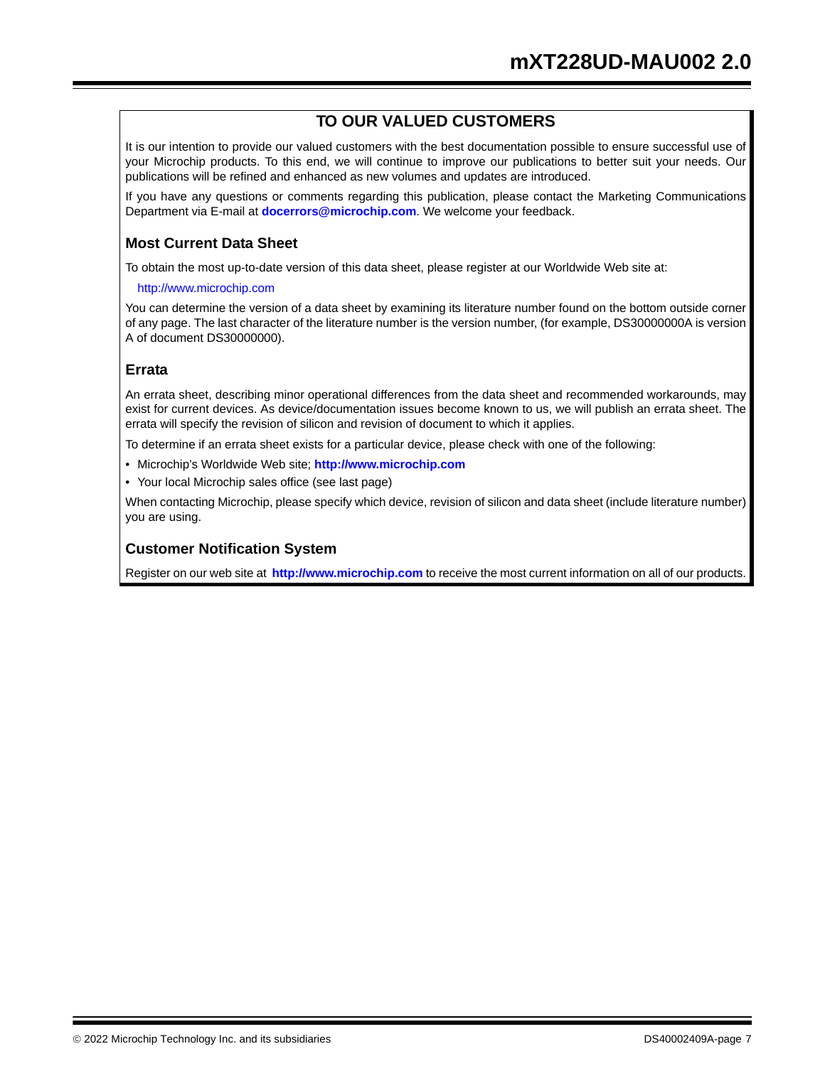## TO OUR VALUED CUSTOMERS

It is our intention to provide our valued customers with the best documentation possible to ensure successful use of your Microchip products. To this end, we will continue to improve our publications to better suit your needs. Our publications will be refined and enhanced as new volumes and updates are introduced.

If you have any questions or comments regarding this publication, please contact the Marketing Communications Department via E-mail at **docerrors@microchip.com**. We welcome your feedback.

### Most Current Data Sheet

To obtain the most up-to-date version of this data sheet, please register at our Worldwide Web site at:

http://www.microchip.com

You can determine the version of a data sheet by examining its literature number found on the bottom outside corner of any page. The last character of the literature number is the version number, (for example, DS30000000A is version A of document DS30000000).

### Errata

An errata sheet, describing minor operational differences from the data sheet and recommended workarounds, may exist for current devices. As device/documentation issues become known to us, we will publish an errata sheet. The errata will specify the revision of silicon and revision of document to which it applies.

To determine if an errata sheet exists for a particular device, please check with one of the following:

- Microchip's Worldwide Web site; **http://www.microchip.com**
- Your local Microchip sales office (see last page)

When contacting Microchip, please specify which device, revision of silicon and data sheet (include literature number) you are using.

### Customer Notification System

Register on our web site at **http://www.microchip.com** to receive the most current information on all of our products.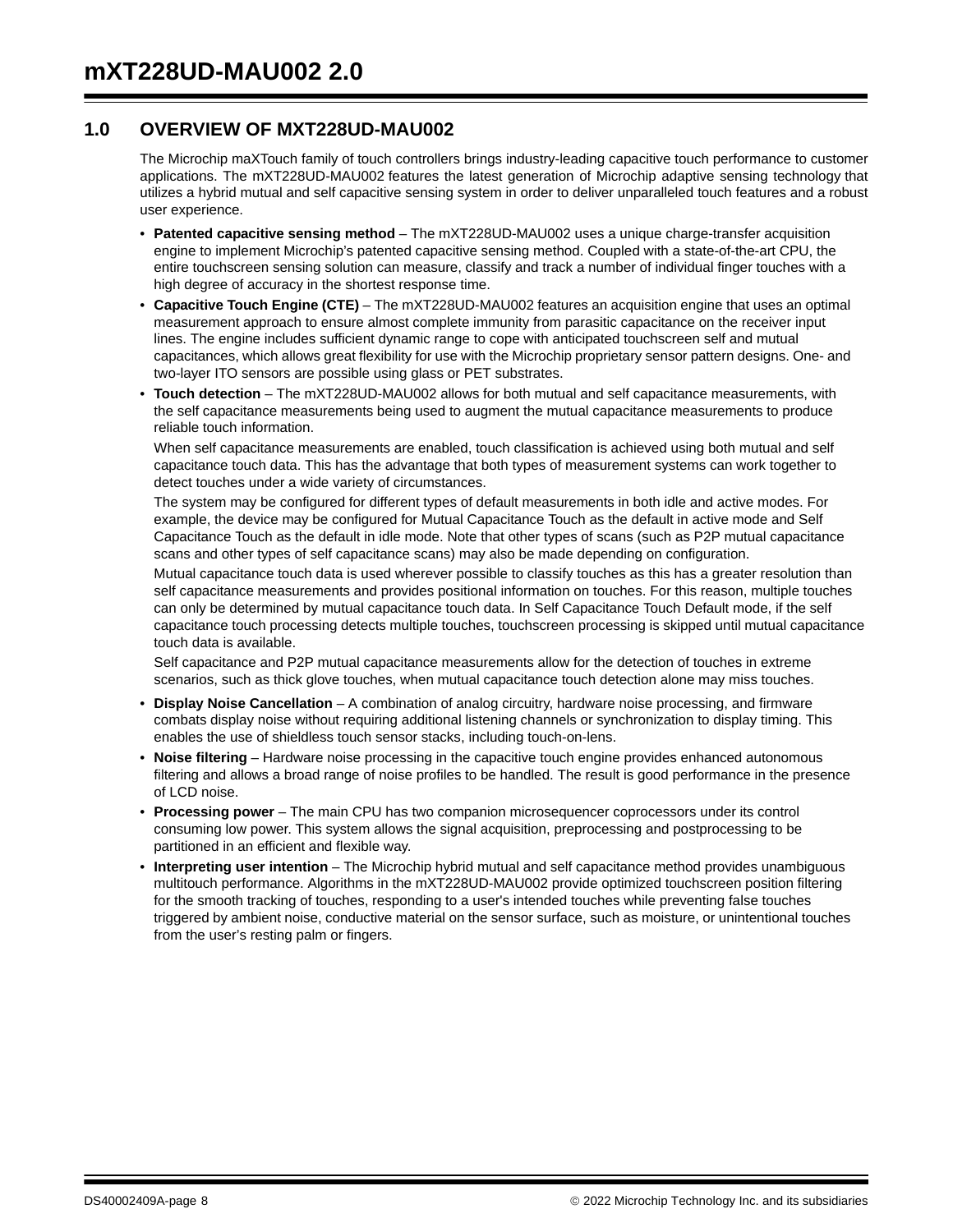## 1.0 OVERVIEW OF MXT228UD-MAU002

The Microchip maXTouch family of touch controllers brings industry-leading capacitive touch performance to customer applications. The mXT228UD-MAU002 features the latest generation of Microchip adaptive sensing technology that utilizes a hybrid mutual and self capacitive sensing system in order to deliver unparalleled touch features and a robust user experience.

- **Patented capacitive sensing method** – The mXT228UD-MAU002 uses a unique charge-transfer acquisition engine to implement Microchip's patented capacitive sensing method. Coupled with a state-of-the-art CPU, the entire touchscreen sensing solution can measure, classify and track a number of individual finger touches with a high degree of accuracy in the shortest response time.
- **Capacitive Touch Engine (CTE)** – The mXT228UD-MAU002 features an acquisition engine that uses an optimal measurement approach to ensure almost complete immunity from parasitic capacitance on the receiver input lines. The engine includes sufficient dynamic range to cope with anticipated touchscreen self and mutual capacitances, which allows great flexibility for use with the Microchip proprietary sensor pattern designs. One- and two-layer ITO sensors are possible using glass or PET substrates.
- **Touch detection** – The mXT228UD-MAU002 allows for both mutual and self capacitance measurements, with the self capacitance measurements being used to augment the mutual capacitance measurements to produce reliable touch information.

  When self capacitance measurements are enabled, touch classification is achieved using both mutual and self capacitance touch data. This has the advantage that both types of measurement systems can work together to detect touches under a wide variety of circumstances.

  The system may be configured for different types of default measurements in both idle and active modes. For example, the device may be configured for Mutual Capacitance Touch as the default in active mode and Self Capacitance Touch as the default in idle mode. Note that other types of scans (such as P2P mutual capacitance scans and other types of self capacitance scans) may also be made depending on configuration.

  Mutual capacitance touch data is used wherever possible to classify touches as this has a greater resolution than self capacitance measurements and provides positional information on touches. For this reason, multiple touches can only be determined by mutual capacitance touch data. In Self Capacitance Touch Default mode, if the self capacitance touch processing detects multiple touches, touchscreen processing is skipped until mutual capacitance touch data is available.

  Self capacitance and P2P mutual capacitance measurements allow for the detection of touches in extreme scenarios, such as thick glove touches, when mutual capacitance touch detection alone may miss touches.
- **Display Noise Cancellation** – A combination of analog circuitry, hardware noise processing, and firmware combats display noise without requiring additional listening channels or synchronization to display timing. This enables the use of shieldless touch sensor stacks, including touch-on-lens.
- **Noise filtering** – Hardware noise processing in the capacitive touch engine provides enhanced autonomous filtering and allows a broad range of noise profiles to be handled. The result is good performance in the presence of LCD noise.
- **Processing power** – The main CPU has two companion microsequencer coprocessors under its control consuming low power. This system allows the signal acquisition, preprocessing and postprocessing to be partitioned in an efficient and flexible way.
- **Interpreting user intention** – The Microchip hybrid mutual and self capacitance method provides unambiguous multitouch performance. Algorithms in the mXT228UD-MAU002 provide optimized touchscreen position filtering for the smooth tracking of touches, responding to a user's intended touches while preventing false touches triggered by ambient noise, conductive material on the sensor surface, such as moisture, or unintentional touches from the user's resting palm or fingers.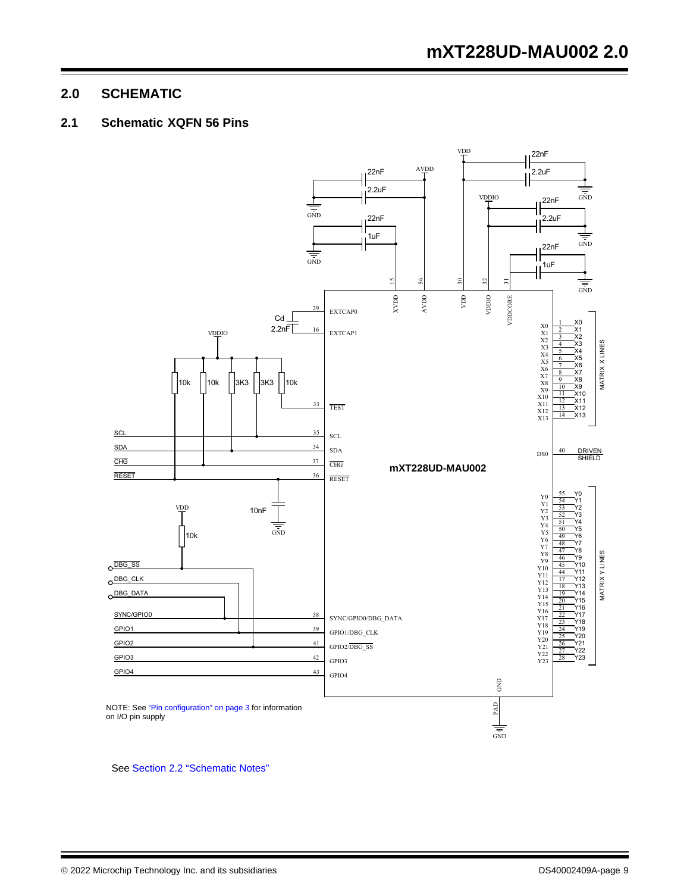# 2.0 SCHEMATIC

## 2.1 Schematic XQFN 56 Pins

NOTE: See "Pin configuration" on page 3 for information on I/O pin supply

See Section 2.2 "Schematic Notes"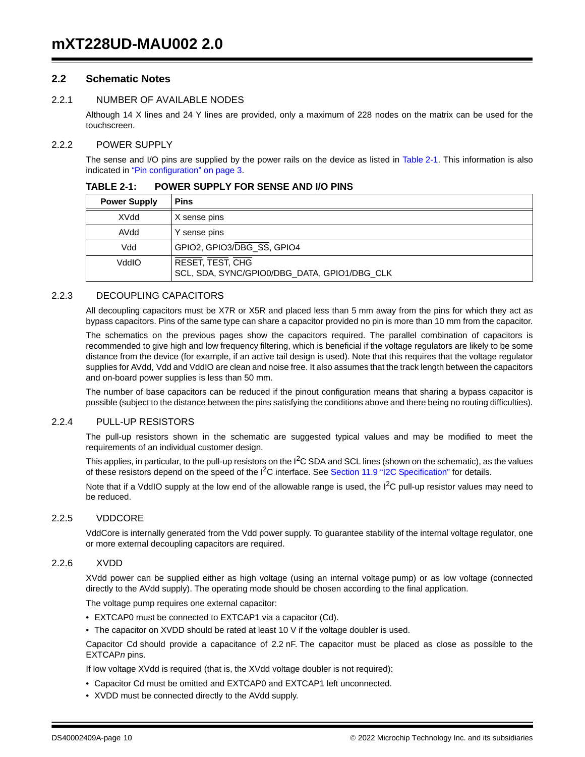## 2.2 Schematic Notes

### 2.2.1 NUMBER OF AVAILABLE NODES

Although 14 X lines and 24 Y lines are provided, only a maximum of 228 nodes on the matrix can be used for the touchscreen.

### 2.2.2 POWER SUPPLY

The sense and I/O pins are supplied by the power rails on the device as listed in Table 2-1. This information is also indicated in "Pin configuration" on page 3.

**TABLE 2-1: POWER SUPPLY FOR SENSE AND I/O PINS**

| Power Supply | Pins |
|---|---|
| XVdd | X sense pins |
| AVdd | Y sense pins |
| Vdd | GPIO2, GPIO3/$\overline{\text{DBG\_SS}}$, GPIO4 |
| VddIO | $\overline{\text{RESET}}$, $\overline{\text{TEST}}$, $\overline{\text{CHG}}$<br>SCL, SDA, SYNC/GPIO0/DBG_DATA, GPIO1/DBG_CLK |

### 2.2.3 DECOUPLING CAPACITORS

All decoupling capacitors must be X7R or X5R and placed less than 5 mm away from the pins for which they act as bypass capacitors. Pins of the same type can share a capacitor provided no pin is more than 10 mm from the capacitor.

The schematics on the previous pages show the capacitors required. The parallel combination of capacitors is recommended to give high and low frequency filtering, which is beneficial if the voltage regulators are likely to be some distance from the device (for example, if an active tail design is used). Note that this requires that the voltage regulator supplies for AVdd, Vdd and VddIO are clean and noise free. It also assumes that the track length between the capacitors and on-board power supplies is less than 50 mm.

The number of base capacitors can be reduced if the pinout configuration means that sharing a bypass capacitor is possible (subject to the distance between the pins satisfying the conditions above and there being no routing difficulties).

### 2.2.4 PULL-UP RESISTORS

The pull-up resistors shown in the schematic are suggested typical values and may be modified to meet the requirements of an individual customer design.

This applies, in particular, to the pull-up resistors on the $I^2C$ SDA and SCL lines (shown on the schematic), as the values of these resistors depend on the speed of the $I^2C$ interface. See Section 11.9 "I2C Specification" for details.

Note that if a VddIO supply at the low end of the allowable range is used, the $I^2C$ pull-up resistor values may need to be reduced.

### 2.2.5 VDDCORE

VddCore is internally generated from the Vdd power supply. To guarantee stability of the internal voltage regulator, one or more external decoupling capacitors are required.

### 2.2.6 XVDD

XVdd power can be supplied either as high voltage (using an internal voltage pump) or as low voltage (connected directly to the AVdd supply). The operating mode should be chosen according to the final application.

The voltage pump requires one external capacitor:

- EXTCAP0 must be connected to EXTCAP1 via a capacitor (Cd).
- The capacitor on XVDD should be rated at least 10 V if the voltage doubler is used.

Capacitor Cd should provide a capacitance of 2.2 nF. The capacitor must be placed as close as possible to the EXTCAP*n* pins.

If low voltage XVdd is required (that is, the XVdd voltage doubler is not required):

- Capacitor Cd must be omitted and EXTCAP0 and EXTCAP1 left unconnected.
- XVDD must be connected directly to the AVdd supply.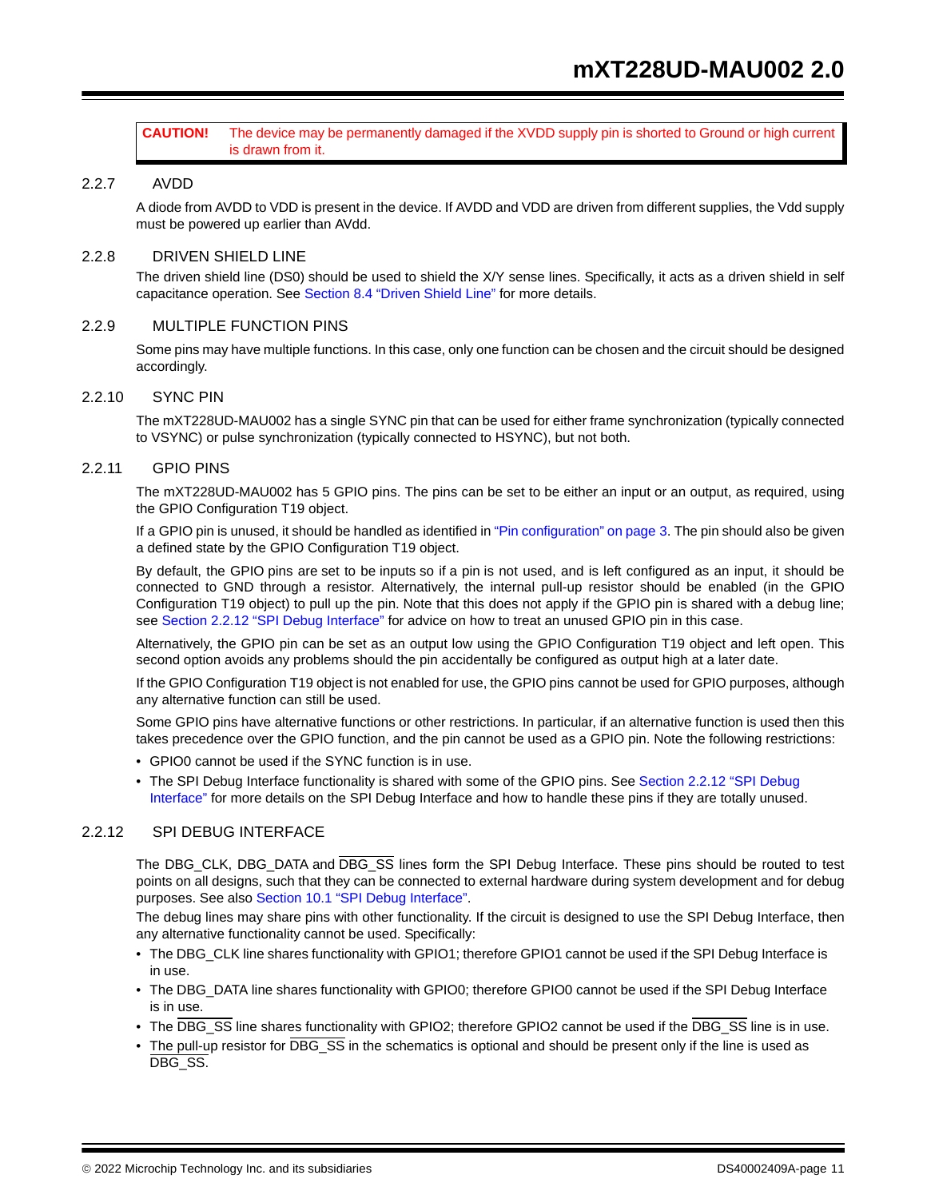**CAUTION!** The device may be permanently damaged if the XVDD supply pin is shorted to Ground or high current is drawn from it.

### 2.2.7 AVDD

A diode from AVDD to VDD is present in the device. If AVDD and VDD are driven from different supplies, the Vdd supply must be powered up earlier than AVdd.

### 2.2.8 DRIVEN SHIELD LINE

The driven shield line (DS0) should be used to shield the X/Y sense lines. Specifically, it acts as a driven shield in self capacitance operation. See Section 8.4 "Driven Shield Line" for more details.

### 2.2.9 MULTIPLE FUNCTION PINS

Some pins may have multiple functions. In this case, only one function can be chosen and the circuit should be designed accordingly.

### 2.2.10 SYNC PIN

The mXT228UD-MAU002 has a single SYNC pin that can be used for either frame synchronization (typically connected to VSYNC) or pulse synchronization (typically connected to HSYNC), but not both.

### 2.2.11 GPIO PINS

The mXT228UD-MAU002 has 5 GPIO pins. The pins can be set to be either an input or an output, as required, using the GPIO Configuration T19 object.

If a GPIO pin is unused, it should be handled as identified in "Pin configuration" on page 3. The pin should also be given a defined state by the GPIO Configuration T19 object.

By default, the GPIO pins are set to be inputs so if a pin is not used, and is left configured as an input, it should be connected to GND through a resistor. Alternatively, the internal pull-up resistor should be enabled (in the GPIO Configuration T19 object) to pull up the pin. Note that this does not apply if the GPIO pin is shared with a debug line; see Section 2.2.12 "SPI Debug Interface" for advice on how to treat an unused GPIO pin in this case.

Alternatively, the GPIO pin can be set as an output low using the GPIO Configuration T19 object and left open. This second option avoids any problems should the pin accidentally be configured as output high at a later date.

If the GPIO Configuration T19 object is not enabled for use, the GPIO pins cannot be used for GPIO purposes, although any alternative function can still be used.

Some GPIO pins have alternative functions or other restrictions. In particular, if an alternative function is used then this takes precedence over the GPIO function, and the pin cannot be used as a GPIO pin. Note the following restrictions:

- GPIO0 cannot be used if the SYNC function is in use.
- The SPI Debug Interface functionality is shared with some of the GPIO pins. See Section 2.2.12 "SPI Debug Interface" for more details on the SPI Debug Interface and how to handle these pins if they are totally unused.

### 2.2.12 SPI DEBUG INTERFACE

The DBG_CLK, DBG_DATA and $\overline{\text{DBG\_SS}}$ lines form the SPI Debug Interface. These pins should be routed to test points on all designs, such that they can be connected to external hardware during system development and for debug purposes. See also Section 10.1 "SPI Debug Interface".

The debug lines may share pins with other functionality. If the circuit is designed to use the SPI Debug Interface, then any alternative functionality cannot be used. Specifically:

- The DBG_CLK line shares functionality with GPIO1; therefore GPIO1 cannot be used if the SPI Debug Interface is in use.
- The DBG_DATA line shares functionality with GPIO0; therefore GPIO0 cannot be used if the SPI Debug Interface is in use.
- The $\overline{\text{DBG\_SS}}$ line shares functionality with GPIO2; therefore GPIO2 cannot be used if the $\overline{\text{DBG\_SS}}$ line is in use.
- The pull-up resistor for $\overline{\text{DBG\_SS}}$ in the schematics is optional and should be present only if the line is used as $\overline{\text{DBG\_SS}}$.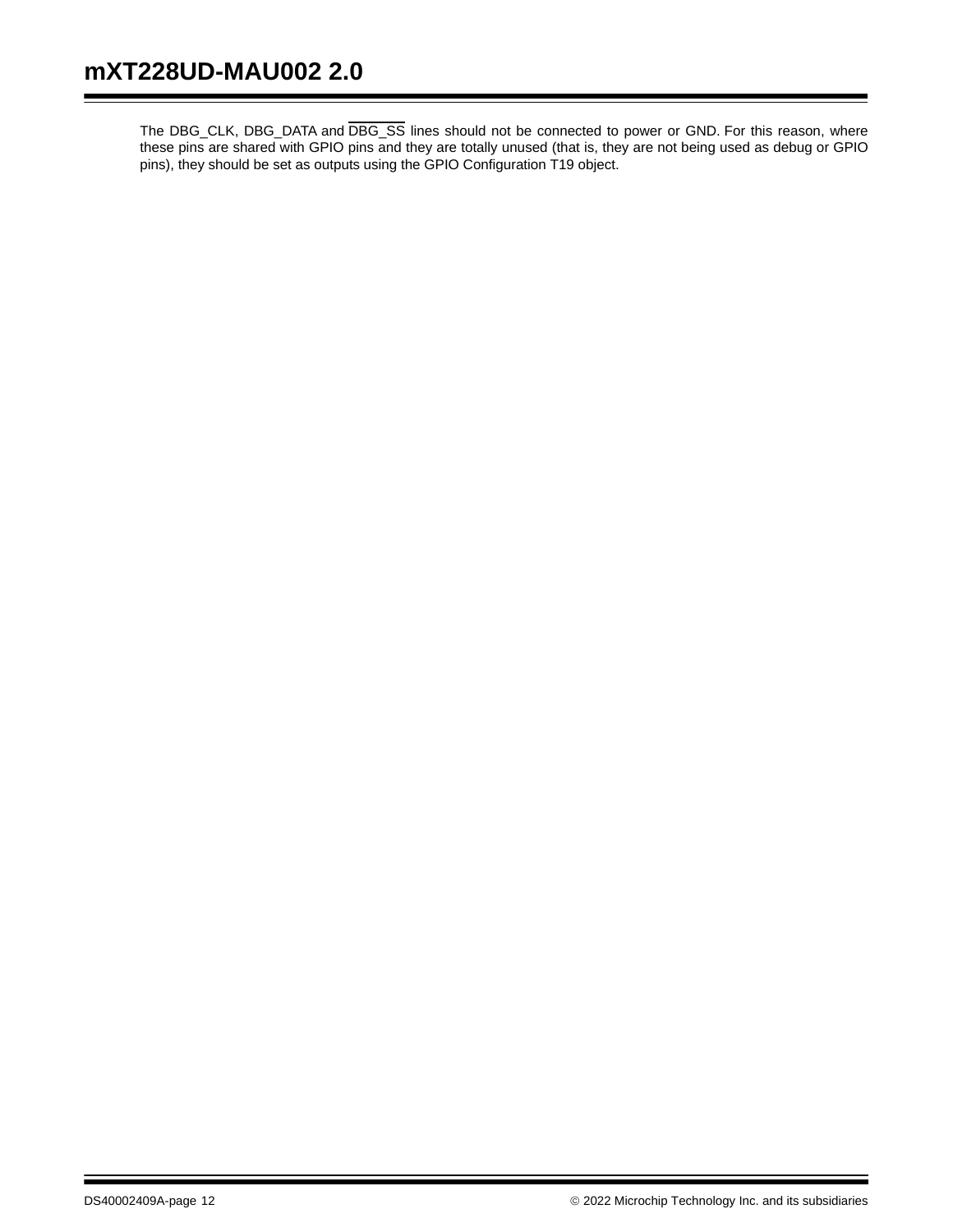The DBG_CLK, DBG_DATA and $\overline{\text{DBG\_SS}}$ lines should not be connected to power or GND. For this reason, where these pins are shared with GPIO pins and they are totally unused (that is, they are not being used as debug or GPIO pins), they should be set as outputs using the GPIO Configuration T19 object.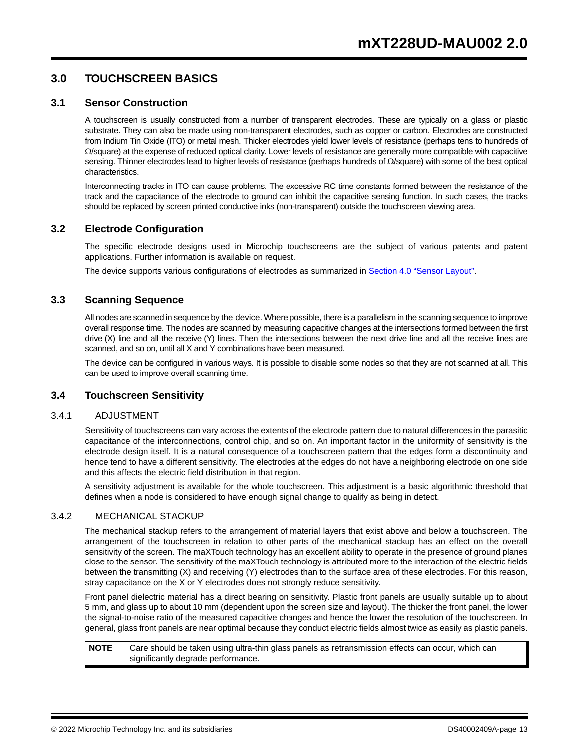# 3.0 TOUCHSCREEN BASICS

## 3.1 Sensor Construction

A touchscreen is usually constructed from a number of transparent electrodes. These are typically on a glass or plastic substrate. They can also be made using non-transparent electrodes, such as copper or carbon. Electrodes are constructed from Indium Tin Oxide (ITO) or metal mesh. Thicker electrodes yield lower levels of resistance (perhaps tens to hundreds of Ω/square) at the expense of reduced optical clarity. Lower levels of resistance are generally more compatible with capacitive sensing. Thinner electrodes lead to higher levels of resistance (perhaps hundreds of Ω/square) with some of the best optical characteristics.

Interconnecting tracks in ITO can cause problems. The excessive RC time constants formed between the resistance of the track and the capacitance of the electrode to ground can inhibit the capacitive sensing function. In such cases, the tracks should be replaced by screen printed conductive inks (non-transparent) outside the touchscreen viewing area.

## 3.2 Electrode Configuration

The specific electrode designs used in Microchip touchscreens are the subject of various patents and patent applications. Further information is available on request.

The device supports various configurations of electrodes as summarized in Section 4.0 “Sensor Layout”.

## 3.3 Scanning Sequence

All nodes are scanned in sequence by the device. Where possible, there is a parallelism in the scanning sequence to improve overall response time. The nodes are scanned by measuring capacitive changes at the intersections formed between the first drive (X) line and all the receive (Y) lines. Then the intersections between the next drive line and all the receive lines are scanned, and so on, until all X and Y combinations have been measured.

The device can be configured in various ways. It is possible to disable some nodes so that they are not scanned at all. This can be used to improve overall scanning time.

## 3.4 Touchscreen Sensitivity

### 3.4.1 ADJUSTMENT

Sensitivity of touchscreens can vary across the extents of the electrode pattern due to natural differences in the parasitic capacitance of the interconnections, control chip, and so on. An important factor in the uniformity of sensitivity is the electrode design itself. It is a natural consequence of a touchscreen pattern that the edges form a discontinuity and hence tend to have a different sensitivity. The electrodes at the edges do not have a neighboring electrode on one side and this affects the electric field distribution in that region.

A sensitivity adjustment is available for the whole touchscreen. This adjustment is a basic algorithmic threshold that defines when a node is considered to have enough signal change to qualify as being in detect.

### 3.4.2 MECHANICAL STACKUP

The mechanical stackup refers to the arrangement of material layers that exist above and below a touchscreen. The arrangement of the touchscreen in relation to other parts of the mechanical stackup has an effect on the overall sensitivity of the screen. The maXTouch technology has an excellent ability to operate in the presence of ground planes close to the sensor. The sensitivity of the maXTouch technology is attributed more to the interaction of the electric fields between the transmitting (X) and receiving (Y) electrodes than to the surface area of these electrodes. For this reason, stray capacitance on the X or Y electrodes does not strongly reduce sensitivity.

Front panel dielectric material has a direct bearing on sensitivity. Plastic front panels are usually suitable up to about 5 mm, and glass up to about 10 mm (dependent upon the screen size and layout). The thicker the front panel, the lower the signal-to-noise ratio of the measured capacitive changes and hence the lower the resolution of the touchscreen. In general, glass front panels are near optimal because they conduct electric fields almost twice as easily as plastic panels.

| NOTE | Care should be taken using ultra-thin glass panels as retransmission effects can occur, which can significantly degrade performance. |
|---|---|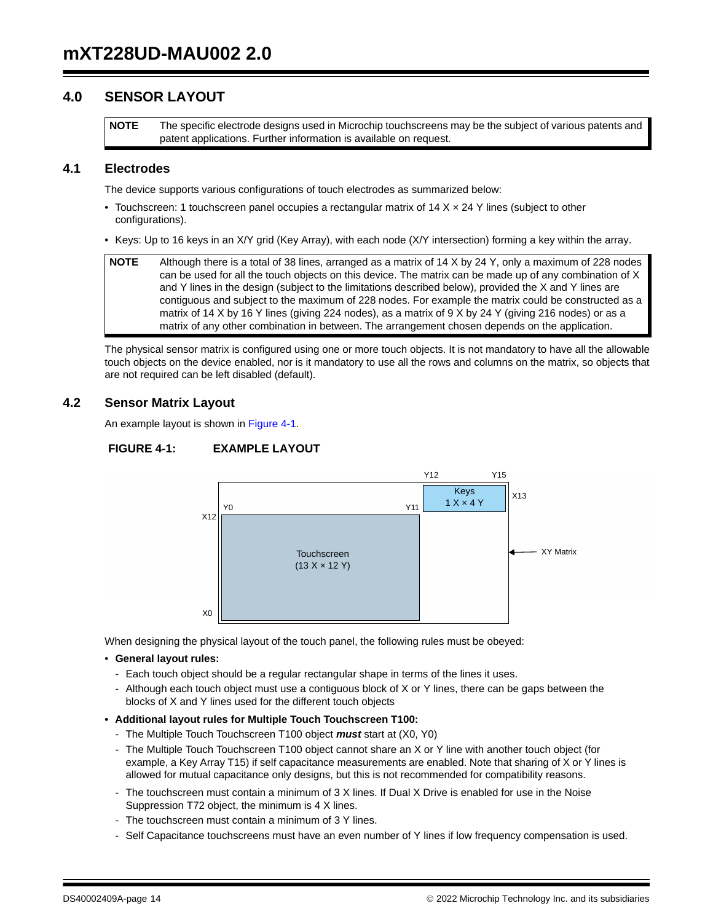## 4.0 SENSOR LAYOUT

> **NOTE** The specific electrode designs used in Microchip touchscreens may be the subject of various patents and patent applications. Further information is available on request.

### 4.1 Electrodes

The device supports various configurations of touch electrodes as summarized below:

- Touchscreen: 1 touchscreen panel occupies a rectangular matrix of 14 X × 24 Y lines (subject to other configurations).
- Keys: Up to 16 keys in an X/Y grid (Key Array), with each node (X/Y intersection) forming a key within the array.

> **NOTE** Although there is a total of 38 lines, arranged as a matrix of 14 X by 24 Y, only a maximum of 228 nodes can be used for all the touch objects on this device. The matrix can be made up of any combination of X and Y lines in the design (subject to the limitations described below), provided the X and Y lines are contiguous and subject to the maximum of 228 nodes. For example the matrix could be constructed as a matrix of 14 X by 16 Y lines (giving 224 nodes), as a matrix of 9 X by 24 Y (giving 216 nodes) or as a matrix of any other combination in between. The arrangement chosen depends on the application.

The physical sensor matrix is configured using one or more touch objects. It is not mandatory to have all the allowable touch objects on the device enabled, nor is it mandatory to use all the rows and columns on the matrix, so objects that are not required can be left disabled (default).

### 4.2 Sensor Matrix Layout

An example layout is shown in Figure 4-1.

**FIGURE 4-1: EXAMPLE LAYOUT**

When designing the physical layout of the touch panel, the following rules must be obeyed:

- **General layout rules:**
  - Each touch object should be a regular rectangular shape in terms of the lines it uses.
  - Although each touch object must use a contiguous block of X or Y lines, there can be gaps between the blocks of X and Y lines used for the different touch objects
- **Additional layout rules for Multiple Touch Touchscreen T100:**
  - The Multiple Touch Touchscreen T100 object ***must*** start at (X0, Y0)
  - The Multiple Touch Touchscreen T100 object cannot share an X or Y line with another touch object (for example, a Key Array T15) if self capacitance measurements are enabled. Note that sharing of X or Y lines is allowed for mutual capacitance only designs, but this is not recommended for compatibility reasons.
  - The touchscreen must contain a minimum of 3 X lines. If Dual X Drive is enabled for use in the Noise Suppression T72 object, the minimum is 4 X lines.
  - The touchscreen must contain a minimum of 3 Y lines.
  - Self Capacitance touchscreens must have an even number of Y lines if low frequency compensation is used.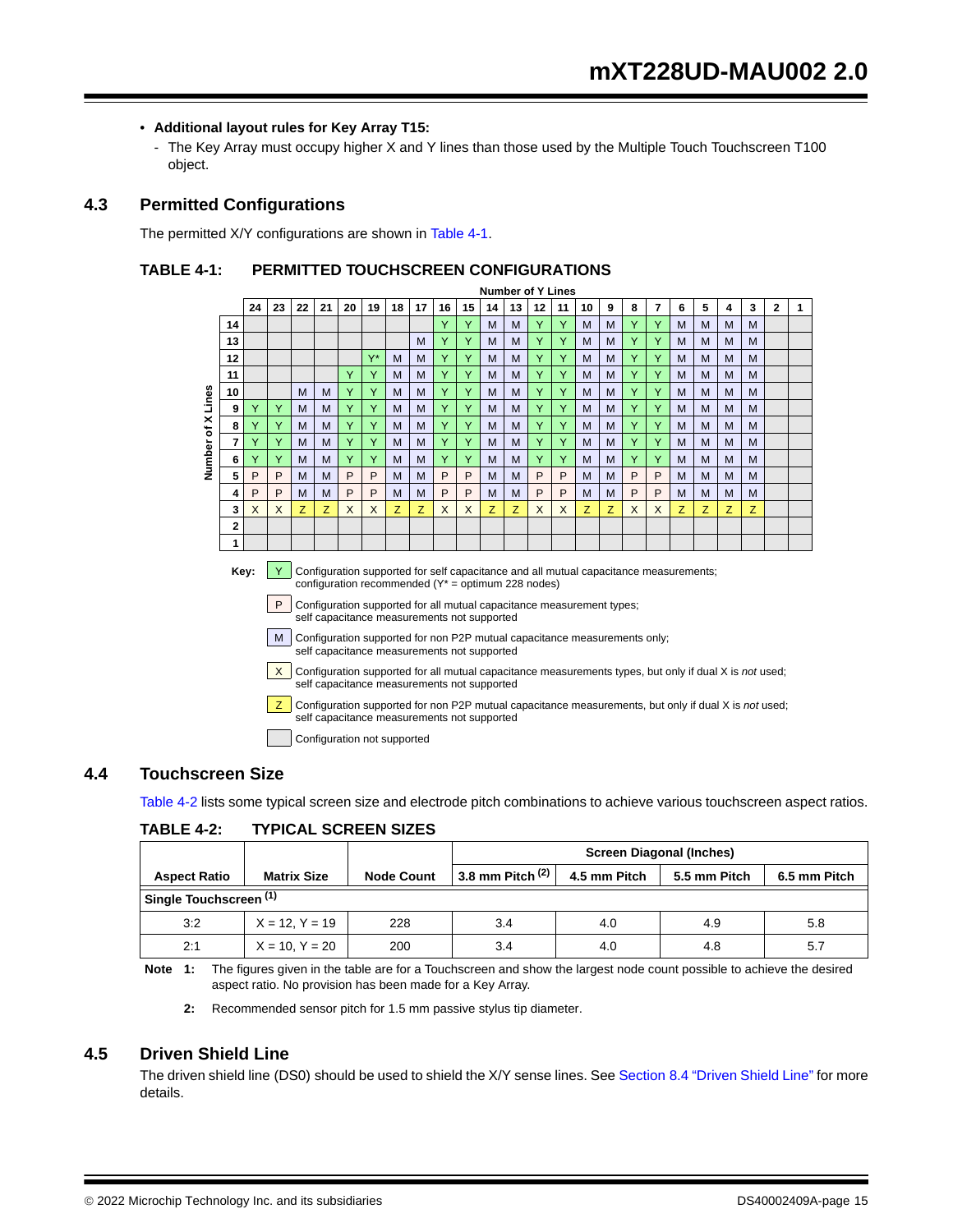- **Additional layout rules for Key Array T15:**
  - The Key Array must occupy higher X and Y lines than those used by the Multiple Touch Touchscreen T100 object.

## 4.3 Permitted Configurations

The permitted X/Y configurations are shown in Table 4-1.

**TABLE 4-1: PERMITTED TOUCHSCREEN CONFIGURATIONS**

| Number of X Lines | Number of Y Lines | | | | | | | | | | | | | | | | | | | | | | | |
|---|---|---|---|---|---|---|---|---|---|---|---|---|---|---|---|---|---|---|---|---|---|---|---|---|
| | 24 | 23 | 22 | 21 | 20 | 19 | 18 | 17 | 16 | 15 | 14 | 13 | 12 | 11 | 10 | 9 | 8 | 7 | 6 | 5 | 4 | 3 | 2 | 1 |
| 14 | | | | | | | | | Y | Y | M | M | Y | Y | M | M | Y | Y | M | M | M | M | | |
| 13 | | | | | | | | M | Y | Y | M | M | Y | Y | M | M | Y | Y | M | M | M | M | | |
| 12 | | | | | | Y* | M | M | Y | Y | M | M | Y | Y | M | M | Y | Y | M | M | M | M | | |
| 11 | | | | | Y | Y | M | M | Y | Y | M | M | Y | Y | M | M | Y | Y | M | M | M | M | | |
| 10 | | | M | M | Y | Y | M | M | Y | Y | M | M | Y | Y | M | M | Y | Y | M | M | M | M | | |
| 9 | Y | Y | M | M | Y | Y | M | M | Y | Y | M | M | Y | Y | M | M | Y | Y | M | M | M | M | | |
| 8 | Y | Y | M | M | Y | Y | M | M | Y | Y | M | M | Y | Y | M | M | Y | Y | M | M | M | M | | |
| 7 | Y | Y | M | M | Y | Y | M | M | Y | Y | M | M | Y | Y | M | M | Y | Y | M | M | M | M | | |
| 6 | Y | Y | M | M | Y | Y | M | M | Y | Y | M | M | Y | Y | M | M | Y | Y | M | M | M | M | | |
| 5 | P | P | M | M | P | P | M | M | P | P | M | M | P | P | M | M | P | P | M | M | M | M | | |
| 4 | P | P | M | M | P | P | M | M | P | P | M | M | P | P | M | M | P | P | M | M | M | M | | |
| 3 | X | X | Z | Z | X | X | Z | Z | X | X | Z | Z | X | X | Z | Z | X | X | Z | Z | Z | Z | | |
| 2 | | | | | | | | | | | | | | | | | | | | | | | | |
| 1 | | | | | | | | | | | | | | | | | | | | | | | | |

**Key:**

- **Y** – Configuration supported for self capacitance and all mutual capacitance measurements; configuration recommended (Y* = optimum 228 nodes)
- **P** – Configuration supported for all mutual capacitance measurement types; self capacitance measurements not supported
- **M** – Configuration supported for non P2P mutual capacitance measurements only; self capacitance measurements not supported
- **X** – Configuration supported for all mutual capacitance measurements types, but only if dual X is *not* used; self capacitance measurements not supported
- **Z** – Configuration supported for non P2P mutual capacitance measurements, but only if dual X is *not* used; self capacitance measurements not supported
- (blank) – Configuration not supported

## 4.4 Touchscreen Size

Table 4-2 lists some typical screen size and electrode pitch combinations to achieve various touchscreen aspect ratios.

**TABLE 4-2: TYPICAL SCREEN SIZES**

| Aspect Ratio | Matrix Size | Node Count | Screen Diagonal (Inches) | | | |
|---|---|---|---|---|---|---|
| | | | 3.8 mm Pitch (2) | 4.5 mm Pitch | 5.5 mm Pitch | 6.5 mm Pitch |
| **Single Touchscreen (1)** | | | | | | |
| 3:2 | X = 12, Y = 19 | 228 | 3.4 | 4.0 | 4.9 | 5.8 |
| 2:1 | X = 10, Y = 20 | 200 | 3.4 | 4.0 | 4.8 | 5.7 |

**Note 1:** The figures given in the table are for a Touchscreen and show the largest node count possible to achieve the desired aspect ratio. No provision has been made for a Key Array.

**2:** Recommended sensor pitch for 1.5 mm passive stylus tip diameter.

## 4.5 Driven Shield Line

The driven shield line (DS0) should be used to shield the X/Y sense lines. See Section 8.4 "Driven Shield Line" for more details.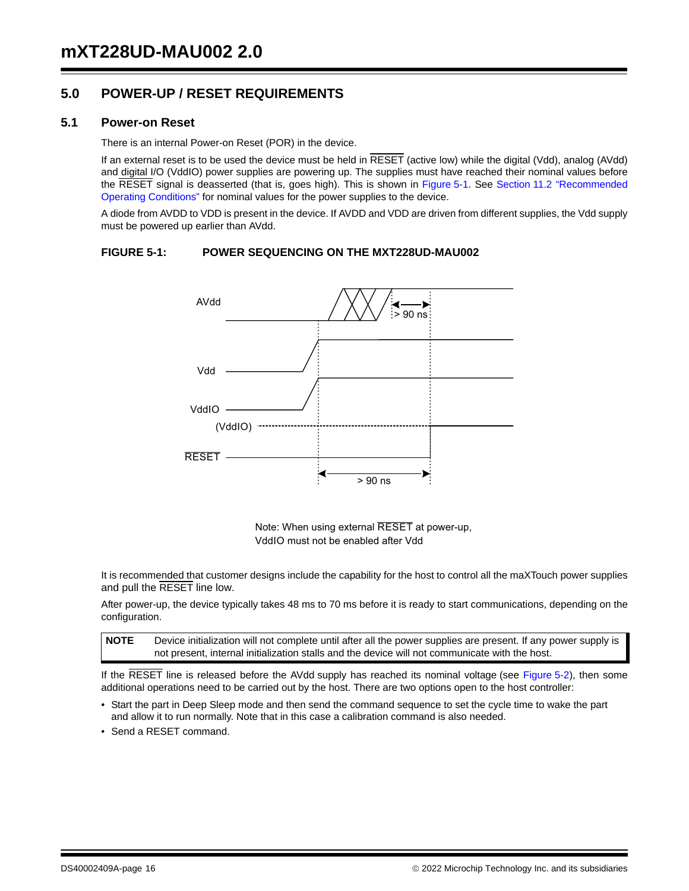## 5.0 POWER-UP / RESET REQUIREMENTS

### 5.1 Power-on Reset

There is an internal Power-on Reset (POR) in the device.

If an external reset is to be used the device must be held in $\overline{\text{RESET}}$ (active low) while the digital (Vdd), analog (AVdd) and digital I/O (VddIO) power supplies are powering up. The supplies must have reached their nominal values before the $\overline{\text{RESET}}$ signal is deasserted (that is, goes high). This is shown in Figure 5-1. See Section 11.2 "Recommended Operating Conditions" for nominal values for the power supplies to the device.

A diode from AVDD to VDD is present in the device. If AVDD and VDD are driven from different supplies, the Vdd supply must be powered up earlier than AVdd.

**FIGURE 5-1: POWER SEQUENCING ON THE MXT228UD-MAU002**

AVdd

> 90 ns

Vdd

VddIO

(VddIO)

$\overline{\text{RESET}}$

> 90 ns

Note: When using external $\overline{\text{RESET}}$ at power-up, VddIO must not be enabled after Vdd

It is recommended that customer designs include the capability for the host to control all the maXTouch power supplies and pull the $\overline{\text{RESET}}$ line low.

After power-up, the device typically takes 48 ms to 70 ms before it is ready to start communications, depending on the configuration.

| NOTE | Device initialization will not complete until after all the power supplies are present. If any power supply is not present, internal initialization stalls and the device will not communicate with the host. |
|---|---|

If the $\overline{\text{RESET}}$ line is released before the AVdd supply has reached its nominal voltage (see Figure 5-2), then some additional operations need to be carried out by the host. There are two options open to the host controller:

- Start the part in Deep Sleep mode and then send the command sequence to set the cycle time to wake the part and allow it to run normally. Note that in this case a calibration command is also needed.
- Send a RESET command.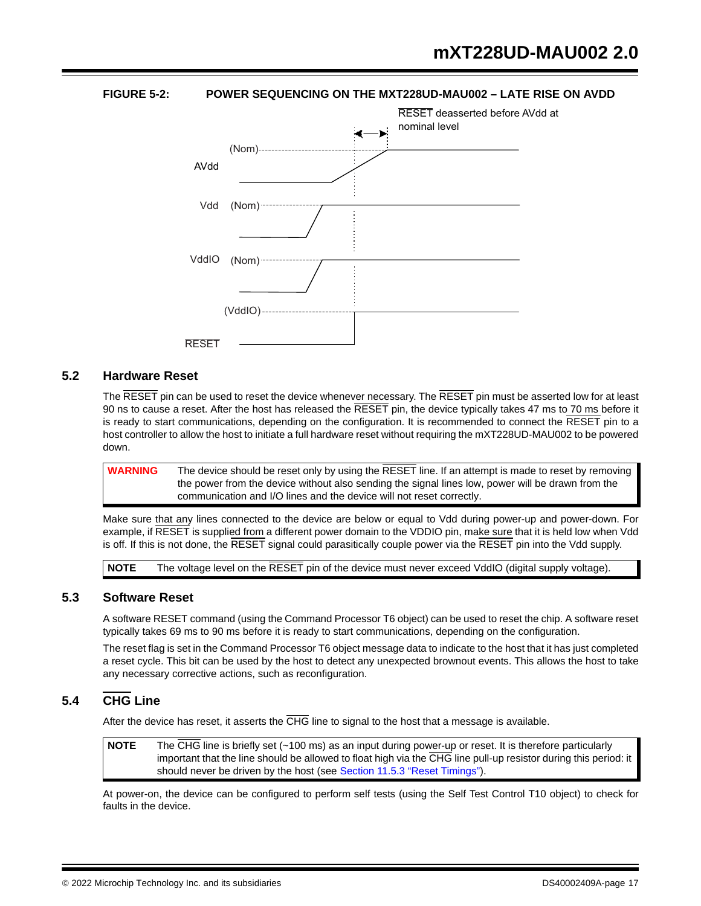**FIGURE 5-2: POWER SEQUENCING ON THE MXT228UD-MAU002 – LATE RISE ON AVDD**

RESET deasserted before AVdd at nominal level

AVdd (Nom)

Vdd (Nom)

VddIO (Nom)

RESET (VddIO)

## 5.2 Hardware Reset

The RESET pin can be used to reset the device whenever necessary. The RESET pin must be asserted low for at least 90 ns to cause a reset. After the host has released the RESET pin, the device typically takes 47 ms to 70 ms before it is ready to start communications, depending on the configuration. It is recommended to connect the RESET pin to a host controller to allow the host to initiate a full hardware reset without requiring the mXT228UD-MAU002 to be powered down.

> **WARNING** The device should be reset only by using the RESET line. If an attempt is made to reset by removing the power from the device without also sending the signal lines low, power will be drawn from the communication and I/O lines and the device will not reset correctly.

Make sure that any lines connected to the device are below or equal to Vdd during power-up and power-down. For example, if RESET is supplied from a different power domain to the VDDIO pin, make sure that it is held low when Vdd is off. If this is not done, the RESET signal could parasitically couple power via the RESET pin into the Vdd supply.

> **NOTE** The voltage level on the RESET pin of the device must never exceed VddIO (digital supply voltage).

## 5.3 Software Reset

A software RESET command (using the Command Processor T6 object) can be used to reset the chip. A software reset typically takes 69 ms to 90 ms before it is ready to start communications, depending on the configuration.

The reset flag is set in the Command Processor T6 object message data to indicate to the host that it has just completed a reset cycle. This bit can be used by the host to detect any unexpected brownout events. This allows the host to take any necessary corrective actions, such as reconfiguration.

## 5.4 CHG Line

After the device has reset, it asserts the CHG line to signal to the host that a message is available.

> **NOTE** The CHG line is briefly set (~100 ms) as an input during power-up or reset. It is therefore particularly important that the line should be allowed to float high via the CHG line pull-up resistor during this period: it should never be driven by the host (see Section 11.5.3 "Reset Timings").

At power-on, the device can be configured to perform self tests (using the Self Test Control T10 object) to check for faults in the device.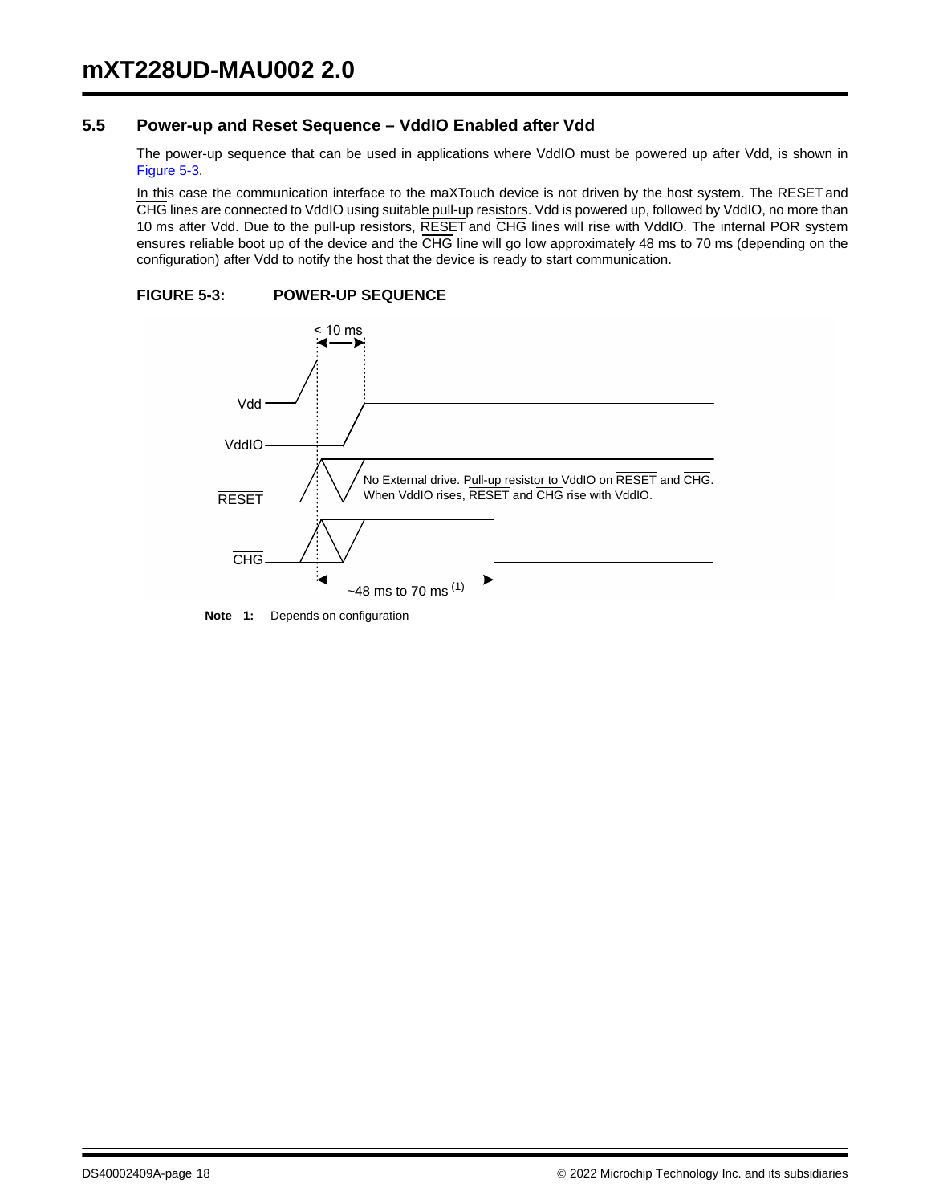## 5.5 Power-up and Reset Sequence – VddIO Enabled after Vdd

The power-up sequence that can be used in applications where VddIO must be powered up after Vdd, is shown in Figure 5-3.

In this case the communication interface to the maXTouch device is not driven by the host system. The $\overline{\text{RESET}}$ and $\overline{\text{CHG}}$ lines are connected to VddIO using suitable pull-up resistors. Vdd is powered up, followed by VddIO, no more than 10 ms after Vdd. Due to the pull-up resistors, $\overline{\text{RESET}}$ and $\overline{\text{CHG}}$ lines will rise with VddIO. The internal POR system ensures reliable boot up of the device and the $\overline{\text{CHG}}$ line will go low approximately 48 ms to 70 ms (depending on the configuration) after Vdd to notify the host that the device is ready to start communication.

**FIGURE 5-3: POWER-UP SEQUENCE**

< 10 ms

Vdd

VddIO

$\overline{\text{RESET}}$

$\overline{\text{CHG}}$

No External drive. Pull-up resistor to VddIO on $\overline{\text{RESET}}$ and $\overline{\text{CHG}}$. When VddIO rises, $\overline{\text{RESET}}$ and $\overline{\text{CHG}}$ rise with VddIO.

~48 ms to 70 ms (1)

**Note 1:** Depends on configuration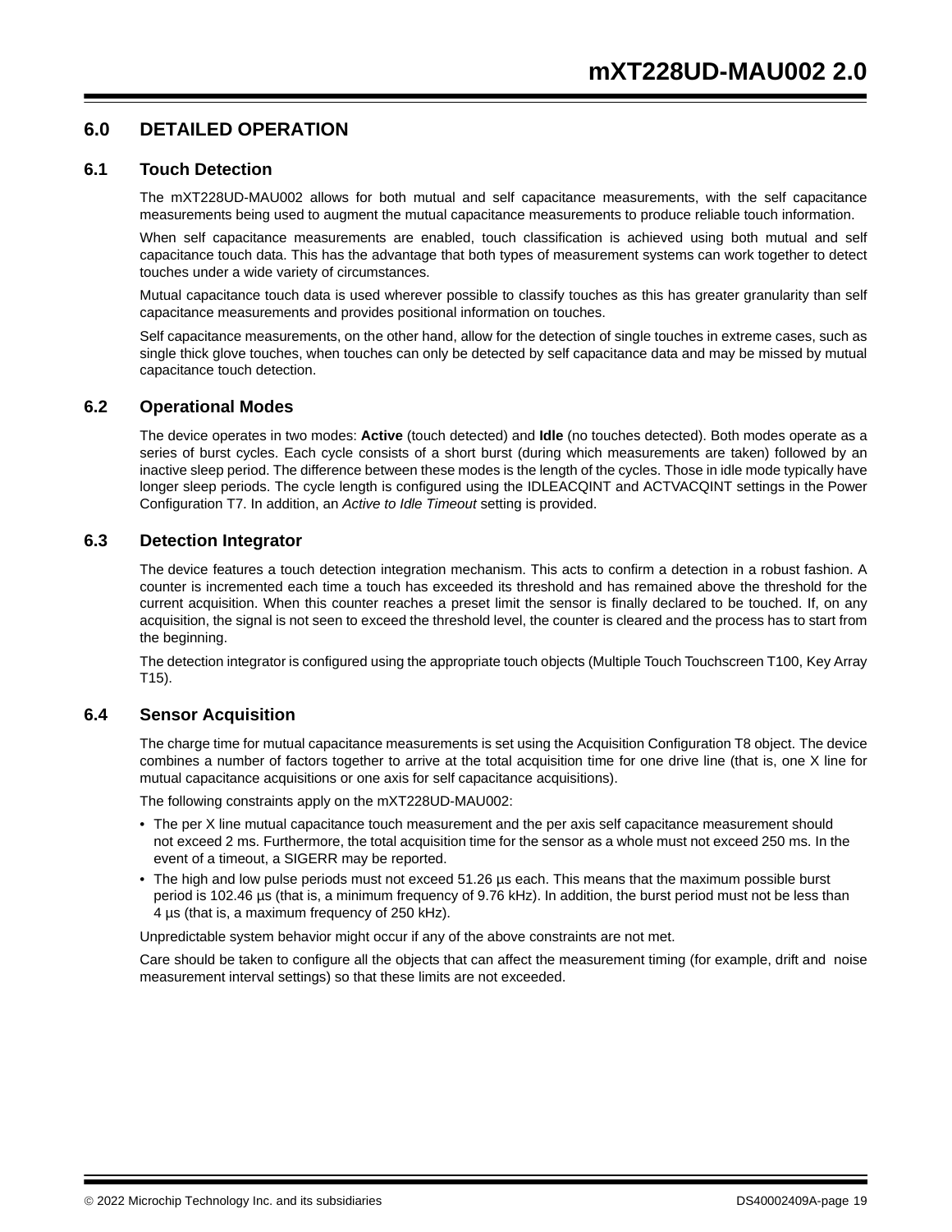# 6.0 DETAILED OPERATION

## 6.1 Touch Detection

The mXT228UD-MAU002 allows for both mutual and self capacitance measurements, with the self capacitance measurements being used to augment the mutual capacitance measurements to produce reliable touch information.

When self capacitance measurements are enabled, touch classification is achieved using both mutual and self capacitance touch data. This has the advantage that both types of measurement systems can work together to detect touches under a wide variety of circumstances.

Mutual capacitance touch data is used wherever possible to classify touches as this has greater granularity than self capacitance measurements and provides positional information on touches.

Self capacitance measurements, on the other hand, allow for the detection of single touches in extreme cases, such as single thick glove touches, when touches can only be detected by self capacitance data and may be missed by mutual capacitance touch detection.

## 6.2 Operational Modes

The device operates in two modes: **Active** (touch detected) and **Idle** (no touches detected). Both modes operate as a series of burst cycles. Each cycle consists of a short burst (during which measurements are taken) followed by an inactive sleep period. The difference between these modes is the length of the cycles. Those in idle mode typically have longer sleep periods. The cycle length is configured using the IDLEACQINT and ACTVACQINT settings in the Power Configuration T7. In addition, an *Active to Idle Timeout* setting is provided.

## 6.3 Detection Integrator

The device features a touch detection integration mechanism. This acts to confirm a detection in a robust fashion. A counter is incremented each time a touch has exceeded its threshold and has remained above the threshold for the current acquisition. When this counter reaches a preset limit the sensor is finally declared to be touched. If, on any acquisition, the signal is not seen to exceed the threshold level, the counter is cleared and the process has to start from the beginning.

The detection integrator is configured using the appropriate touch objects (Multiple Touch Touchscreen T100, Key Array T15).

## 6.4 Sensor Acquisition

The charge time for mutual capacitance measurements is set using the Acquisition Configuration T8 object. The device combines a number of factors together to arrive at the total acquisition time for one drive line (that is, one X line for mutual capacitance acquisitions or one axis for self capacitance acquisitions).

The following constraints apply on the mXT228UD-MAU002:

- The per X line mutual capacitance touch measurement and the per axis self capacitance measurement should not exceed 2 ms. Furthermore, the total acquisition time for the sensor as a whole must not exceed 250 ms. In the event of a timeout, a SIGERR may be reported.
- The high and low pulse periods must not exceed 51.26 µs each. This means that the maximum possible burst period is 102.46 µs (that is, a minimum frequency of 9.76 kHz). In addition, the burst period must not be less than 4 µs (that is, a maximum frequency of 250 kHz).

Unpredictable system behavior might occur if any of the above constraints are not met.

Care should be taken to configure all the objects that can affect the measurement timing (for example, drift and noise measurement interval settings) so that these limits are not exceeded.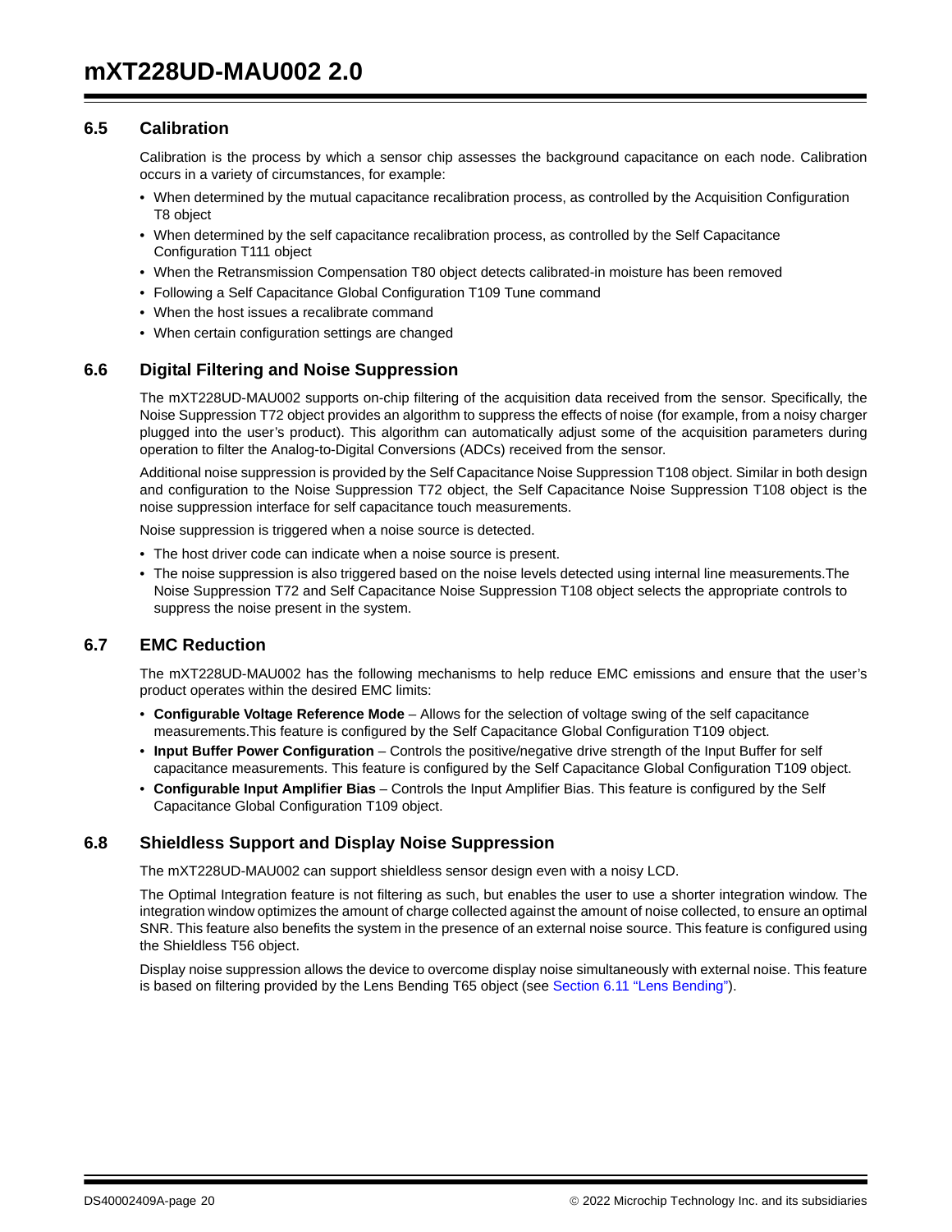## 6.5 Calibration

Calibration is the process by which a sensor chip assesses the background capacitance on each node. Calibration occurs in a variety of circumstances, for example:

- When determined by the mutual capacitance recalibration process, as controlled by the Acquisition Configuration T8 object
- When determined by the self capacitance recalibration process, as controlled by the Self Capacitance Configuration T111 object
- When the Retransmission Compensation T80 object detects calibrated-in moisture has been removed
- Following a Self Capacitance Global Configuration T109 Tune command
- When the host issues a recalibrate command
- When certain configuration settings are changed

## 6.6 Digital Filtering and Noise Suppression

The mXT228UD-MAU002 supports on-chip filtering of the acquisition data received from the sensor. Specifically, the Noise Suppression T72 object provides an algorithm to suppress the effects of noise (for example, from a noisy charger plugged into the user's product). This algorithm can automatically adjust some of the acquisition parameters during operation to filter the Analog-to-Digital Conversions (ADCs) received from the sensor.

Additional noise suppression is provided by the Self Capacitance Noise Suppression T108 object. Similar in both design and configuration to the Noise Suppression T72 object, the Self Capacitance Noise Suppression T108 object is the noise suppression interface for self capacitance touch measurements.

Noise suppression is triggered when a noise source is detected.

- The host driver code can indicate when a noise source is present.
- The noise suppression is also triggered based on the noise levels detected using internal line measurements.The Noise Suppression T72 and Self Capacitance Noise Suppression T108 object selects the appropriate controls to suppress the noise present in the system.

## 6.7 EMC Reduction

The mXT228UD-MAU002 has the following mechanisms to help reduce EMC emissions and ensure that the user's product operates within the desired EMC limits:

- **Configurable Voltage Reference Mode** – Allows for the selection of voltage swing of the self capacitance measurements.This feature is configured by the Self Capacitance Global Configuration T109 object.
- **Input Buffer Power Configuration** – Controls the positive/negative drive strength of the Input Buffer for self capacitance measurements. This feature is configured by the Self Capacitance Global Configuration T109 object.
- **Configurable Input Amplifier Bias** – Controls the Input Amplifier Bias. This feature is configured by the Self Capacitance Global Configuration T109 object.

## 6.8 Shieldless Support and Display Noise Suppression

The mXT228UD-MAU002 can support shieldless sensor design even with a noisy LCD.

The Optimal Integration feature is not filtering as such, but enables the user to use a shorter integration window. The integration window optimizes the amount of charge collected against the amount of noise collected, to ensure an optimal SNR. This feature also benefits the system in the presence of an external noise source. This feature is configured using the Shieldless T56 object.

Display noise suppression allows the device to overcome display noise simultaneously with external noise. This feature is based on filtering provided by the Lens Bending T65 object (see Section 6.11 "Lens Bending").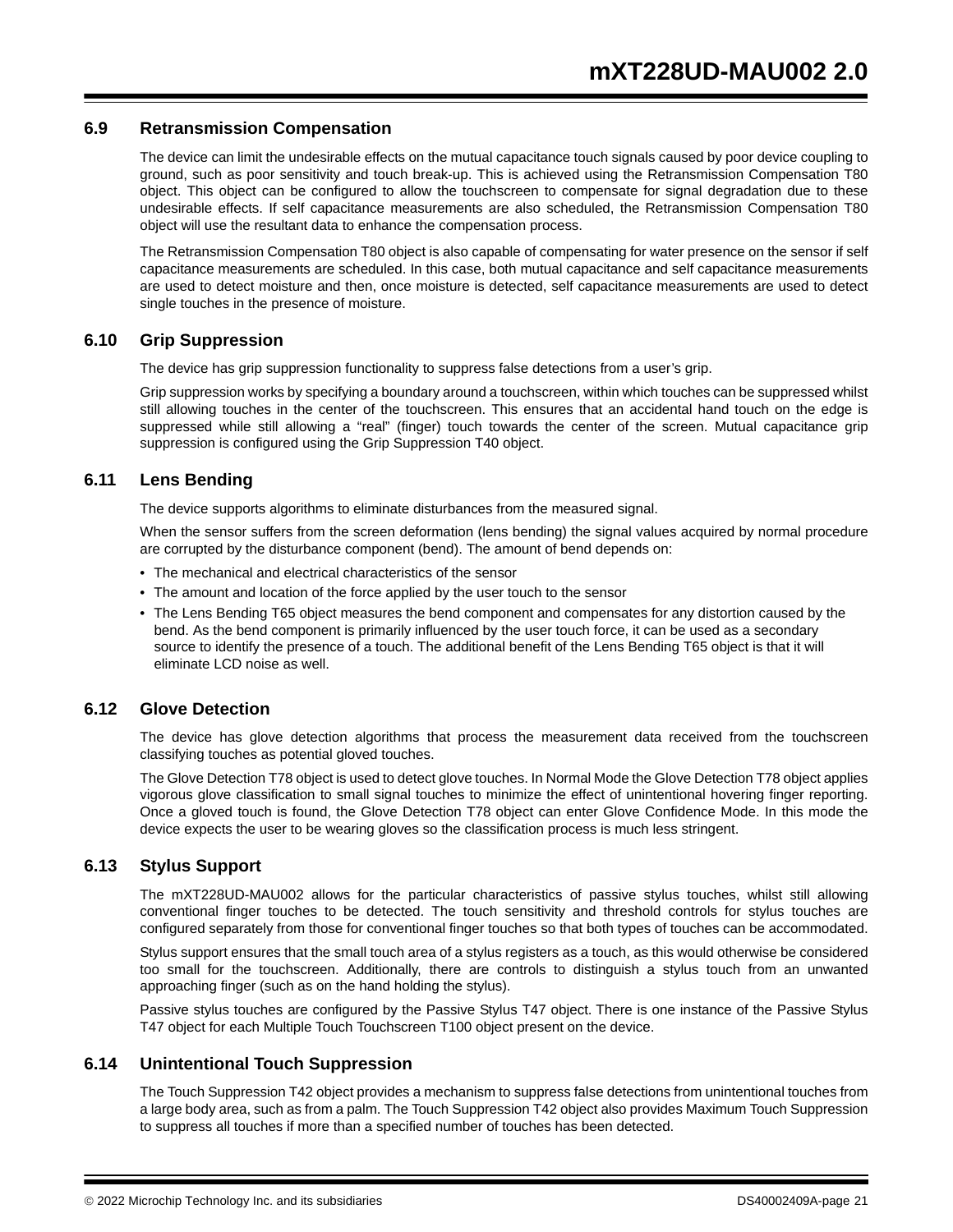## 6.9 Retransmission Compensation

The device can limit the undesirable effects on the mutual capacitance touch signals caused by poor device coupling to ground, such as poor sensitivity and touch break-up. This is achieved using the Retransmission Compensation T80 object. This object can be configured to allow the touchscreen to compensate for signal degradation due to these undesirable effects. If self capacitance measurements are also scheduled, the Retransmission Compensation T80 object will use the resultant data to enhance the compensation process.

The Retransmission Compensation T80 object is also capable of compensating for water presence on the sensor if self capacitance measurements are scheduled. In this case, both mutual capacitance and self capacitance measurements are used to detect moisture and then, once moisture is detected, self capacitance measurements are used to detect single touches in the presence of moisture.

## 6.10 Grip Suppression

The device has grip suppression functionality to suppress false detections from a user's grip.

Grip suppression works by specifying a boundary around a touchscreen, within which touches can be suppressed whilst still allowing touches in the center of the touchscreen. This ensures that an accidental hand touch on the edge is suppressed while still allowing a "real" (finger) touch towards the center of the screen. Mutual capacitance grip suppression is configured using the Grip Suppression T40 object.

## 6.11 Lens Bending

The device supports algorithms to eliminate disturbances from the measured signal.

When the sensor suffers from the screen deformation (lens bending) the signal values acquired by normal procedure are corrupted by the disturbance component (bend). The amount of bend depends on:

- The mechanical and electrical characteristics of the sensor
- The amount and location of the force applied by the user touch to the sensor
- The Lens Bending T65 object measures the bend component and compensates for any distortion caused by the bend. As the bend component is primarily influenced by the user touch force, it can be used as a secondary source to identify the presence of a touch. The additional benefit of the Lens Bending T65 object is that it will eliminate LCD noise as well.

## 6.12 Glove Detection

The device has glove detection algorithms that process the measurement data received from the touchscreen classifying touches as potential gloved touches.

The Glove Detection T78 object is used to detect glove touches. In Normal Mode the Glove Detection T78 object applies vigorous glove classification to small signal touches to minimize the effect of unintentional hovering finger reporting. Once a gloved touch is found, the Glove Detection T78 object can enter Glove Confidence Mode. In this mode the device expects the user to be wearing gloves so the classification process is much less stringent.

## 6.13 Stylus Support

The mXT228UD-MAU002 allows for the particular characteristics of passive stylus touches, whilst still allowing conventional finger touches to be detected. The touch sensitivity and threshold controls for stylus touches are configured separately from those for conventional finger touches so that both types of touches can be accommodated.

Stylus support ensures that the small touch area of a stylus registers as a touch, as this would otherwise be considered too small for the touchscreen. Additionally, there are controls to distinguish a stylus touch from an unwanted approaching finger (such as on the hand holding the stylus).

Passive stylus touches are configured by the Passive Stylus T47 object. There is one instance of the Passive Stylus T47 object for each Multiple Touch Touchscreen T100 object present on the device.

## 6.14 Unintentional Touch Suppression

The Touch Suppression T42 object provides a mechanism to suppress false detections from unintentional touches from a large body area, such as from a palm. The Touch Suppression T42 object also provides Maximum Touch Suppression to suppress all touches if more than a specified number of touches has been detected.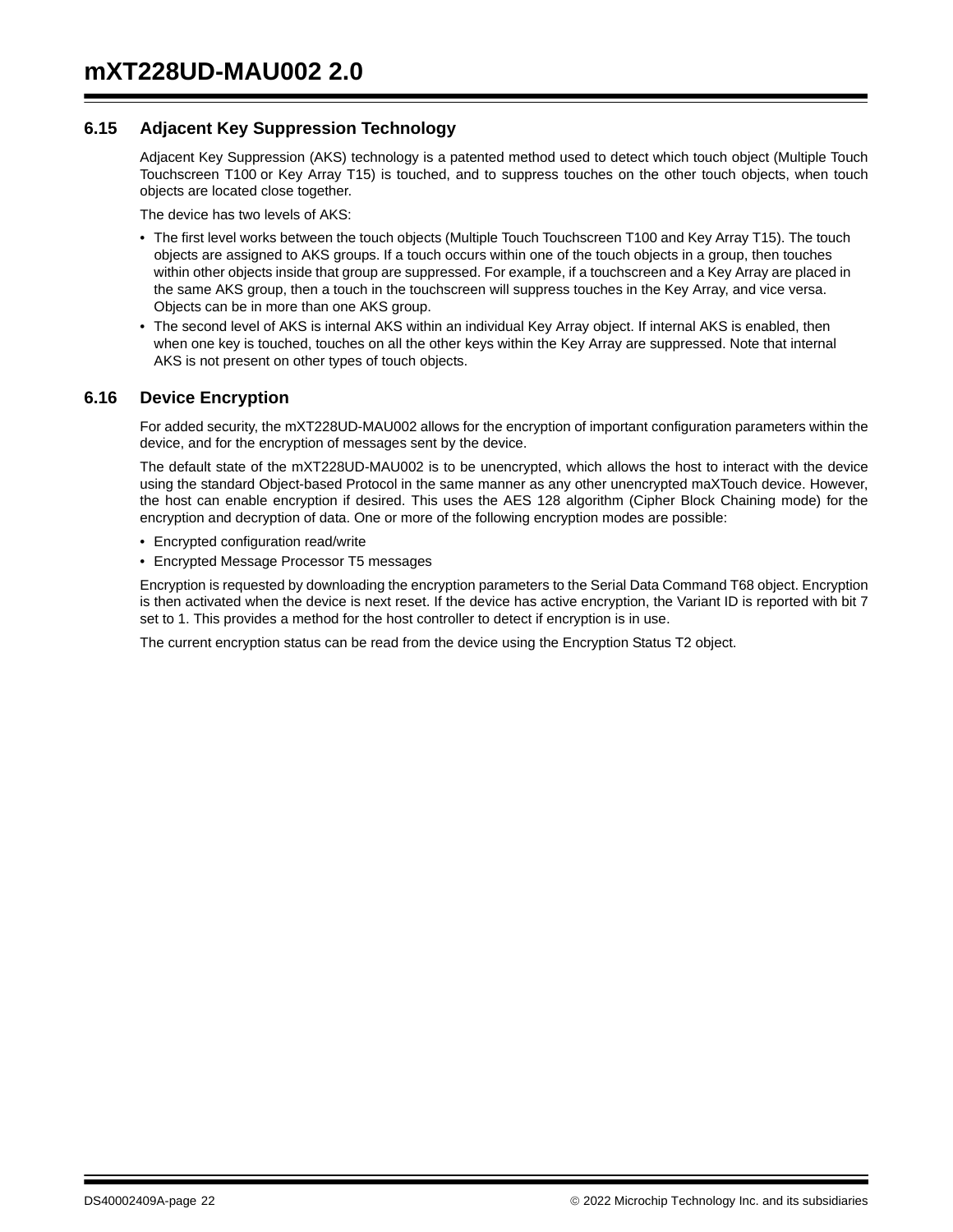## 6.15 Adjacent Key Suppression Technology

Adjacent Key Suppression (AKS) technology is a patented method used to detect which touch object (Multiple Touch Touchscreen T100 or Key Array T15) is touched, and to suppress touches on the other touch objects, when touch objects are located close together.

The device has two levels of AKS:

- The first level works between the touch objects (Multiple Touch Touchscreen T100 and Key Array T15). The touch objects are assigned to AKS groups. If a touch occurs within one of the touch objects in a group, then touches within other objects inside that group are suppressed. For example, if a touchscreen and a Key Array are placed in the same AKS group, then a touch in the touchscreen will suppress touches in the Key Array, and vice versa. Objects can be in more than one AKS group.
- The second level of AKS is internal AKS within an individual Key Array object. If internal AKS is enabled, then when one key is touched, touches on all the other keys within the Key Array are suppressed. Note that internal AKS is not present on other types of touch objects.

## 6.16 Device Encryption

For added security, the mXT228UD-MAU002 allows for the encryption of important configuration parameters within the device, and for the encryption of messages sent by the device.

The default state of the mXT228UD-MAU002 is to be unencrypted, which allows the host to interact with the device using the standard Object-based Protocol in the same manner as any other unencrypted maXTouch device. However, the host can enable encryption if desired. This uses the AES 128 algorithm (Cipher Block Chaining mode) for the encryption and decryption of data. One or more of the following encryption modes are possible:

- Encrypted configuration read/write
- Encrypted Message Processor T5 messages

Encryption is requested by downloading the encryption parameters to the Serial Data Command T68 object. Encryption is then activated when the device is next reset. If the device has active encryption, the Variant ID is reported with bit 7 set to 1. This provides a method for the host controller to detect if encryption is in use.

The current encryption status can be read from the device using the Encryption Status T2 object.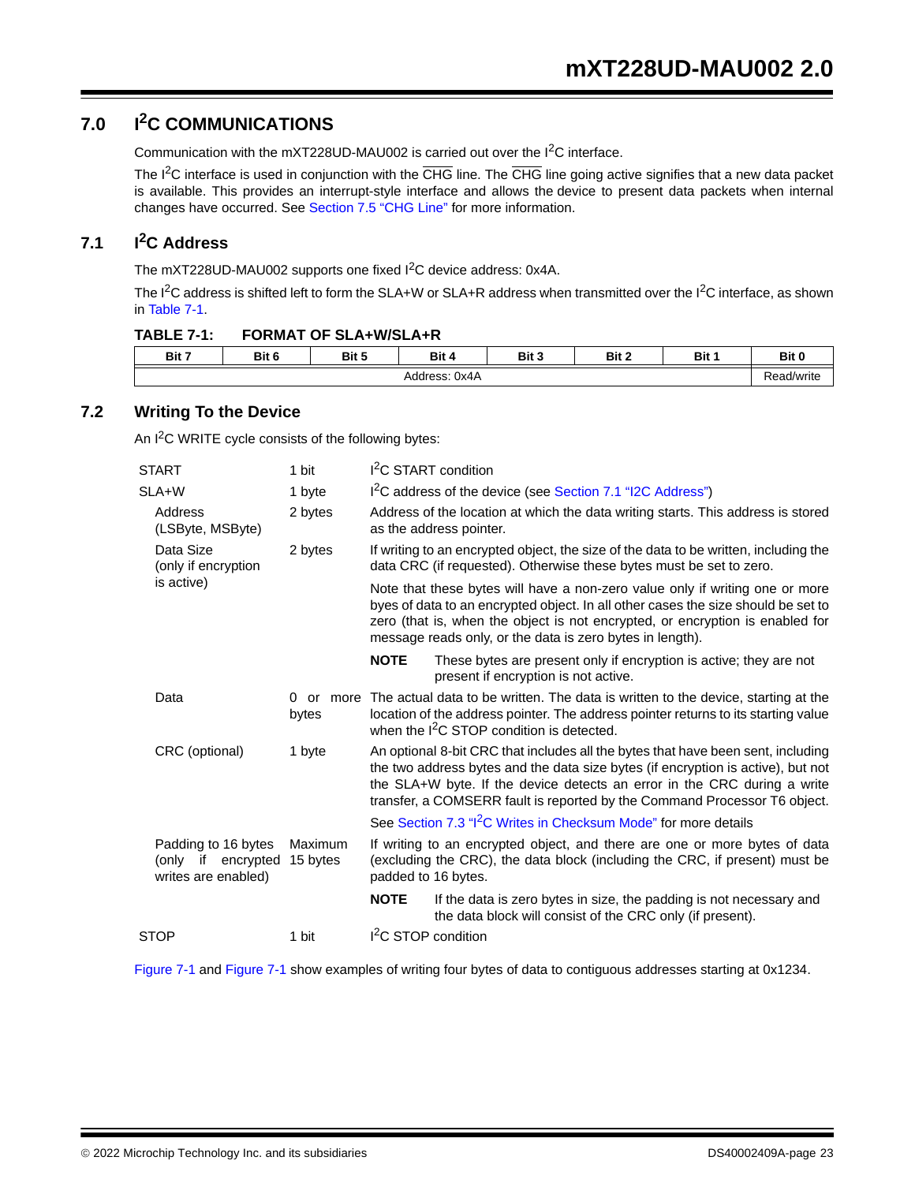# 7.0 I²C COMMUNICATIONS

Communication with the mXT228UD-MAU002 is carried out over the I²C interface.

The I²C interface is used in conjunction with the $\overline{\text{CHG}}$ line. The $\overline{\text{CHG}}$ line going active signifies that a new data packet is available. This provides an interrupt-style interface and allows the device to present data packets when internal changes have occurred. See Section 7.5 “CHG Line” for more information.

## 7.1 I²C Address

The mXT228UD-MAU002 supports one fixed I²C device address: 0x4A.

The I²C address is shifted left to form the SLA+W or SLA+R address when transmitted over the I²C interface, as shown in Table 7-1.

**TABLE 7-1: FORMAT OF SLA+W/SLA+R**

| Bit 7 | Bit 6 | Bit 5 | Bit 4 | Bit 3 | Bit 2 | Bit 1 | Bit 0 |
|---|---|---|---|---|---|---|---|
| Address: 0x4A | | | | | | | Read/write |

## 7.2 Writing To the Device

An I²C WRITE cycle consists of the following bytes:

| | | |
|---|---|---|
| START | 1 bit | I²C START condition |
| SLA+W | 1 byte | I²C address of the device (see Section 7.1 “I2C Address”) |
| Address (LSByte, MSByte) | 2 bytes | Address of the location at which the data writing starts. This address is stored as the address pointer. |
| Data Size (only if encryption is active) | 2 bytes | If writing to an encrypted object, the size of the data to be written, including the data CRC (if requested). Otherwise these bytes must be set to zero.<br><br>Note that these bytes will have a non-zero value only if writing one or more byes of data to an encrypted object. In all other cases the size should be set to zero (that is, when the object is not encrypted, or encryption is enabled for message reads only, or the data is zero bytes in length).<br><br>**NOTE** These bytes are present only if encryption is active; they are not present if encryption is not active. |
| Data | 0 or more bytes | The actual data to be written. The data is written to the device, starting at the location of the address pointer. The address pointer returns to its starting value when the I²C STOP condition is detected. |
| CRC (optional) | 1 byte | An optional 8-bit CRC that includes all the bytes that have been sent, including the two address bytes and the data size bytes (if encryption is active), but not the SLA+W byte. If the device detects an error in the CRC during a write transfer, a COMSERR fault is reported by the Command Processor T6 object.<br><br>See Section 7.3 “I²C Writes in Checksum Mode” for more details |
| Padding to 16 bytes (only if encrypted writes are enabled) | Maximum 15 bytes | If writing to an encrypted object, and there are one or more bytes of data (excluding the CRC), the data block (including the CRC, if present) must be padded to 16 bytes.<br><br>**NOTE** If the data is zero bytes in size, the padding is not necessary and the data block will consist of the CRC only (if present). |
| STOP | 1 bit | I²C STOP condition |

Figure 7-1 and Figure 7-1 show examples of writing four bytes of data to contiguous addresses starting at 0x1234.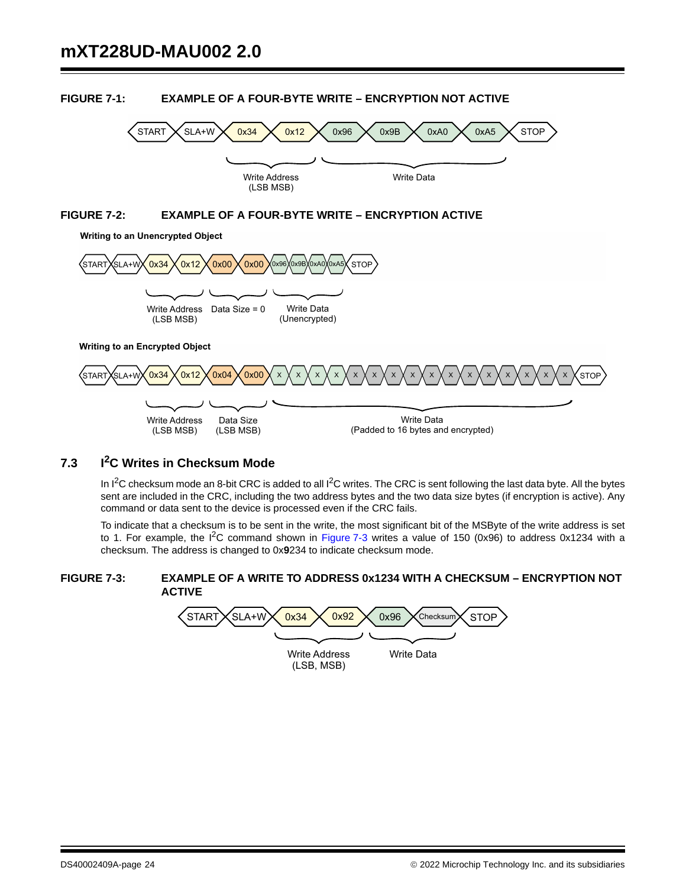**FIGURE 7-1: EXAMPLE OF A FOUR-BYTE WRITE – ENCRYPTION NOT ACTIVE**

| START | SLA+W | 0x34 | 0x12 | 0x96 | 0x9B | 0xA0 | 0xA5 | STOP |
|---|---|---|---|---|---|---|---|---|
| | | Write Address (LSB MSB) | | Write Data | | | | |

**FIGURE 7-2: EXAMPLE OF A FOUR-BYTE WRITE – ENCRYPTION ACTIVE**

**Writing to an Unencrypted Object**

| START | SLA+W | 0x34 | 0x12 | 0x00 | 0x00 | 0x96 | 0x9B | 0xA0 | 0xA5 | STOP |
|---|---|---|---|---|---|---|---|---|---|---|
| | | Write Address (LSB MSB) | | Data Size = 0 | | Write Data (Unencrypted) | | | | |

**Writing to an Encrypted Object**

| START | SLA+W | 0x34 | 0x12 | 0x04 | 0x00 | X | X | X | X | X | X | X | X | X | X | X | X | X | X | X | X | STOP |
|---|---|---|---|---|---|---|---|---|---|---|---|---|---|---|---|---|---|---|---|---|---|---|
| | | Write Address (LSB MSB) | | Data Size (LSB MSB) | | Write Data (Padded to 16 bytes and encrypted) | | | | | | | | | | | | | | | | |

## 7.3 I²C Writes in Checksum Mode

In I²C checksum mode an 8-bit CRC is added to all I²C writes. The CRC is sent following the last data byte. All the bytes sent are included in the CRC, including the two address bytes and the two data size bytes (if encryption is active). Any command or data sent to the device is processed even if the CRC fails.

To indicate that a checksum is to be sent in the write, the most significant bit of the MSByte of the write address is set to 1. For example, the I²C command shown in Figure 7-3 writes a value of 150 (0x96) to address 0x1234 with a checksum. The address is changed to 0x**9**234 to indicate checksum mode.

**FIGURE 7-3: EXAMPLE OF A WRITE TO ADDRESS 0x1234 WITH A CHECKSUM – ENCRYPTION NOT ACTIVE**

| START | SLA+W | 0x34 | 0x92 | 0x96 | Checksum | STOP |
|---|---|---|---|---|---|---|
| | | Write Address (LSB, MSB) | | Write Data | | |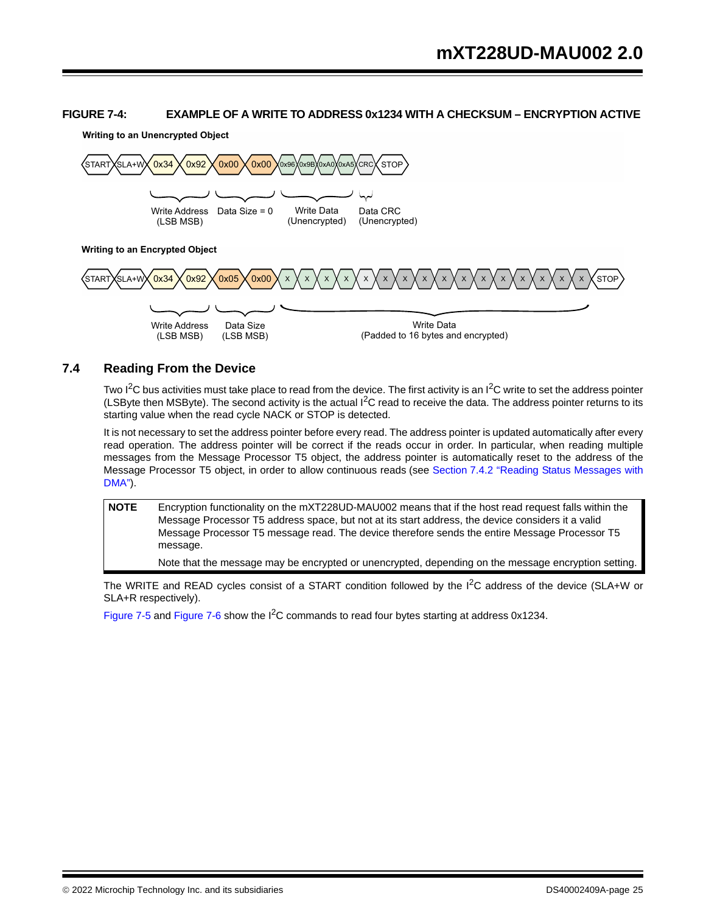**FIGURE 7-4: EXAMPLE OF A WRITE TO ADDRESS 0x1234 WITH A CHECKSUM – ENCRYPTION ACTIVE**

**Writing to an Unencrypted Object**

START | SLA+W | 0x34 | 0x92 | 0x00 | 0x00 | 0x96 | 0x9B | 0xA0 | 0xA5 | CRC | STOP

- Write Address (LSB MSB)
- Data Size = 0
- Write Data (Unencrypted)
- Data CRC (Unencrypted)

**Writing to an Encrypted Object**

START | SLA+W | 0x34 | 0x92 | 0x05 | 0x00 | X | X | X | X | X | X | X | X | X | X | X | X | X | X | X | X | STOP

- Write Address (LSB MSB)
- Data Size (LSB MSB)
- Write Data (Padded to 16 bytes and encrypted)

## 7.4 Reading From the Device

Two I²C bus activities must take place to read from the device. The first activity is an I²C write to set the address pointer (LSByte then MSByte). The second activity is the actual I²C read to receive the data. The address pointer returns to its starting value when the read cycle NACK or STOP is detected.

It is not necessary to set the address pointer before every read. The address pointer is updated automatically after every read operation. The address pointer will be correct if the reads occur in order. In particular, when reading multiple messages from the Message Processor T5 object, the address pointer is automatically reset to the address of the Message Processor T5 object, in order to allow continuous reads (see Section 7.4.2 "Reading Status Messages with DMA").

| NOTE | Encryption functionality on the mXT228UD-MAU002 means that if the host read request falls within the Message Processor T5 address space, but not at its start address, the device considers it a valid Message Processor T5 message read. The device therefore sends the entire Message Processor T5 message. <br><br> Note that the message may be encrypted or unencrypted, depending on the message encryption setting. |
|---|---|

The WRITE and READ cycles consist of a START condition followed by the I²C address of the device (SLA+W or SLA+R respectively).

Figure 7-5 and Figure 7-6 show the I²C commands to read four bytes starting at address 0x1234.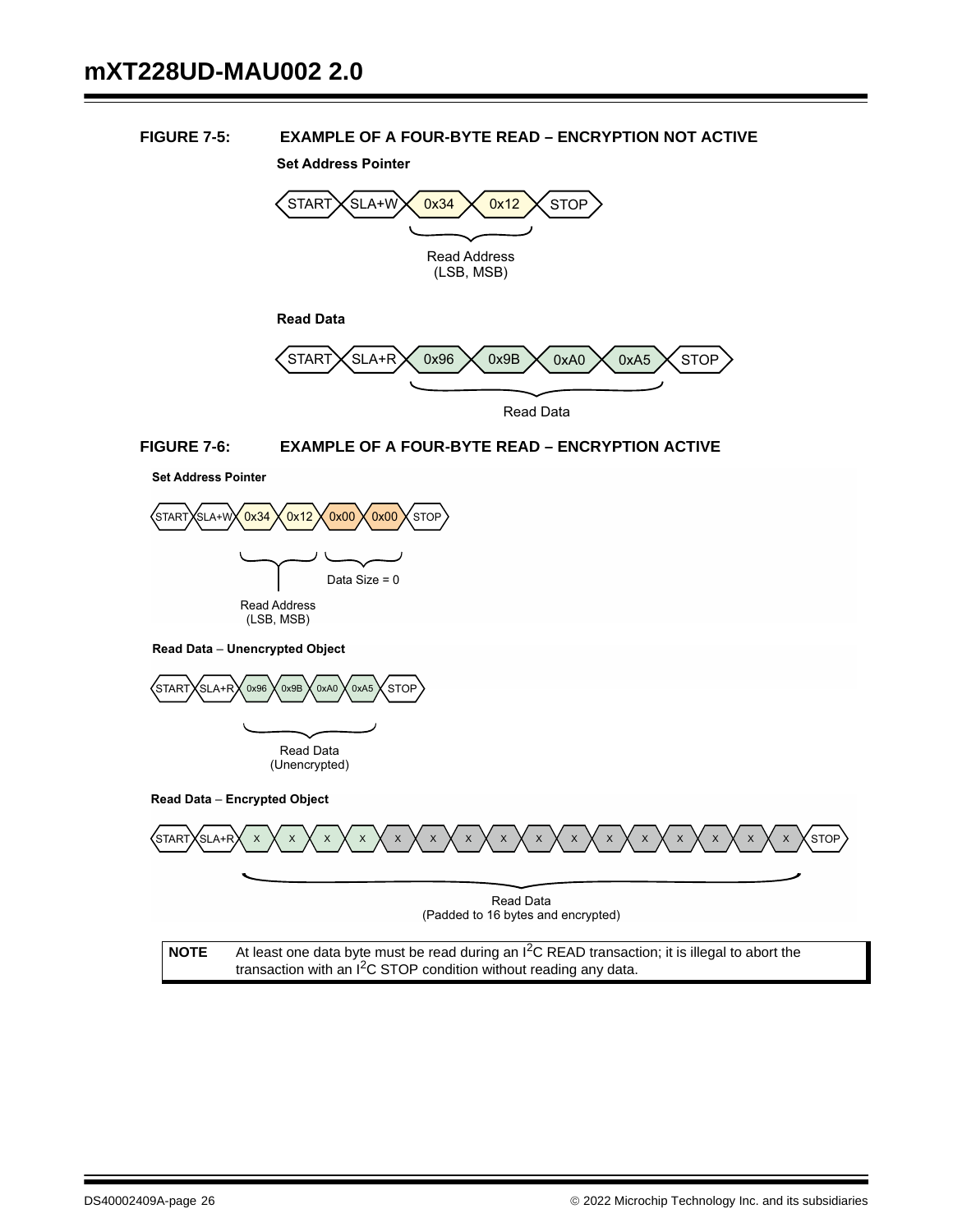**FIGURE 7-5: EXAMPLE OF A FOUR-BYTE READ – ENCRYPTION NOT ACTIVE**

**Set Address Pointer**

START | SLA+W | 0x34 | 0x12 | STOP

Read Address (LSB, MSB)

**Read Data**

START | SLA+R | 0x96 | 0x9B | 0xA0 | 0xA5 | STOP

Read Data

**FIGURE 7-6: EXAMPLE OF A FOUR-BYTE READ – ENCRYPTION ACTIVE**

**Set Address Pointer**

START | SLA+W | 0x34 | 0x12 | 0x00 | 0x00 | STOP

Read Address (LSB, MSB)

Data Size = 0

**Read Data – Unencrypted Object**

START | SLA+R | 0x96 | 0x9B | 0xA0 | 0xA5 | STOP

Read Data (Unencrypted)

**Read Data – Encrypted Object**

START | SLA+R | X | X | X | X | X | X | X | X | X | X | X | X | X | X | X | X | STOP

Read Data (Padded to 16 bytes and encrypted)

| NOTE | At least one data byte must be read during an I²C READ transaction; it is illegal to abort the transaction with an I²C STOP condition without reading any data. |
|---|---|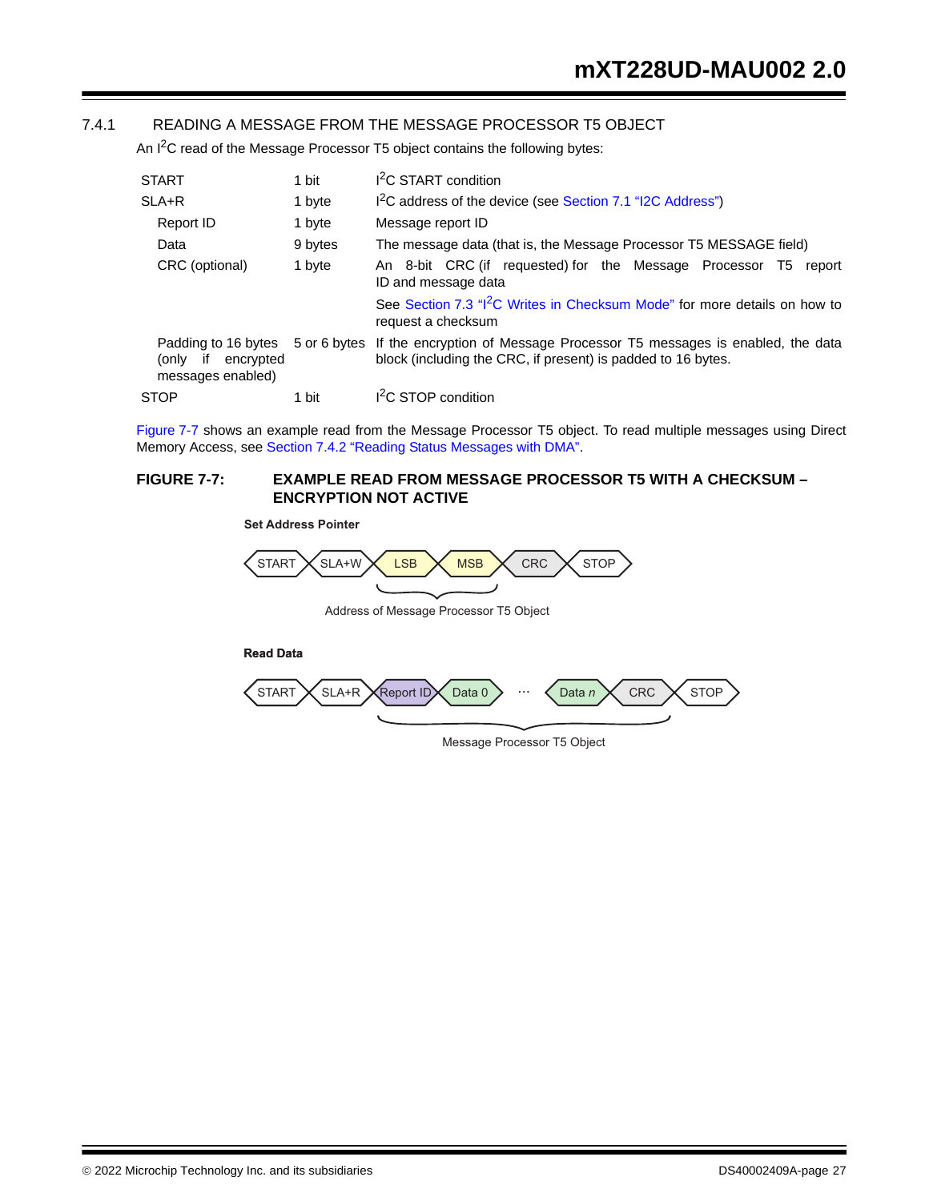### 7.4.1 READING A MESSAGE FROM THE MESSAGE PROCESSOR T5 OBJECT

An I$^2$C read of the Message Processor T5 object contains the following bytes:

| | | |
|---|---|---|
| START | 1 bit | I$^2$C START condition |
| SLA+R | 1 byte | I$^2$C address of the device (see Section 7.1 “I2C Address”) |
| Report ID | 1 byte | Message report ID |
| Data | 9 bytes | The message data (that is, the Message Processor T5 MESSAGE field) |
| CRC (optional) | 1 byte | An 8-bit CRC (if requested) for the Message Processor T5 report ID and message data<br>See Section 7.3 “I$^2$C Writes in Checksum Mode” for more details on how to request a checksum |
| Padding to 16 bytes (only if encrypted messages enabled) | 5 or 6 bytes | If the encryption of Message Processor T5 messages is enabled, the data block (including the CRC, if present) is padded to 16 bytes. |
| STOP | 1 bit | I$^2$C STOP condition |

Figure 7-7 shows an example read from the Message Processor T5 object. To read multiple messages using Direct Memory Access, see Section 7.4.2 “Reading Status Messages with DMA”.

**FIGURE 7-7: EXAMPLE READ FROM MESSAGE PROCESSOR T5 WITH A CHECKSUM – ENCRYPTION NOT ACTIVE**

**Set Address Pointer**

START | SLA+W | LSB | MSB | CRC | STOP

(LSB, MSB: Address of Message Processor T5 Object)

**Read Data**

START | SLA+R | Report ID | Data 0 | ... | Data *n* | CRC | STOP

(Report ID … CRC: Message Processor T5 Object)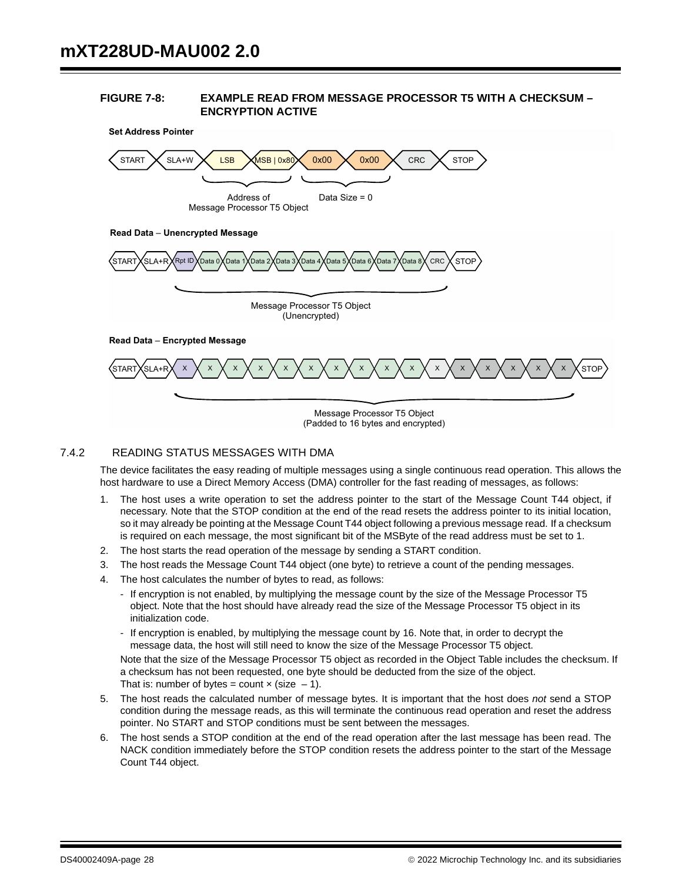**FIGURE 7-8: EXAMPLE READ FROM MESSAGE PROCESSOR T5 WITH A CHECKSUM – ENCRYPTION ACTIVE**

**Set Address Pointer**

START | SLA+W | LSB | MSB | 0x80 | 0x00 | 0x00 | CRC | STOP

Address of Message Processor T5 Object — Data Size = 0

**Read Data – Unencrypted Message**

START | SLA+R | Rpt ID | Data 0 | Data 1 | Data 2 | Data 3 | Data 4 | Data 5 | Data 6 | Data 7 | Data 8 | CRC | STOP

Message Processor T5 Object (Unencrypted)

**Read Data – Encrypted Message**

START | SLA+R | X | X | X | X | X | X | X | X | X | X | X | X | X | X | X | X | STOP

Message Processor T5 Object (Padded to 16 bytes and encrypted)

### 7.4.2 READING STATUS MESSAGES WITH DMA

The device facilitates the easy reading of multiple messages using a single continuous read operation. This allows the host hardware to use a Direct Memory Access (DMA) controller for the fast reading of messages, as follows:

1. The host uses a write operation to set the address pointer to the start of the Message Count T44 object, if necessary. Note that the STOP condition at the end of the read resets the address pointer to its initial location, so it may already be pointing at the Message Count T44 object following a previous message read. If a checksum is required on each message, the most significant bit of the MSByte of the read address must be set to 1.
2. The host starts the read operation of the message by sending a START condition.
3. The host reads the Message Count T44 object (one byte) to retrieve a count of the pending messages.
4. The host calculates the number of bytes to read, as follows:
   - If encryption is not enabled, by multiplying the message count by the size of the Message Processor T5 object. Note that the host should have already read the size of the Message Processor T5 object in its initialization code.
   - If encryption is enabled, by multiplying the message count by 16. Note that, in order to decrypt the message data, the host will still need to know the size of the Message Processor T5 object.

   Note that the size of the Message Processor T5 object as recorded in the Object Table includes the checksum. If a checksum has not been requested, one byte should be deducted from the size of the object.
   That is: number of bytes = count × (size – 1).
5. The host reads the calculated number of message bytes. It is important that the host does *not* send a STOP condition during the message reads, as this will terminate the continuous read operation and reset the address pointer. No START and STOP conditions must be sent between the messages.
6. The host sends a STOP condition at the end of the read operation after the last message has been read. The NACK condition immediately before the STOP condition resets the address pointer to the start of the Message Count T44 object.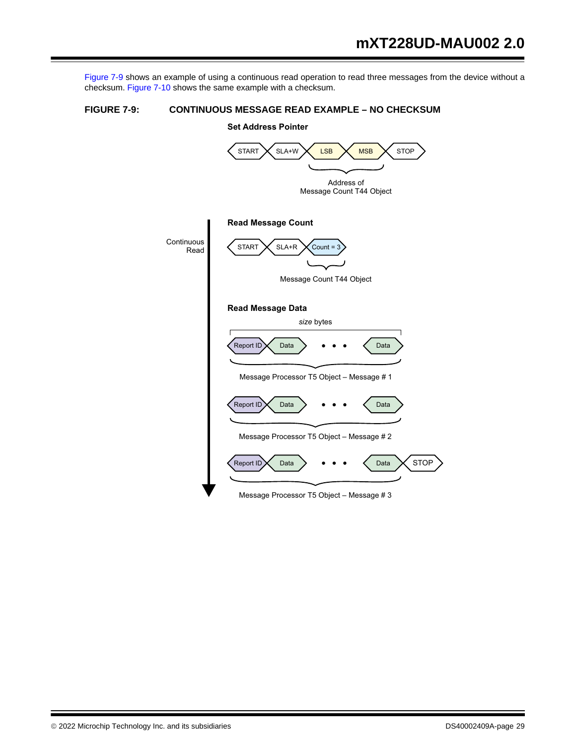Figure 7-9 shows an example of using a continuous read operation to read three messages from the device without a checksum. Figure 7-10 shows the same example with a checksum.

**FIGURE 7-9: CONTINUOUS MESSAGE READ EXAMPLE – NO CHECKSUM**

**Set Address Pointer**

START | SLA+W | LSB | MSB | STOP

Address of Message Count T44 Object

Continuous Read

**Read Message Count**

START | SLA+R | Count = 3

Message Count T44 Object

**Read Message Data**

*size* bytes

Report ID | Data | • • • | Data

Message Processor T5 Object – Message # 1

Report ID | Data | • • • | Data

Message Processor T5 Object – Message # 2

Report ID | Data | • • • | Data | STOP

Message Processor T5 Object – Message # 3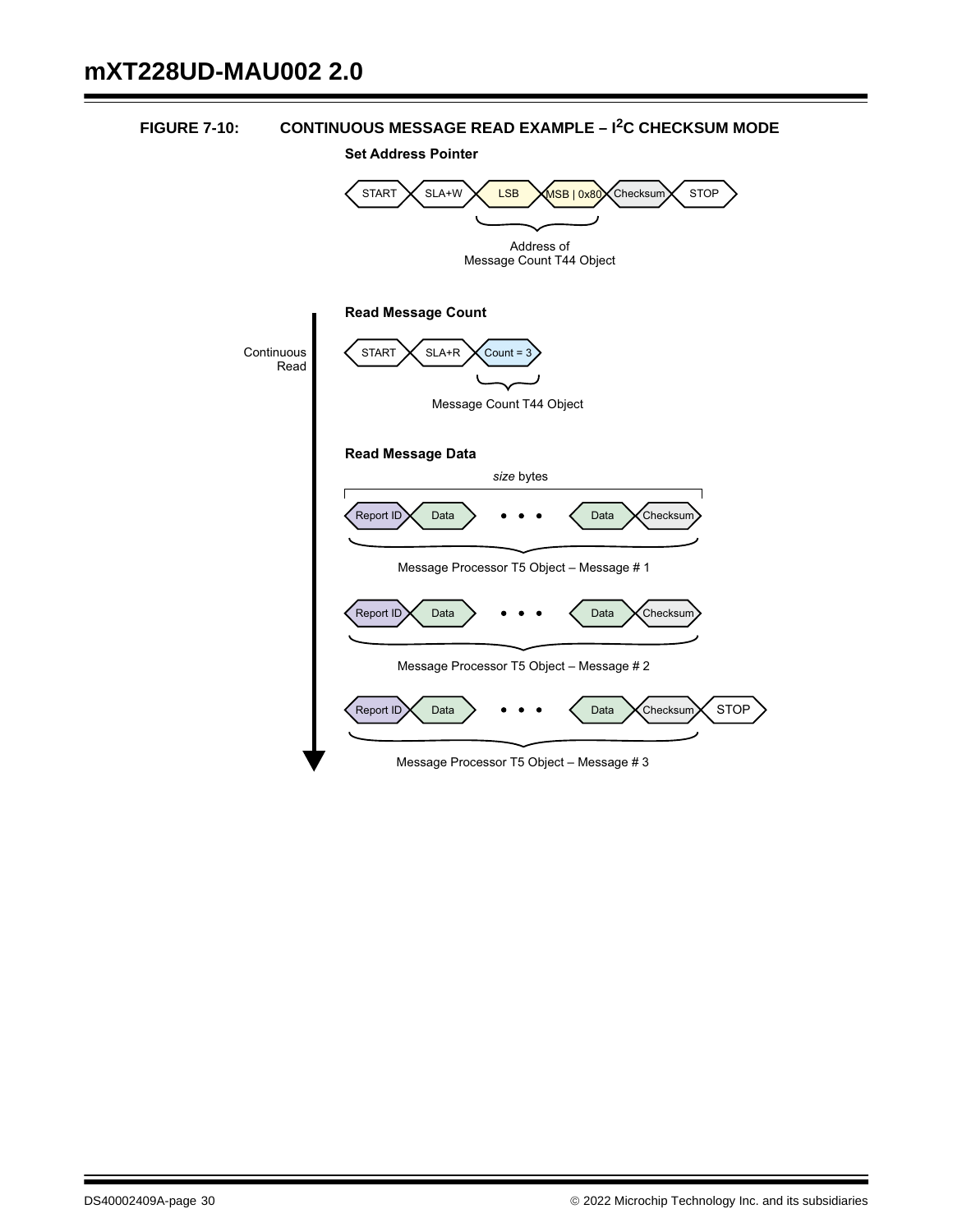**FIGURE 7-10: CONTINUOUS MESSAGE READ EXAMPLE – I²C CHECKSUM MODE**

**Set Address Pointer**

START | SLA+W | LSB | MSB | 0x80 | Checksum | STOP

Address of Message Count T44 Object

Continuous Read

**Read Message Count**

START | SLA+R | Count = 3

Message Count T44 Object

**Read Message Data**

*size* bytes

Report ID | Data | • • • | Data | Checksum

Message Processor T5 Object – Message # 1

Report ID | Data | • • • | Data | Checksum

Message Processor T5 Object – Message # 2

Report ID | Data | • • • | Data | Checksum | STOP

Message Processor T5 Object – Message # 3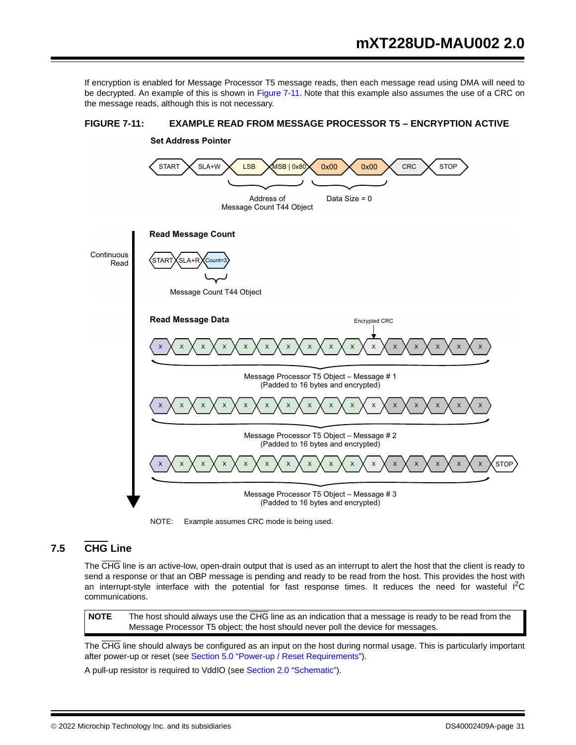If encryption is enabled for Message Processor T5 message reads, then each message read using DMA will need to be decrypted. An example of this is shown in Figure 7-11. Note that this example also assumes the use of a CRC on the message reads, although this is not necessary.

**FIGURE 7-11: EXAMPLE READ FROM MESSAGE PROCESSOR T5 – ENCRYPTION ACTIVE**

**Set Address Pointer**

START | SLA+W | LSB | MSB | 0x80 | 0x00 | 0x00 | CRC | STOP

Address of Message Count T44 Object — Data Size = 0

Continuous Read

**Read Message Count**

START | SLA+R | Count=3

Message Count T44 Object

**Read Message Data**

Encrypted CRC

X X X X X X X X X X X X X X X X

Message Processor T5 Object – Message # 1
(Padded to 16 bytes and encrypted)

X X X X X X X X X X X X X X X X

Message Processor T5 Object – Message # 2
(Padded to 16 bytes and encrypted)

X X X X X X X X X X X X X X X X STOP

Message Processor T5 Object – Message # 3
(Padded to 16 bytes and encrypted)

NOTE: Example assumes CRC mode is being used.

## 7.5 CHG Line

The CHG line is an active-low, open-drain output that is used as an interrupt to alert the host that the client is ready to send a response or that an OBP message is pending and ready to be read from the host. This provides the host with an interrupt-style interface with the potential for fast response times. It reduces the need for wasteful $I^2C$ communications.

| NOTE | The host should always use the CHG line as an indication that a message is ready to be read from the Message Processor T5 object; the host should never poll the device for messages. |
|---|---|

The CHG line should always be configured as an input on the host during normal usage. This is particularly important after power-up or reset (see Section 5.0 "Power-up / Reset Requirements").

A pull-up resistor is required to VddIO (see Section 2.0 "Schematic").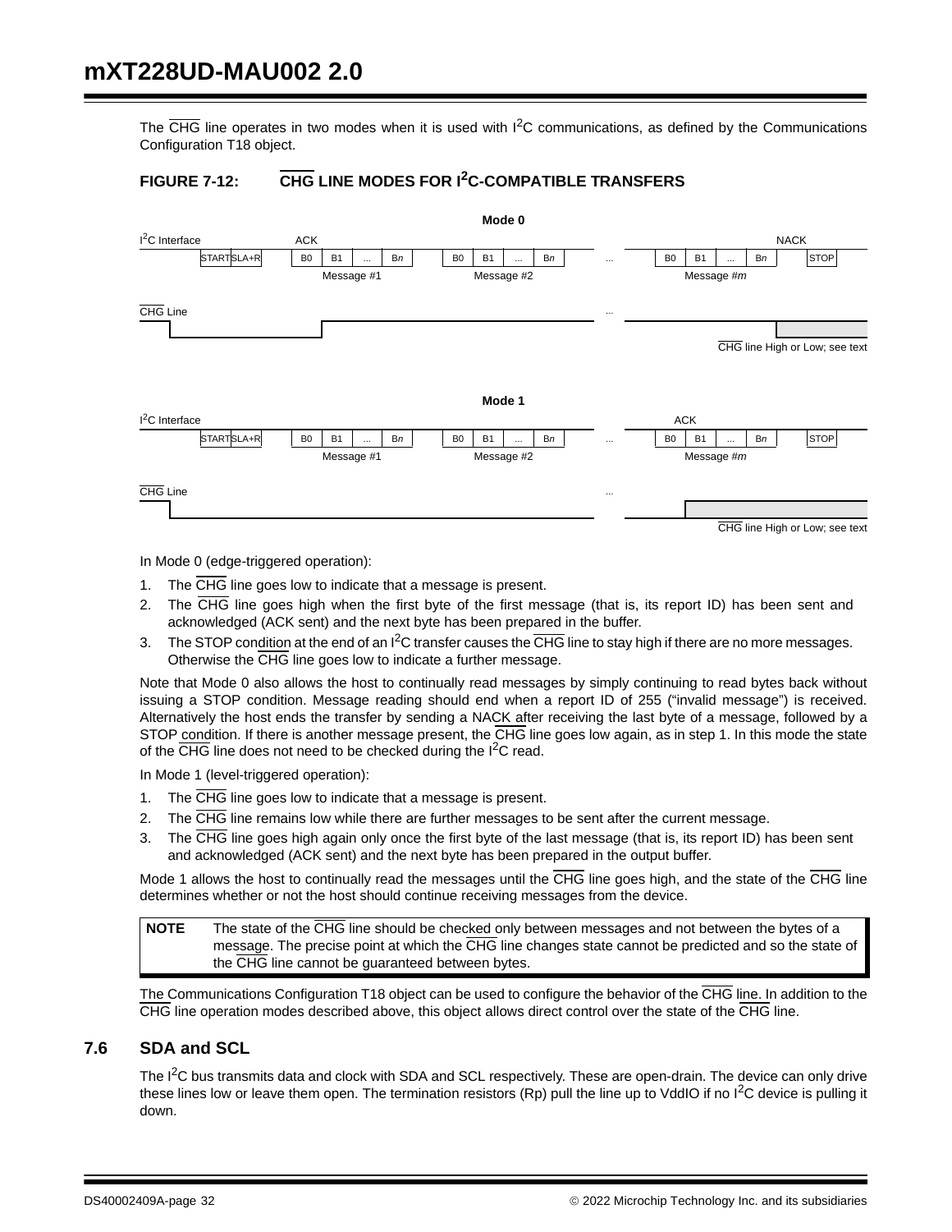The $\overline{CHG}$ line operates in two modes when it is used with I[2]C communications, as defined by the Communications Configuration T18 object.

**FIGURE 7-12: $\overline{CHG}$ LINE MODES FOR I[2]C-COMPATIBLE TRANSFERS**

In Mode 0 (edge-triggered operation):

1. The $\overline{CHG}$ line goes low to indicate that a message is present.
2. The $\overline{CHG}$ line goes high when the first byte of the first message (that is, its report ID) has been sent and acknowledged (ACK sent) and the next byte has been prepared in the buffer.
3. The STOP condition at the end of an I[2]C transfer causes the $\overline{CHG}$ line to stay high if there are no more messages. Otherwise the $\overline{CHG}$ line goes low to indicate a further message.

Note that Mode 0 also allows the host to continually read messages by simply continuing to read bytes back without issuing a STOP condition. Message reading should end when a report ID of 255 (“invalid message”) is received. Alternatively the host ends the transfer by sending a NACK after receiving the last byte of a message, followed by a STOP condition. If there is another message present, the $\overline{CHG}$ line goes low again, as in step 1. In this mode the state of the $\overline{CHG}$ line does not need to be checked during the I[2]C read.

In Mode 1 (level-triggered operation):

1. The $\overline{CHG}$ line goes low to indicate that a message is present.
2. The $\overline{CHG}$ line remains low while there are further messages to be sent after the current message.
3. The $\overline{CHG}$ line goes high again only once the first byte of the last message (that is, its report ID) has been sent and acknowledged (ACK sent) and the next byte has been prepared in the output buffer.

Mode 1 allows the host to continually read the messages until the $\overline{CHG}$ line goes high, and the state of the $\overline{CHG}$ line determines whether or not the host should continue receiving messages from the device.

| NOTE | The state of the $\overline{CHG}$ line should be checked only between messages and not between the bytes of a message. The precise point at which the $\overline{CHG}$ line changes state cannot be predicted and so the state of the $\overline{CHG}$ line cannot be guaranteed between bytes. |
|---|---|

The Communications Configuration T18 object can be used to configure the behavior of the $\overline{CHG}$ line. In addition to the $\overline{CHG}$ line operation modes described above, this object allows direct control over the state of the $\overline{CHG}$ line.

## 7.6 SDA and SCL

The I[2]C bus transmits data and clock with SDA and SCL respectively. These are open-drain. The device can only drive these lines low or leave them open. The termination resistors (Rp) pull the line up to VddIO if no I[2]C device is pulling it down.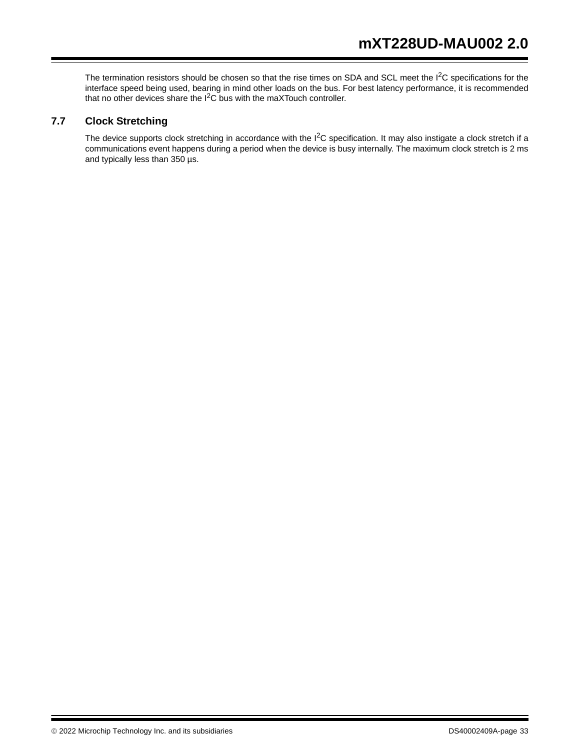The termination resistors should be chosen so that the rise times on SDA and SCL meet the $I^2C$ specifications for the interface speed being used, bearing in mind other loads on the bus. For best latency performance, it is recommended that no other devices share the $I^2C$ bus with the maXTouch controller.

## 7.7 Clock Stretching

The device supports clock stretching in accordance with the $I^2C$ specification. It may also instigate a clock stretch if a communications event happens during a period when the device is busy internally. The maximum clock stretch is 2 ms and typically less than 350 µs.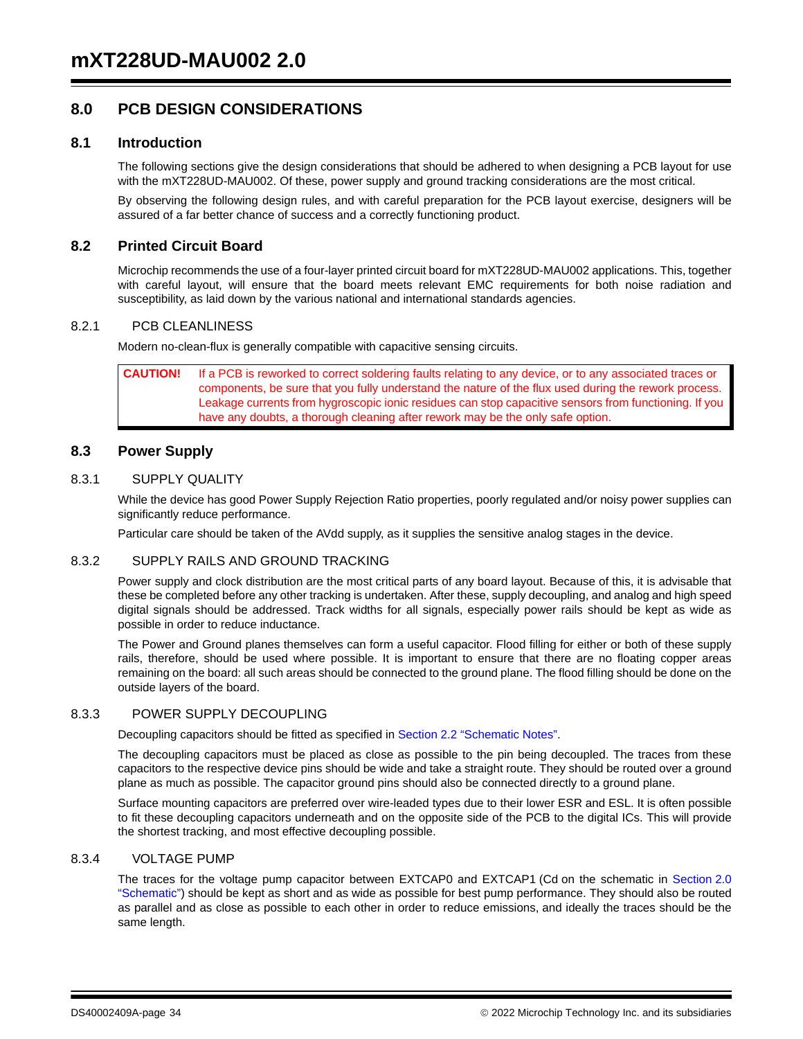## 8.0 PCB DESIGN CONSIDERATIONS

### 8.1 Introduction

The following sections give the design considerations that should be adhered to when designing a PCB layout for use with the mXT228UD-MAU002. Of these, power supply and ground tracking considerations are the most critical.

By observing the following design rules, and with careful preparation for the PCB layout exercise, designers will be assured of a far better chance of success and a correctly functioning product.

### 8.2 Printed Circuit Board

Microchip recommends the use of a four-layer printed circuit board for mXT228UD-MAU002 applications. This, together with careful layout, will ensure that the board meets relevant EMC requirements for both noise radiation and susceptibility, as laid down by the various national and international standards agencies.

#### 8.2.1 PCB CLEANLINESS

Modern no-clean-flux is generally compatible with capacitive sensing circuits.

> **CAUTION!** If a PCB is reworked to correct soldering faults relating to any device, or to any associated traces or components, be sure that you fully understand the nature of the flux used during the rework process. Leakage currents from hygroscopic ionic residues can stop capacitive sensors from functioning. If you have any doubts, a thorough cleaning after rework may be the only safe option.

### 8.3 Power Supply

#### 8.3.1 SUPPLY QUALITY

While the device has good Power Supply Rejection Ratio properties, poorly regulated and/or noisy power supplies can significantly reduce performance.

Particular care should be taken of the AVdd supply, as it supplies the sensitive analog stages in the device.

#### 8.3.2 SUPPLY RAILS AND GROUND TRACKING

Power supply and clock distribution are the most critical parts of any board layout. Because of this, it is advisable that these be completed before any other tracking is undertaken. After these, supply decoupling, and analog and high speed digital signals should be addressed. Track widths for all signals, especially power rails should be kept as wide as possible in order to reduce inductance.

The Power and Ground planes themselves can form a useful capacitor. Flood filling for either or both of these supply rails, therefore, should be used where possible. It is important to ensure that there are no floating copper areas remaining on the board: all such areas should be connected to the ground plane. The flood filling should be done on the outside layers of the board.

#### 8.3.3 POWER SUPPLY DECOUPLING

Decoupling capacitors should be fitted as specified in Section 2.2 "Schematic Notes".

The decoupling capacitors must be placed as close as possible to the pin being decoupled. The traces from these capacitors to the respective device pins should be wide and take a straight route. They should be routed over a ground plane as much as possible. The capacitor ground pins should also be connected directly to a ground plane.

Surface mounting capacitors are preferred over wire-leaded types due to their lower ESR and ESL. It is often possible to fit these decoupling capacitors underneath and on the opposite side of the PCB to the digital ICs. This will provide the shortest tracking, and most effective decoupling possible.

#### 8.3.4 VOLTAGE PUMP

The traces for the voltage pump capacitor between EXTCAP0 and EXTCAP1 (Cd on the schematic in Section 2.0 "Schematic") should be kept as short and as wide as possible for best pump performance. They should also be routed as parallel and as close as possible to each other in order to reduce emissions, and ideally the traces should be the same length.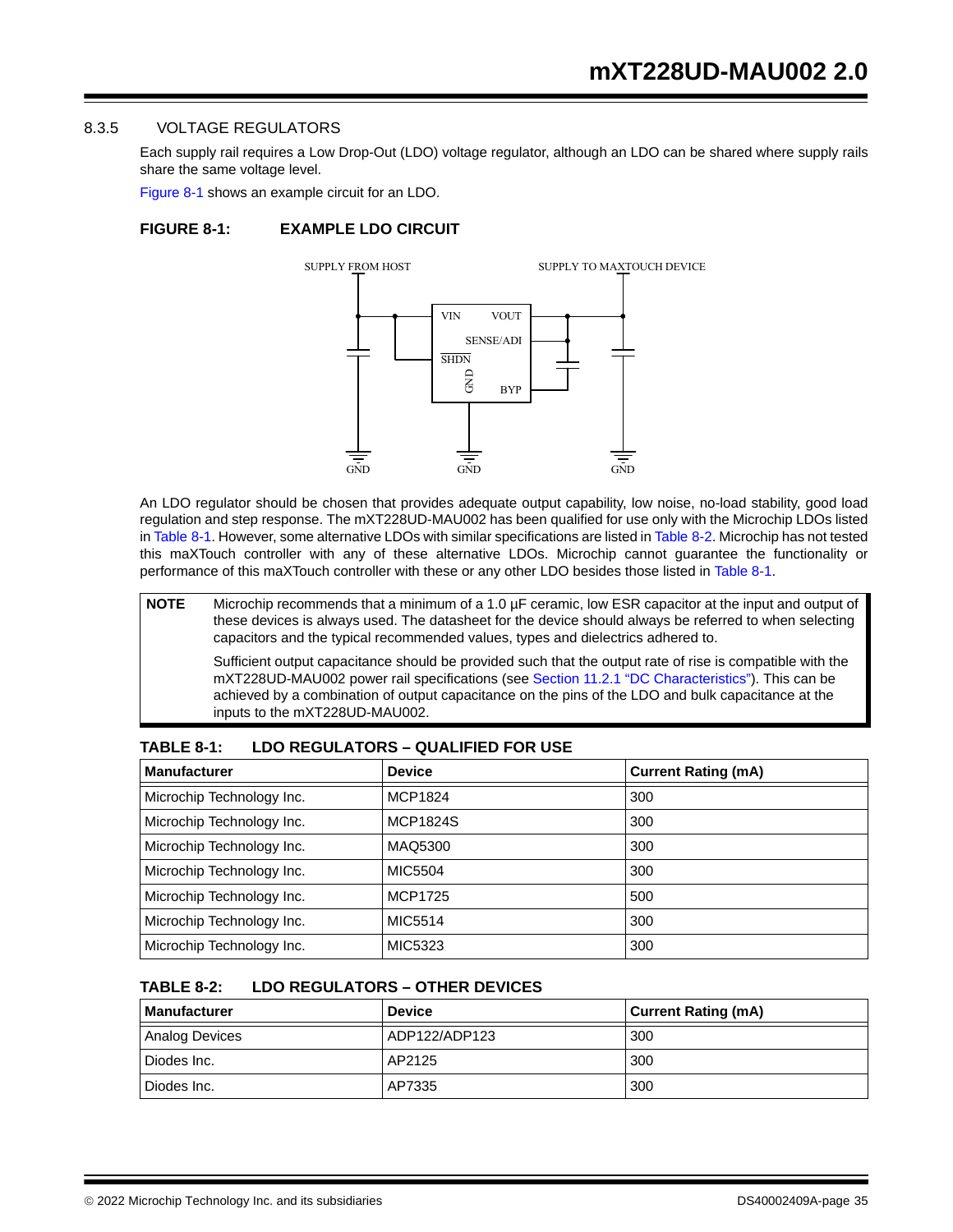### 8.3.5 VOLTAGE REGULATORS

Each supply rail requires a Low Drop-Out (LDO) voltage regulator, although an LDO can be shared where supply rails share the same voltage level.

Figure 8-1 shows an example circuit for an LDO.

**FIGURE 8-1: EXAMPLE LDO CIRCUIT**

SUPPLY FROM HOST | SUPPLY TO MAXTOUCH DEVICE | VIN | VOUT | SENSE/ADI | SHDN | GND | BYP | GND | GND | GND

An LDO regulator should be chosen that provides adequate output capability, low noise, no-load stability, good load regulation and step response. The mXT228UD-MAU002 has been qualified for use only with the Microchip LDOs listed in Table 8-1. However, some alternative LDOs with similar specifications are listed in Table 8-2. Microchip has not tested this maXTouch controller with any of these alternative LDOs. Microchip cannot guarantee the functionality or performance of this maXTouch controller with these or any other LDO besides those listed in Table 8-1.

> **NOTE** Microchip recommends that a minimum of a 1.0 µF ceramic, low ESR capacitor at the input and output of these devices is always used. The datasheet for the device should always be referred to when selecting capacitors and the typical recommended values, types and dielectrics adhered to.
>
> Sufficient output capacitance should be provided such that the output rate of rise is compatible with the mXT228UD-MAU002 power rail specifications (see Section 11.2.1 "DC Characteristics"). This can be achieved by a combination of output capacitance on the pins of the LDO and bulk capacitance at the inputs to the mXT228UD-MAU002.

**TABLE 8-1: LDO REGULATORS – QUALIFIED FOR USE**

| Manufacturer | Device | Current Rating (mA) |
|---|---|---|
| Microchip Technology Inc. | MCP1824 | 300 |
| Microchip Technology Inc. | MCP1824S | 300 |
| Microchip Technology Inc. | MAQ5300 | 300 |
| Microchip Technology Inc. | MIC5504 | 300 |
| Microchip Technology Inc. | MCP1725 | 500 |
| Microchip Technology Inc. | MIC5514 | 300 |
| Microchip Technology Inc. | MIC5323 | 300 |

**TABLE 8-2: LDO REGULATORS – OTHER DEVICES**

| Manufacturer | Device | Current Rating (mA) |
|---|---|---|
| Analog Devices | ADP122/ADP123 | 300 |
| Diodes Inc. | AP2125 | 300 |
| Diodes Inc. | AP7335 | 300 |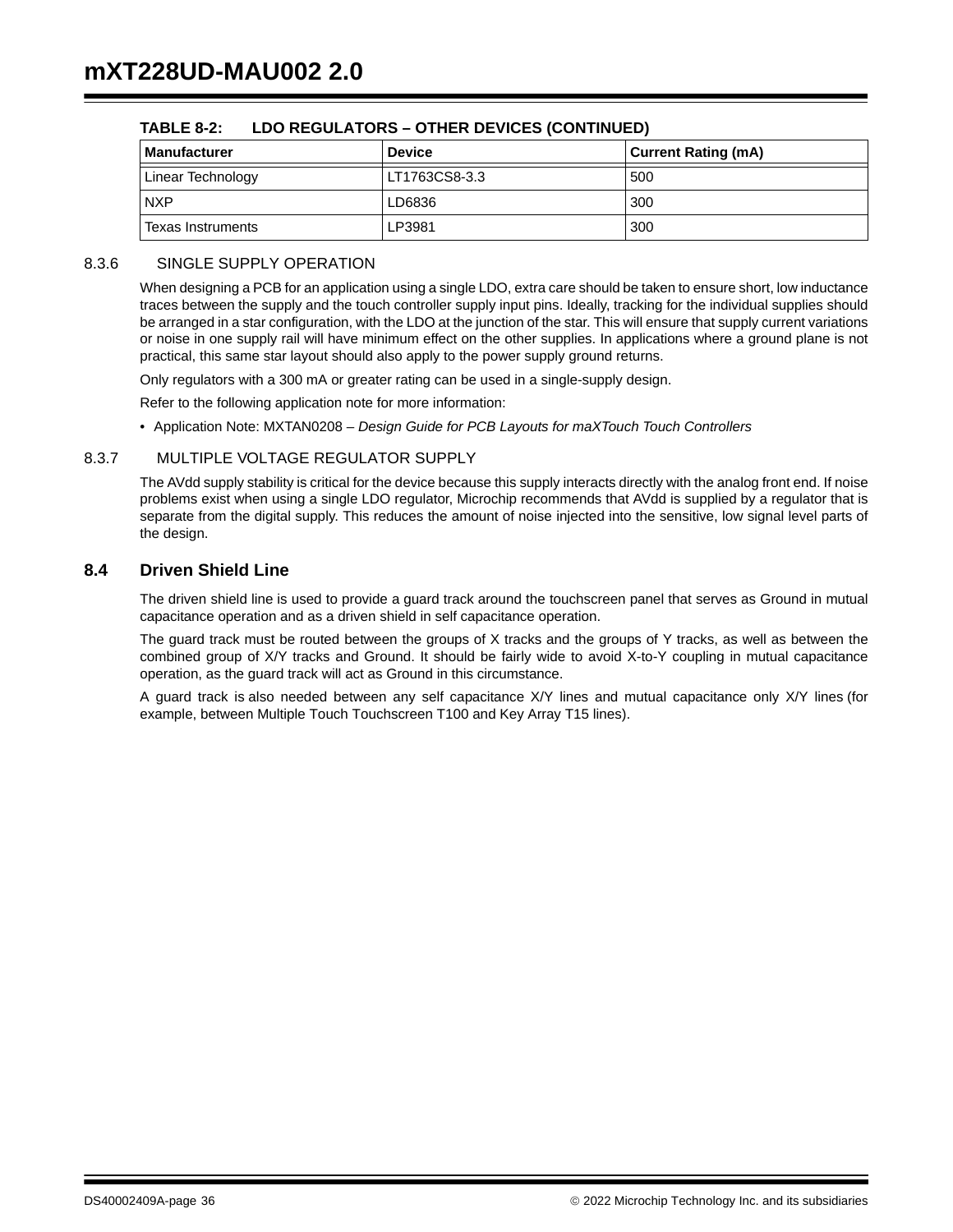**TABLE 8-2: LDO REGULATORS – OTHER DEVICES (CONTINUED)**

| Manufacturer | Device | Current Rating (mA) |
|---|---|---|
| Linear Technology | LT1763CS8-3.3 | 500 |
| NXP | LD6836 | 300 |
| Texas Instruments | LP3981 | 300 |

### 8.3.6 SINGLE SUPPLY OPERATION

When designing a PCB for an application using a single LDO, extra care should be taken to ensure short, low inductance traces between the supply and the touch controller supply input pins. Ideally, tracking for the individual supplies should be arranged in a star configuration, with the LDO at the junction of the star. This will ensure that supply current variations or noise in one supply rail will have minimum effect on the other supplies. In applications where a ground plane is not practical, this same star layout should also apply to the power supply ground returns.

Only regulators with a 300 mA or greater rating can be used in a single-supply design.

Refer to the following application note for more information:

- Application Note: MXTAN0208 – *Design Guide for PCB Layouts for maXTouch Touch Controllers*

### 8.3.7 MULTIPLE VOLTAGE REGULATOR SUPPLY

The AVdd supply stability is critical for the device because this supply interacts directly with the analog front end. If noise problems exist when using a single LDO regulator, Microchip recommends that AVdd is supplied by a regulator that is separate from the digital supply. This reduces the amount of noise injected into the sensitive, low signal level parts of the design.

## 8.4 Driven Shield Line

The driven shield line is used to provide a guard track around the touchscreen panel that serves as Ground in mutual capacitance operation and as a driven shield in self capacitance operation.

The guard track must be routed between the groups of X tracks and the groups of Y tracks, as well as between the combined group of X/Y tracks and Ground. It should be fairly wide to avoid X-to-Y coupling in mutual capacitance operation, as the guard track will act as Ground in this circumstance.

A guard track is also needed between any self capacitance X/Y lines and mutual capacitance only X/Y lines (for example, between Multiple Touch Touchscreen T100 and Key Array T15 lines).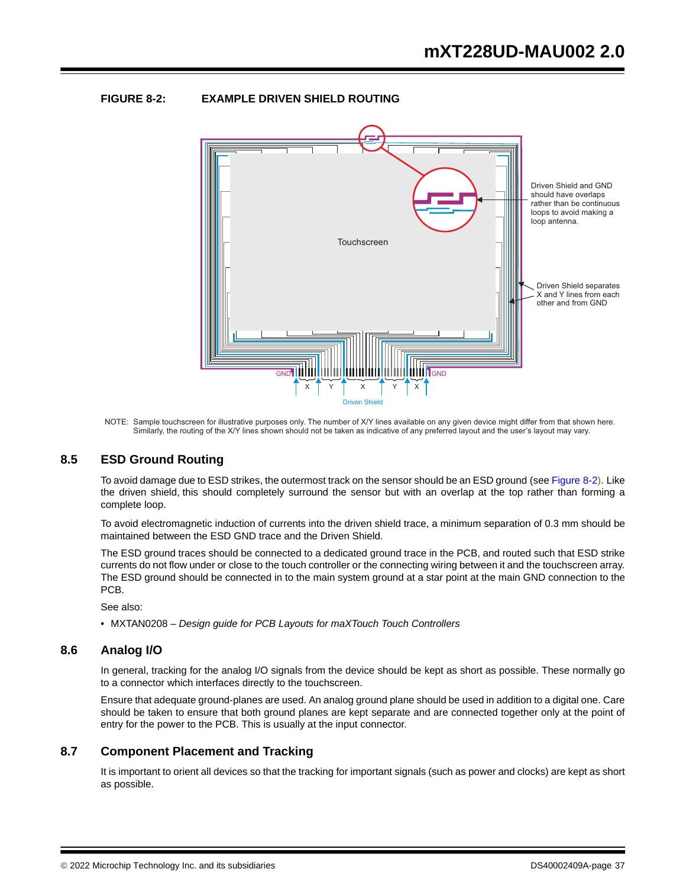**FIGURE 8-2: EXAMPLE DRIVEN SHIELD ROUTING**

Touchscreen

Driven Shield and GND should have overlaps rather than be continuous loops to avoid making a loop antenna.

Driven Shield separates X and Y lines from each other and from GND

GND X Y X Y X GND

Driven Shield

NOTE: Sample touchscreen for illustrative purposes only. The number of X/Y lines available on any given device might differ from that shown here. Similarly, the routing of the X/Y lines shown should not be taken as indicative of any preferred layout and the user's layout may vary.

## 8.5 ESD Ground Routing

To avoid damage due to ESD strikes, the outermost track on the sensor should be an ESD ground (see Figure 8-2). Like the driven shield, this should completely surround the sensor but with an overlap at the top rather than forming a complete loop.

To avoid electromagnetic induction of currents into the driven shield trace, a minimum separation of 0.3 mm should be maintained between the ESD GND trace and the Driven Shield.

The ESD ground traces should be connected to a dedicated ground trace in the PCB, and routed such that ESD strike currents do not flow under or close to the touch controller or the connecting wiring between it and the touchscreen array. The ESD ground should be connected in to the main system ground at a star point at the main GND connection to the PCB.

See also:

- MXTAN0208 – *Design guide for PCB Layouts for maXTouch Touch Controllers*

## 8.6 Analog I/O

In general, tracking for the analog I/O signals from the device should be kept as short as possible. These normally go to a connector which interfaces directly to the touchscreen.

Ensure that adequate ground-planes are used. An analog ground plane should be used in addition to a digital one. Care should be taken to ensure that both ground planes are kept separate and are connected together only at the point of entry for the power to the PCB. This is usually at the input connector.

## 8.7 Component Placement and Tracking

It is important to orient all devices so that the tracking for important signals (such as power and clocks) are kept as short as possible.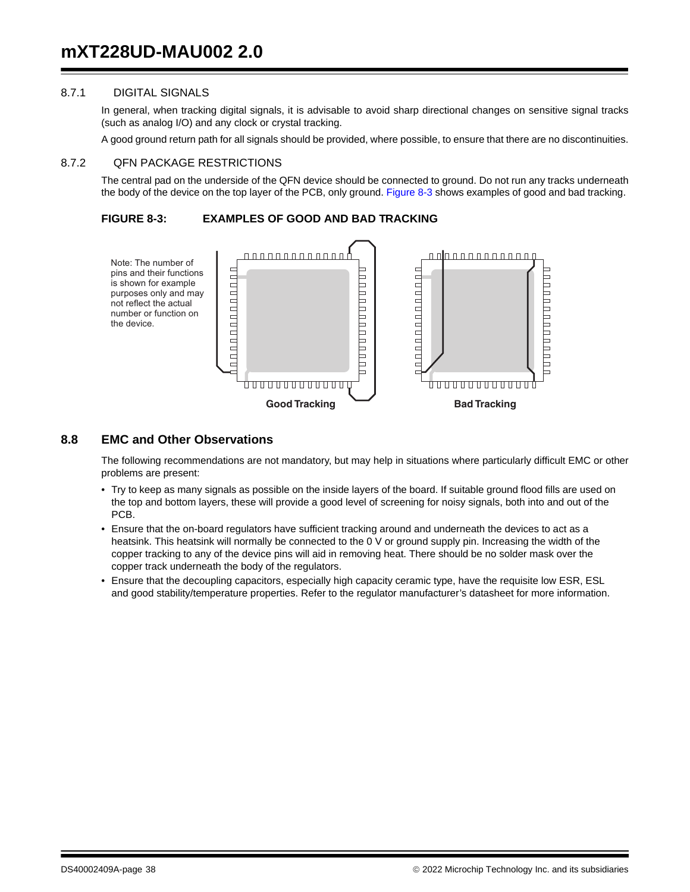### 8.7.1 DIGITAL SIGNALS

In general, when tracking digital signals, it is advisable to avoid sharp directional changes on sensitive signal tracks (such as analog I/O) and any clock or crystal tracking.

A good ground return path for all signals should be provided, where possible, to ensure that there are no discontinuities.

### 8.7.2 QFN PACKAGE RESTRICTIONS

The central pad on the underside of the QFN device should be connected to ground. Do not run any tracks underneath the body of the device on the top layer of the PCB, only ground. Figure 8-3 shows examples of good and bad tracking.

**FIGURE 8-3: EXAMPLES OF GOOD AND BAD TRACKING**

Note: The number of pins and their functions is shown for example purposes only and may not reflect the actual number or function on the device.

Good Tracking

Bad Tracking

## 8.8 EMC and Other Observations

The following recommendations are not mandatory, but may help in situations where particularly difficult EMC or other problems are present:

- Try to keep as many signals as possible on the inside layers of the board. If suitable ground flood fills are used on the top and bottom layers, these will provide a good level of screening for noisy signals, both into and out of the PCB.
- Ensure that the on-board regulators have sufficient tracking around and underneath the devices to act as a heatsink. This heatsink will normally be connected to the 0 V or ground supply pin. Increasing the width of the copper tracking to any of the device pins will aid in removing heat. There should be no solder mask over the copper track underneath the body of the regulators.
- Ensure that the decoupling capacitors, especially high capacity ceramic type, have the requisite low ESR, ESL and good stability/temperature properties. Refer to the regulator manufacturer's datasheet for more information.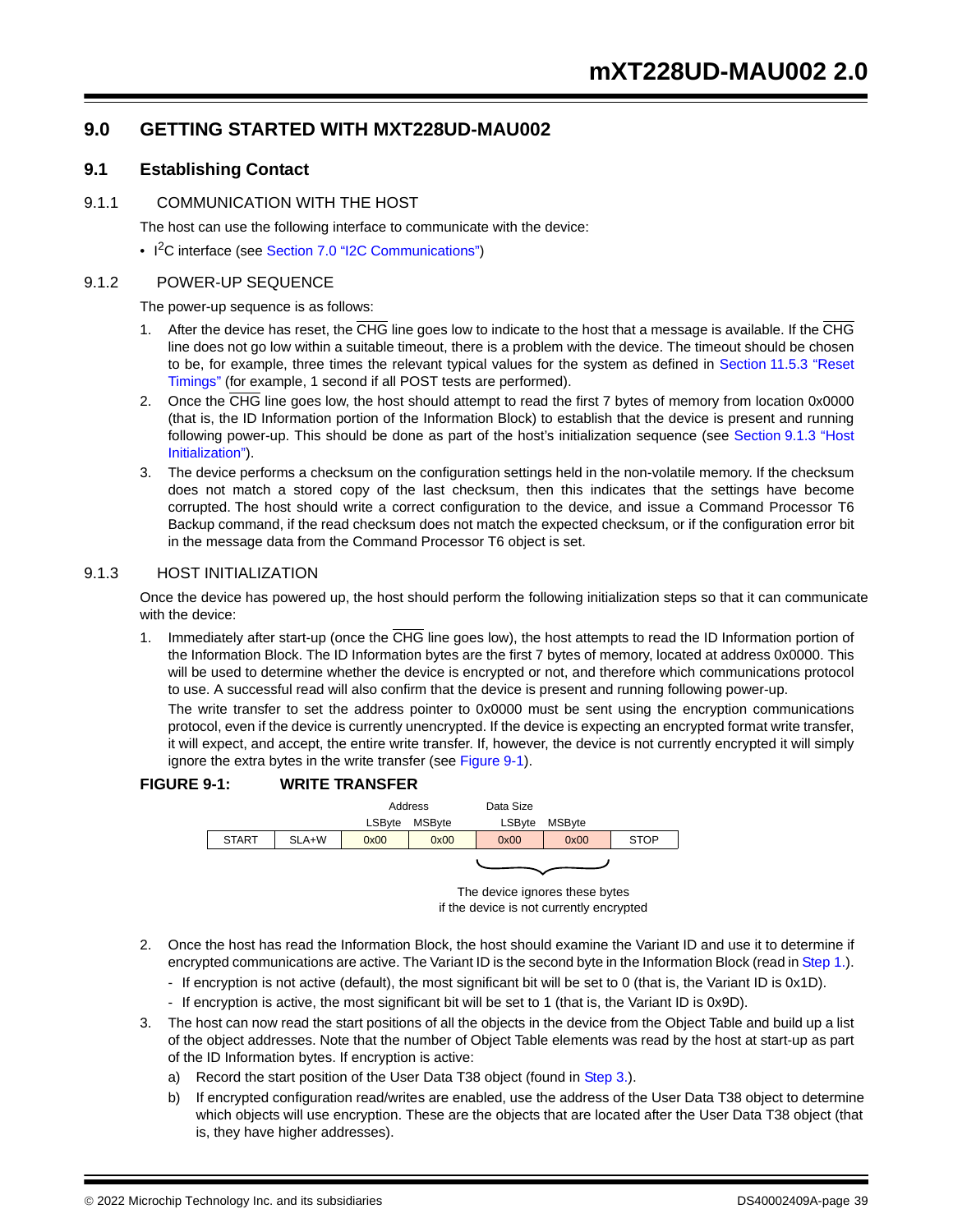# 9.0 GETTING STARTED WITH MXT228UD-MAU002

## 9.1 Establishing Contact

### 9.1.1 COMMUNICATION WITH THE HOST

The host can use the following interface to communicate with the device:

- I²C interface (see Section 7.0 "I2C Communications")

### 9.1.2 POWER-UP SEQUENCE

The power-up sequence is as follows:

1. After the device has reset, the CHG line goes low to indicate to the host that a message is available. If the CHG line does not go low within a suitable timeout, there is a problem with the device. The timeout should be chosen to be, for example, three times the relevant typical values for the system as defined in Section 11.5.3 "Reset Timings" (for example, 1 second if all POST tests are performed).
2. Once the CHG line goes low, the host should attempt to read the first 7 bytes of memory from location 0x0000 (that is, the ID Information portion of the Information Block) to establish that the device is present and running following power-up. This should be done as part of the host's initialization sequence (see Section 9.1.3 "Host Initialization").
3. The device performs a checksum on the configuration settings held in the non-volatile memory. If the checksum does not match a stored copy of the last checksum, then this indicates that the settings have become corrupted. The host should write a correct configuration to the device, and issue a Command Processor T6 Backup command, if the read checksum does not match the expected checksum, or if the configuration error bit in the message data from the Command Processor T6 object is set.

### 9.1.3 HOST INITIALIZATION

Once the device has powered up, the host should perform the following initialization steps so that it can communicate with the device:

1. Immediately after start-up (once the CHG line goes low), the host attempts to read the ID Information portion of the Information Block. The ID Information bytes are the first 7 bytes of memory, located at address 0x0000. This will be used to determine whether the device is encrypted or not, and therefore which communications protocol to use. A successful read will also confirm that the device is present and running following power-up.

   The write transfer to set the address pointer to 0x0000 must be sent using the encryption communications protocol, even if the device is currently unencrypted. If the device is expecting an encrypted format write transfer, it will expect, and accept, the entire write transfer. If, however, the device is not currently encrypted it will simply ignore the extra bytes in the write transfer (see Figure 9-1).

**FIGURE 9-1: WRITE TRANSFER**

| | | Address | | Data Size | | |
|---|---|---|---|---|---|---|
| | | LSByte | MSByte | LSByte | MSByte | |
| START | SLA+W | 0x00 | 0x00 | 0x00 | 0x00 | STOP |

The device ignores these bytes (Data Size bytes) if the device is not currently encrypted

2. Once the host has read the Information Block, the host should examine the Variant ID and use it to determine if encrypted communications are active. The Variant ID is the second byte in the Information Block (read in Step 1.).
   - If encryption is not active (default), the most significant bit will be set to 0 (that is, the Variant ID is 0x1D).
   - If encryption is active, the most significant bit will be set to 1 (that is, the Variant ID is 0x9D).
3. The host can now read the start positions of all the objects in the device from the Object Table and build up a list of the object addresses. Note that the number of Object Table elements was read by the host at start-up as part of the ID Information bytes. If encryption is active:
   a) Record the start position of the User Data T38 object (found in Step 3.).
   b) If encrypted configuration read/writes are enabled, use the address of the User Data T38 object to determine which objects will use encryption. These are the objects that are located after the User Data T38 object (that is, they have higher addresses).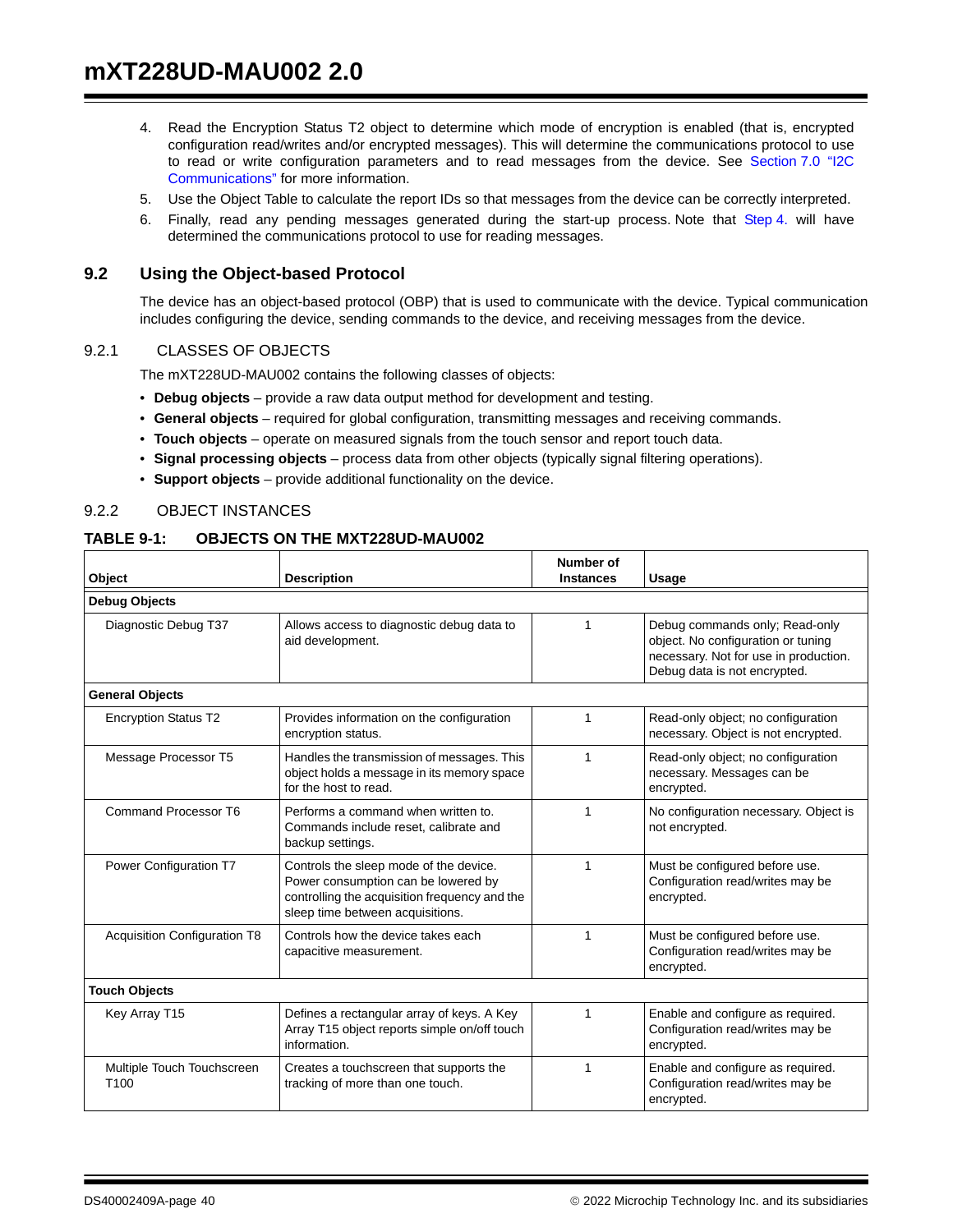4. Read the Encryption Status T2 object to determine which mode of encryption is enabled (that is, encrypted configuration read/writes and/or encrypted messages). This will determine the communications protocol to use to read or write configuration parameters and to read messages from the device. See Section 7.0 "I2C Communications" for more information.
5. Use the Object Table to calculate the report IDs so that messages from the device can be correctly interpreted.
6. Finally, read any pending messages generated during the start-up process. Note that Step 4. will have determined the communications protocol to use for reading messages.

## 9.2 Using the Object-based Protocol

The device has an object-based protocol (OBP) that is used to communicate with the device. Typical communication includes configuring the device, sending commands to the device, and receiving messages from the device.

### 9.2.1 CLASSES OF OBJECTS

The mXT228UD-MAU002 contains the following classes of objects:

- **Debug objects** – provide a raw data output method for development and testing.
- **General objects** – required for global configuration, transmitting messages and receiving commands.
- **Touch objects** – operate on measured signals from the touch sensor and report touch data.
- **Signal processing objects** – process data from other objects (typically signal filtering operations).
- **Support objects** – provide additional functionality on the device.

### 9.2.2 OBJECT INSTANCES

**TABLE 9-1: OBJECTS ON THE MXT228UD-MAU002**

| Object | Description | Number of Instances | Usage |
|---|---|---|---|
| **Debug Objects** | | | |
| Diagnostic Debug T37 | Allows access to diagnostic debug data to aid development. | 1 | Debug commands only; Read-only object. No configuration or tuning necessary. Not for use in production. Debug data is not encrypted. |
| **General Objects** | | | |
| Encryption Status T2 | Provides information on the configuration encryption status. | 1 | Read-only object; no configuration necessary. Object is not encrypted. |
| Message Processor T5 | Handles the transmission of messages. This object holds a message in its memory space for the host to read. | 1 | Read-only object; no configuration necessary. Messages can be encrypted. |
| Command Processor T6 | Performs a command when written to. Commands include reset, calibrate and backup settings. | 1 | No configuration necessary. Object is not encrypted. |
| Power Configuration T7 | Controls the sleep mode of the device. Power consumption can be lowered by controlling the acquisition frequency and the sleep time between acquisitions. | 1 | Must be configured before use. Configuration read/writes may be encrypted. |
| Acquisition Configuration T8 | Controls how the device takes each capacitive measurement. | 1 | Must be configured before use. Configuration read/writes may be encrypted. |
| **Touch Objects** | | | |
| Key Array T15 | Defines a rectangular array of keys. A Key Array T15 object reports simple on/off touch information. | 1 | Enable and configure as required. Configuration read/writes may be encrypted. |
| Multiple Touch Touchscreen T100 | Creates a touchscreen that supports the tracking of more than one touch. | 1 | Enable and configure as required. Configuration read/writes may be encrypted. |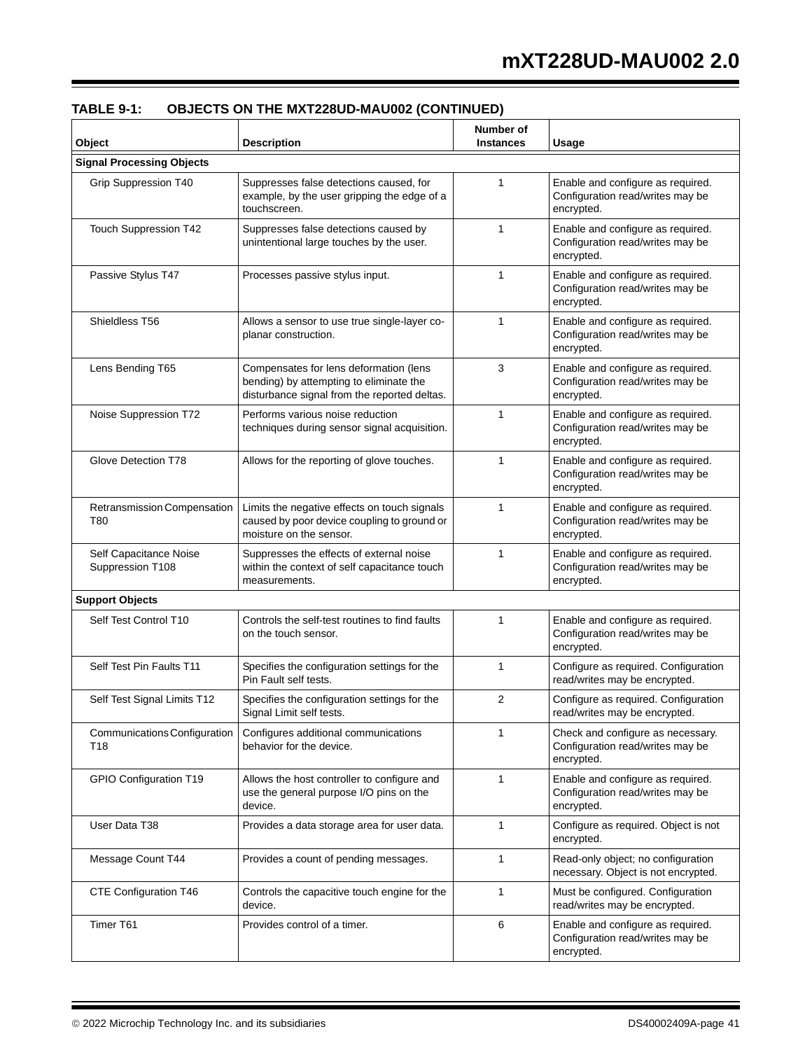**TABLE 9-1: OBJECTS ON THE MXT228UD-MAU002 (CONTINUED)**

| Object | Description | Number of Instances | Usage |
|---|---|---|---|
| **Signal Processing Objects** | | | |
| Grip Suppression T40 | Suppresses false detections caused, for example, by the user gripping the edge of a touchscreen. | 1 | Enable and configure as required. Configuration read/writes may be encrypted. |
| Touch Suppression T42 | Suppresses false detections caused by unintentional large touches by the user. | 1 | Enable and configure as required. Configuration read/writes may be encrypted. |
| Passive Stylus T47 | Processes passive stylus input. | 1 | Enable and configure as required. Configuration read/writes may be encrypted. |
| Shieldless T56 | Allows a sensor to use true single-layer co-planar construction. | 1 | Enable and configure as required. Configuration read/writes may be encrypted. |
| Lens Bending T65 | Compensates for lens deformation (lens bending) by attempting to eliminate the disturbance signal from the reported deltas. | 3 | Enable and configure as required. Configuration read/writes may be encrypted. |
| Noise Suppression T72 | Performs various noise reduction techniques during sensor signal acquisition. | 1 | Enable and configure as required. Configuration read/writes may be encrypted. |
| Glove Detection T78 | Allows for the reporting of glove touches. | 1 | Enable and configure as required. Configuration read/writes may be encrypted. |
| Retransmission Compensation T80 | Limits the negative effects on touch signals caused by poor device coupling to ground or moisture on the sensor. | 1 | Enable and configure as required. Configuration read/writes may be encrypted. |
| Self Capacitance Noise Suppression T108 | Suppresses the effects of external noise within the context of self capacitance touch measurements. | 1 | Enable and configure as required. Configuration read/writes may be encrypted. |
| **Support Objects** | | | |
| Self Test Control T10 | Controls the self-test routines to find faults on the touch sensor. | 1 | Enable and configure as required. Configuration read/writes may be encrypted. |
| Self Test Pin Faults T11 | Specifies the configuration settings for the Pin Fault self tests. | 1 | Configure as required. Configuration read/writes may be encrypted. |
| Self Test Signal Limits T12 | Specifies the configuration settings for the Signal Limit self tests. | 2 | Configure as required. Configuration read/writes may be encrypted. |
| Communications Configuration T18 | Configures additional communications behavior for the device. | 1 | Check and configure as necessary. Configuration read/writes may be encrypted. |
| GPIO Configuration T19 | Allows the host controller to configure and use the general purpose I/O pins on the device. | 1 | Enable and configure as required. Configuration read/writes may be encrypted. |
| User Data T38 | Provides a data storage area for user data. | 1 | Configure as required. Object is not encrypted. |
| Message Count T44 | Provides a count of pending messages. | 1 | Read-only object; no configuration necessary. Object is not encrypted. |
| CTE Configuration T46 | Controls the capacitive touch engine for the device. | 1 | Must be configured. Configuration read/writes may be encrypted. |
| Timer T61 | Provides control of a timer. | 6 | Enable and configure as required. Configuration read/writes may be encrypted. |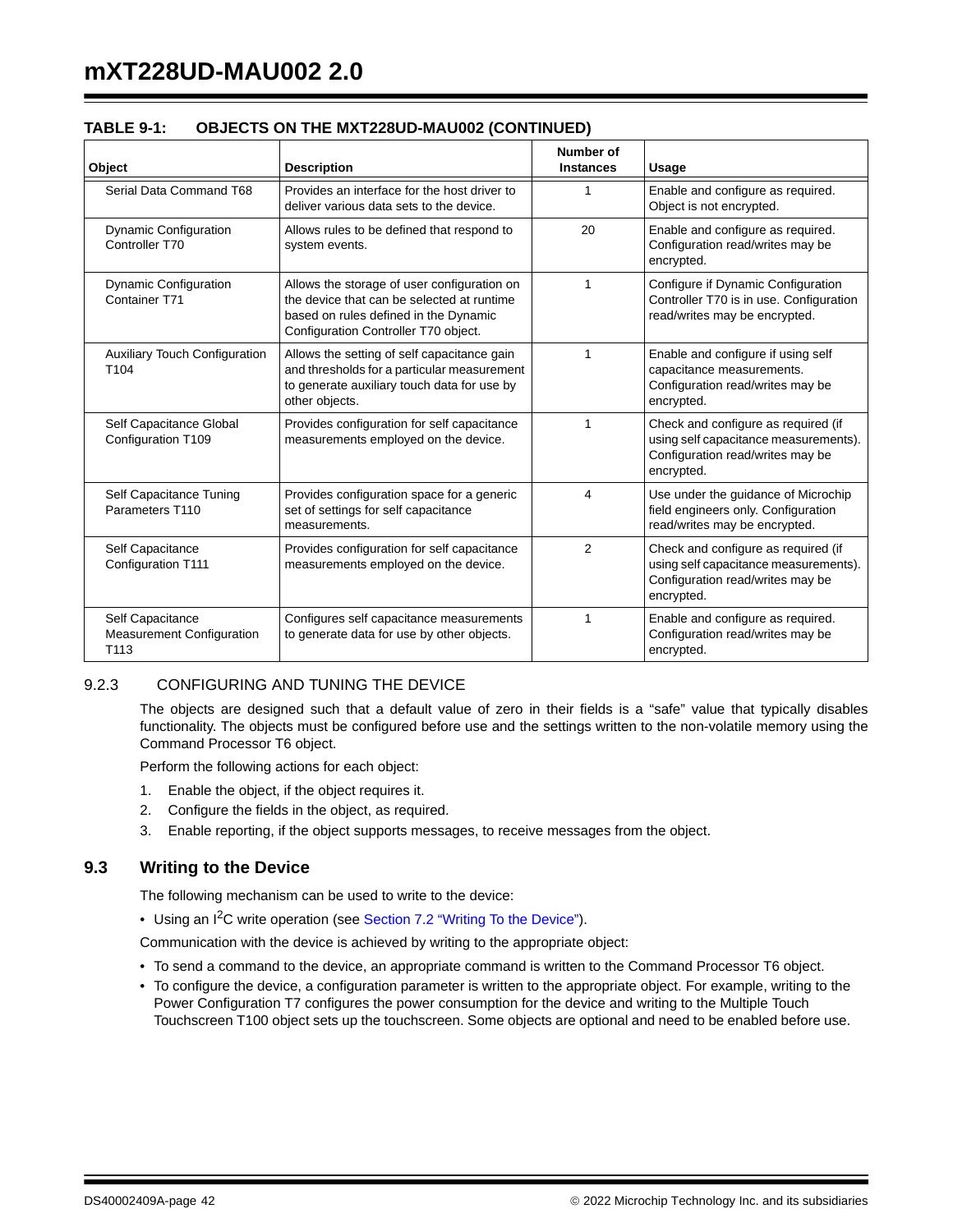**TABLE 9-1: OBJECTS ON THE MXT228UD-MAU002 (CONTINUED)**

| Object | Description | Number of Instances | Usage |
|---|---|---|---|
| Serial Data Command T68 | Provides an interface for the host driver to deliver various data sets to the device. | 1 | Enable and configure as required. Object is not encrypted. |
| Dynamic Configuration Controller T70 | Allows rules to be defined that respond to system events. | 20 | Enable and configure as required. Configuration read/writes may be encrypted. |
| Dynamic Configuration Container T71 | Allows the storage of user configuration on the device that can be selected at runtime based on rules defined in the Dynamic Configuration Controller T70 object. | 1 | Configure if Dynamic Configuration Controller T70 is in use. Configuration read/writes may be encrypted. |
| Auxiliary Touch Configuration T104 | Allows the setting of self capacitance gain and thresholds for a particular measurement to generate auxiliary touch data for use by other objects. | 1 | Enable and configure if using self capacitance measurements. Configuration read/writes may be encrypted. |
| Self Capacitance Global Configuration T109 | Provides configuration for self capacitance measurements employed on the device. | 1 | Check and configure as required (if using self capacitance measurements). Configuration read/writes may be encrypted. |
| Self Capacitance Tuning Parameters T110 | Provides configuration space for a generic set of settings for self capacitance measurements. | 4 | Use under the guidance of Microchip field engineers only. Configuration read/writes may be encrypted. |
| Self Capacitance Configuration T111 | Provides configuration for self capacitance measurements employed on the device. | 2 | Check and configure as required (if using self capacitance measurements). Configuration read/writes may be encrypted. |
| Self Capacitance Measurement Configuration T113 | Configures self capacitance measurements to generate data for use by other objects. | 1 | Enable and configure as required. Configuration read/writes may be encrypted. |

### 9.2.3 CONFIGURING AND TUNING THE DEVICE

The objects are designed such that a default value of zero in their fields is a "safe" value that typically disables functionality. The objects must be configured before use and the settings written to the non-volatile memory using the Command Processor T6 object.

Perform the following actions for each object:

1. Enable the object, if the object requires it.
2. Configure the fields in the object, as required.
3. Enable reporting, if the object supports messages, to receive messages from the object.

## 9.3 Writing to the Device

The following mechanism can be used to write to the device:

- Using an $I^2C$ write operation (see Section 7.2 "Writing To the Device").

Communication with the device is achieved by writing to the appropriate object:

- To send a command to the device, an appropriate command is written to the Command Processor T6 object.
- To configure the device, a configuration parameter is written to the appropriate object. For example, writing to the Power Configuration T7 configures the power consumption for the device and writing to the Multiple Touch Touchscreen T100 object sets up the touchscreen. Some objects are optional and need to be enabled before use.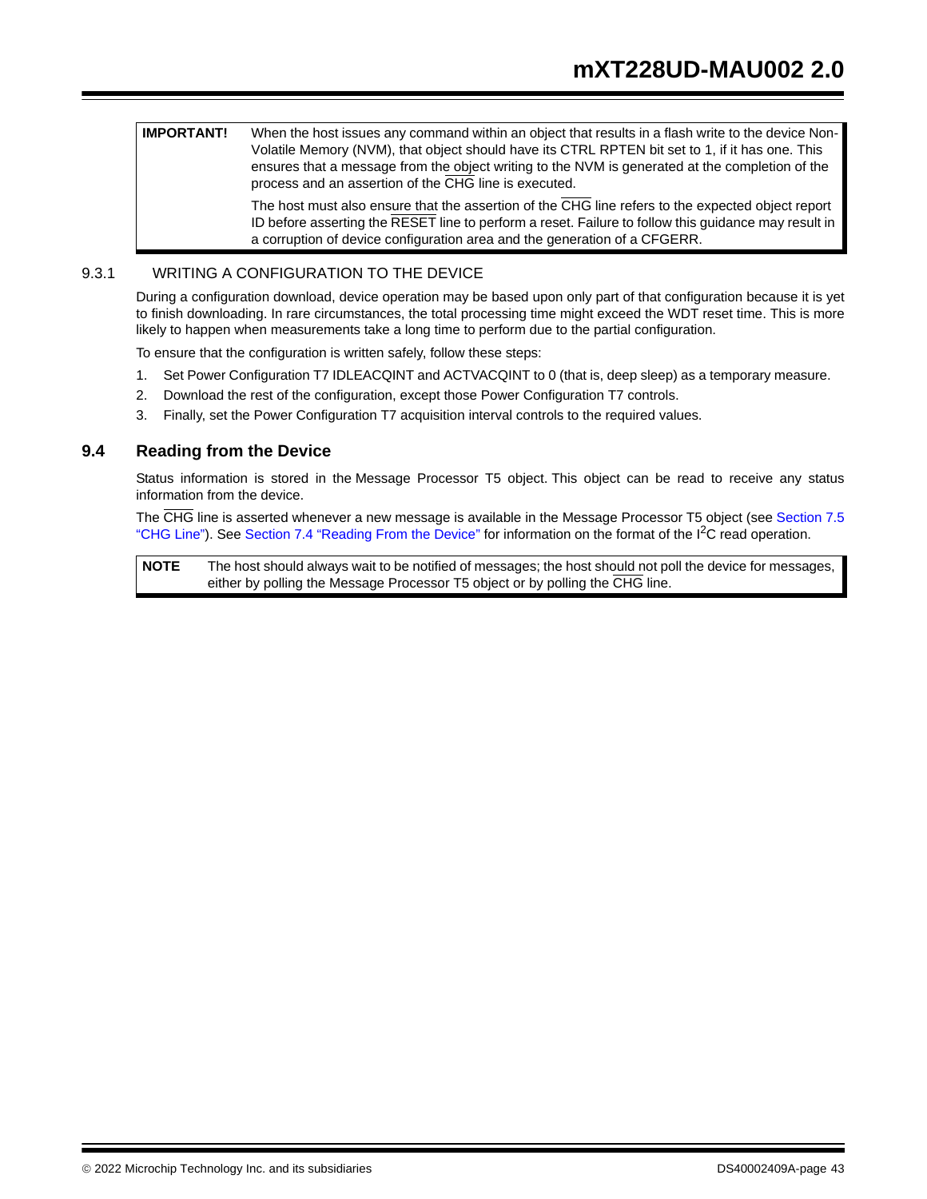| **IMPORTANT!** | When the host issues any command within an object that results in a flash write to the device Non-Volatile Memory (NVM), that object should have its CTRL RPTEN bit set to 1, if it has one. This ensures that a message from the object writing to the NVM is generated at the completion of the process and an assertion of the CHG line is executed.<br><br>The host must also ensure that the assertion of the CHG line refers to the expected object report ID before asserting the RESET line to perform a reset. Failure to follow this guidance may result in a corruption of device configuration area and the generation of a CFGERR. |
|---|---|

### 9.3.1 WRITING A CONFIGURATION TO THE DEVICE

During a configuration download, device operation may be based upon only part of that configuration because it is yet to finish downloading. In rare circumstances, the total processing time might exceed the WDT reset time. This is more likely to happen when measurements take a long time to perform due to the partial configuration.

To ensure that the configuration is written safely, follow these steps:

1. Set Power Configuration T7 IDLEACQINT and ACTVACQINT to 0 (that is, deep sleep) as a temporary measure.
2. Download the rest of the configuration, except those Power Configuration T7 controls.
3. Finally, set the Power Configuration T7 acquisition interval controls to the required values.

## 9.4 Reading from the Device

Status information is stored in the Message Processor T5 object. This object can be read to receive any status information from the device.

The CHG line is asserted whenever a new message is available in the Message Processor T5 object (see Section 7.5 "CHG Line"). See Section 7.4 "Reading From the Device" for information on the format of the I²C read operation.

| **NOTE** | The host should always wait to be notified of messages; the host should not poll the device for messages, either by polling the Message Processor T5 object or by polling the CHG line. |
|---|---|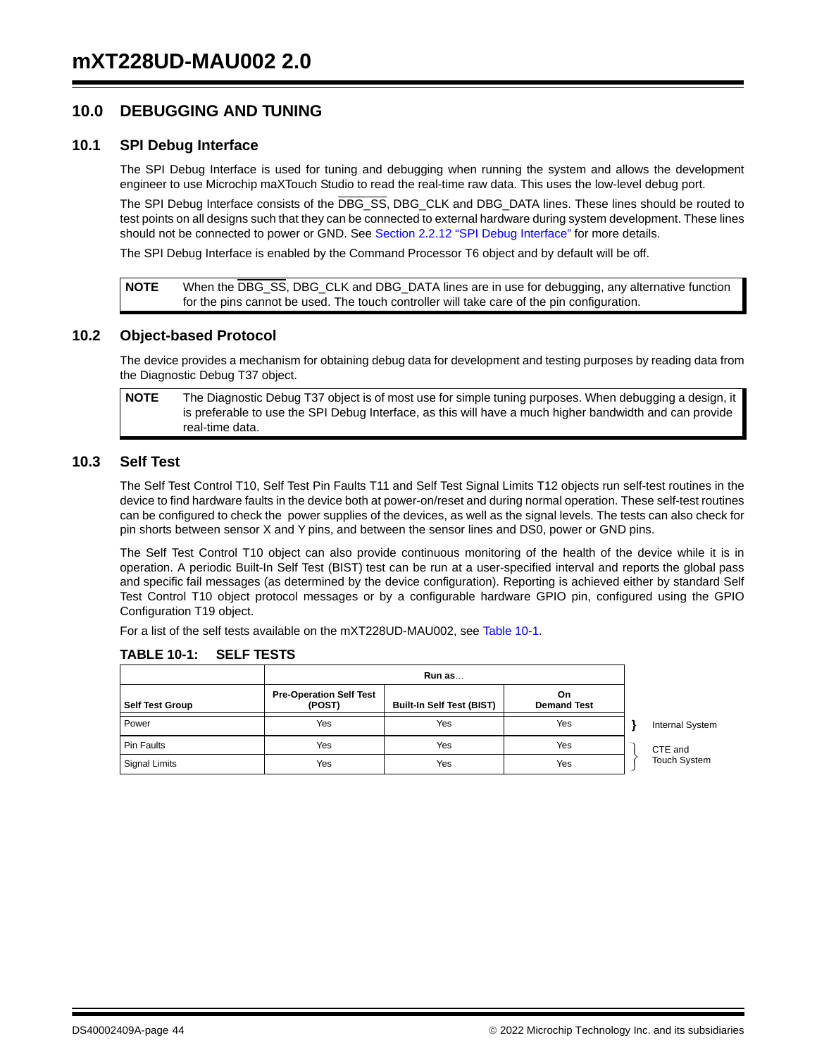# 10.0 DEBUGGING AND TUNING

## 10.1 SPI Debug Interface

The SPI Debug Interface is used for tuning and debugging when running the system and allows the development engineer to use Microchip maXTouch Studio to read the real-time raw data. This uses the low-level debug port.

The SPI Debug Interface consists of the $\overline{\text{DBG\_SS}}$, DBG_CLK and DBG_DATA lines. These lines should be routed to test points on all designs such that they can be connected to external hardware during system development. These lines should not be connected to power or GND. See Section 2.2.12 "SPI Debug Interface" for more details.

The SPI Debug Interface is enabled by the Command Processor T6 object and by default will be off.

| NOTE | When the $\overline{\text{DBG\_SS}}$, DBG_CLK and DBG_DATA lines are in use for debugging, any alternative function for the pins cannot be used. The touch controller will take care of the pin configuration. |
|---|---|

## 10.2 Object-based Protocol

The device provides a mechanism for obtaining debug data for development and testing purposes by reading data from the Diagnostic Debug T37 object.

| NOTE | The Diagnostic Debug T37 object is of most use for simple tuning purposes. When debugging a design, it is preferable to use the SPI Debug Interface, as this will have a much higher bandwidth and can provide real-time data. |
|---|---|

## 10.3 Self Test

The Self Test Control T10, Self Test Pin Faults T11 and Self Test Signal Limits T12 objects run self-test routines in the device to find hardware faults in the device both at power-on/reset and during normal operation. These self-test routines can be configured to check the power supplies of the devices, as well as the signal levels. The tests can also check for pin shorts between sensor X and Y pins, and between the sensor lines and DS0, power or GND pins.

The Self Test Control T10 object can also provide continuous monitoring of the health of the device while it is in operation. A periodic Built-In Self Test (BIST) test can be run at a user-specified interval and reports the global pass and specific fail messages (as determined by the device configuration). Reporting is achieved either by standard Self Test Control T10 object protocol messages or by a configurable hardware GPIO pin, configured using the GPIO Configuration T19 object.

For a list of the self tests available on the mXT228UD-MAU002, see Table 10-1.

**TABLE 10-1: SELF TESTS**

| | Run as… | | | |
|---|---|---|---|---|
| **Self Test Group** | **Pre-Operation Self Test (POST)** | **Built-In Self Test (BIST)** | **On Demand Test** | |
| Power | Yes | Yes | Yes | Internal System |
| Pin Faults | Yes | Yes | Yes | CTE and Touch System |
| Signal Limits | Yes | Yes | Yes | CTE and Touch System |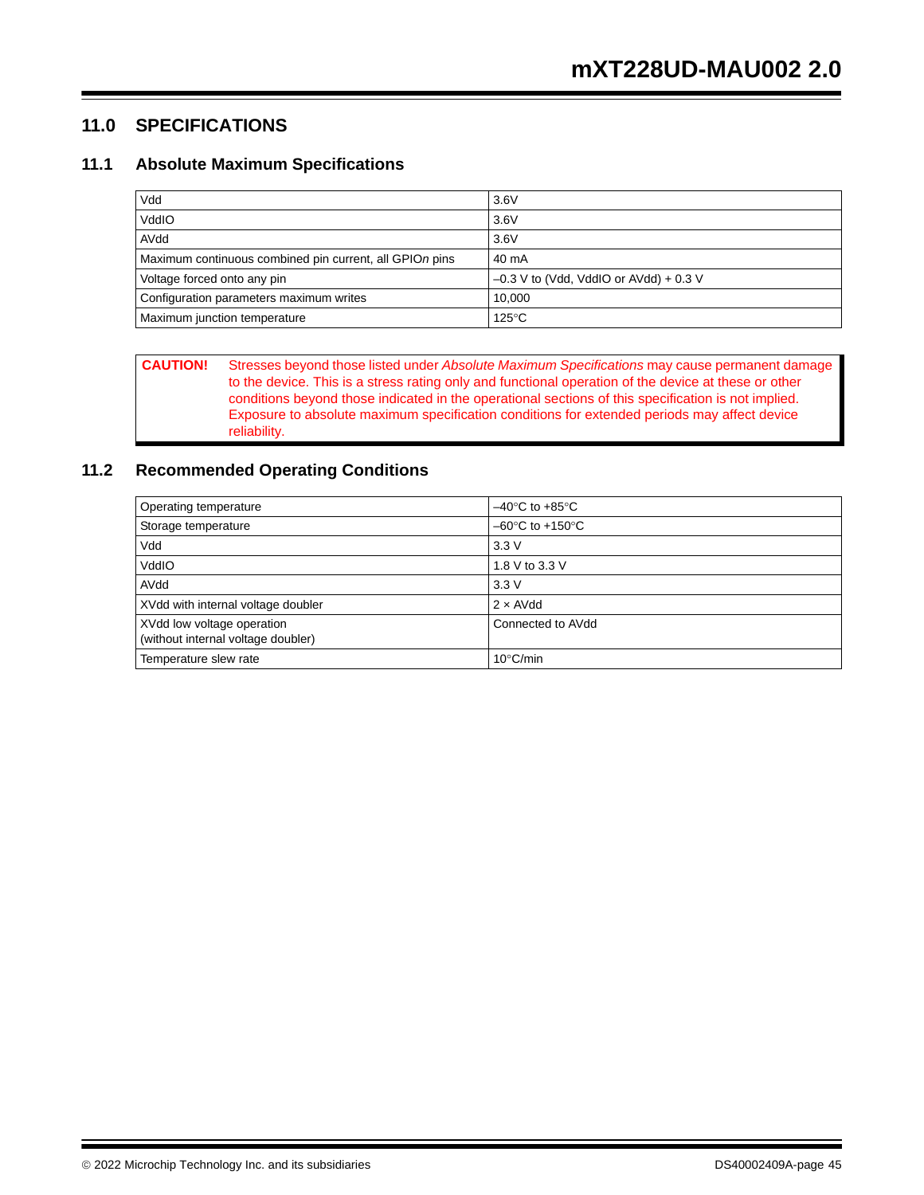## 11.0 SPECIFICATIONS

### 11.1 Absolute Maximum Specifications

| | |
|---|---|
| Vdd | 3.6V |
| VddIO | 3.6V |
| AVdd | 3.6V |
| Maximum continuous combined pin current, all GPIO*n* pins | 40 mA |
| Voltage forced onto any pin | –0.3 V to (Vdd, VddIO or AVdd) + 0.3 V |
| Configuration parameters maximum writes | 10,000 |
| Maximum junction temperature | 125°C |

**CAUTION!** Stresses beyond those listed under *Absolute Maximum Specifications* may cause permanent damage to the device. This is a stress rating only and functional operation of the device at these or other conditions beyond those indicated in the operational sections of this specification is not implied. Exposure to absolute maximum specification conditions for extended periods may affect device reliability.

### 11.2 Recommended Operating Conditions

| | |
|---|---|
| Operating temperature | –40°C to +85°C |
| Storage temperature | –60°C to +150°C |
| Vdd | 3.3 V |
| VddIO | 1.8 V to 3.3 V |
| AVdd | 3.3 V |
| XVdd with internal voltage doubler | 2 × AVdd |
| XVdd low voltage operation (without internal voltage doubler) | Connected to AVdd |
| Temperature slew rate | 10°C/min |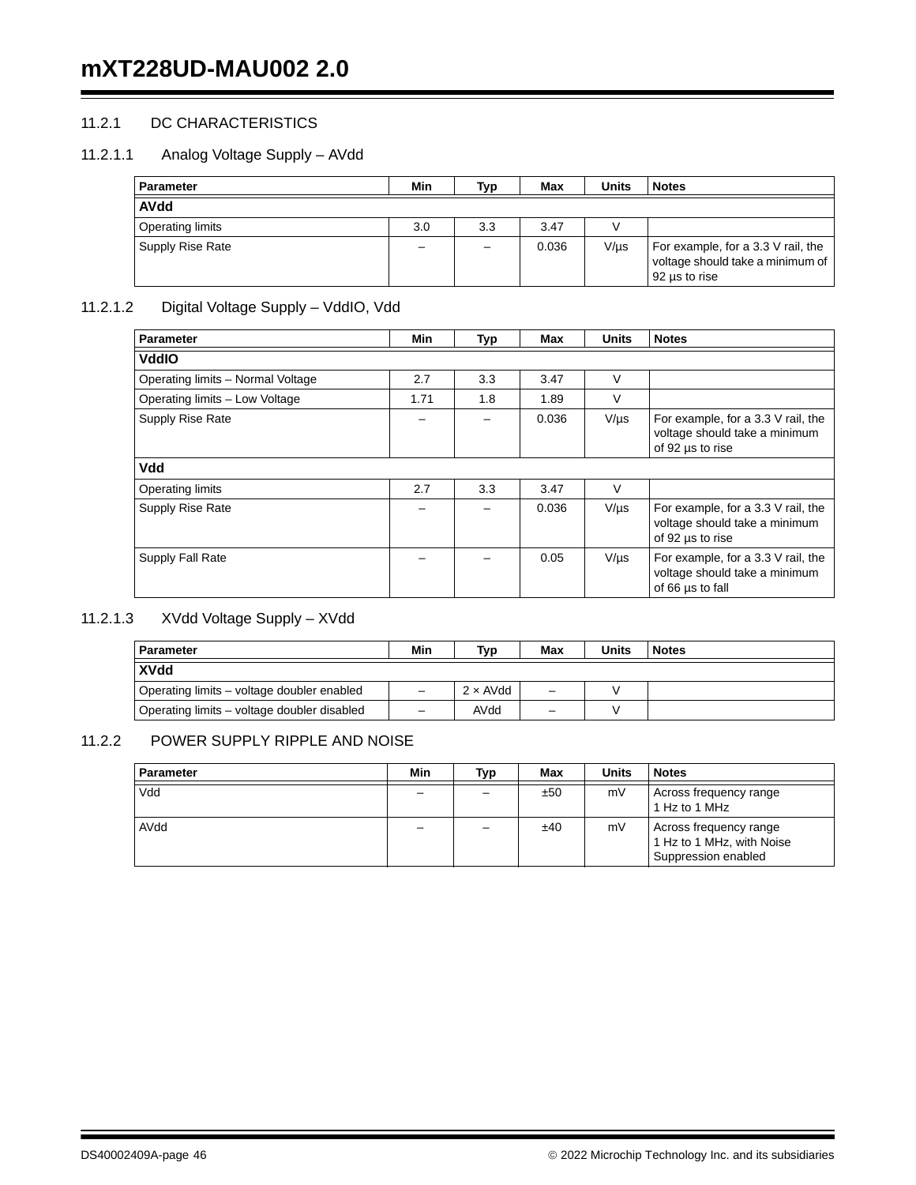### 11.2.1 DC CHARACTERISTICS

#### 11.2.1.1 Analog Voltage Supply – AVdd

| Parameter | Min | Typ | Max | Units | Notes |
|---|---|---|---|---|---|
| **AVdd** | | | | | |
| Operating limits | 3.0 | 3.3 | 3.47 | V | |
| Supply Rise Rate | – | – | 0.036 | V/µs | For example, for a 3.3 V rail, the voltage should take a minimum of 92 µs to rise |

#### 11.2.1.2 Digital Voltage Supply – VddIO, Vdd

| Parameter | Min | Typ | Max | Units | Notes |
|---|---|---|---|---|---|
| **VddIO** | | | | | |
| Operating limits – Normal Voltage | 2.7 | 3.3 | 3.47 | V | |
| Operating limits – Low Voltage | 1.71 | 1.8 | 1.89 | V | |
| Supply Rise Rate | – | – | 0.036 | V/µs | For example, for a 3.3 V rail, the voltage should take a minimum of 92 µs to rise |
| **Vdd** | | | | | |
| Operating limits | 2.7 | 3.3 | 3.47 | V | |
| Supply Rise Rate | – | – | 0.036 | V/µs | For example, for a 3.3 V rail, the voltage should take a minimum of 92 µs to rise |
| Supply Fall Rate | – | – | 0.05 | V/µs | For example, for a 3.3 V rail, the voltage should take a minimum of 66 µs to fall |

#### 11.2.1.3 XVdd Voltage Supply – XVdd

| Parameter | Min | Typ | Max | Units | Notes |
|---|---|---|---|---|---|
| **XVdd** | | | | | |
| Operating limits – voltage doubler enabled | – | 2 × AVdd | – | V | |
| Operating limits – voltage doubler disabled | – | AVdd | – | V | |

### 11.2.2 POWER SUPPLY RIPPLE AND NOISE

| Parameter | Min | Typ | Max | Units | Notes |
|---|---|---|---|---|---|
| Vdd | – | – | ±50 | mV | Across frequency range 1 Hz to 1 MHz |
| AVdd | – | – | ±40 | mV | Across frequency range 1 Hz to 1 MHz, with Noise Suppression enabled |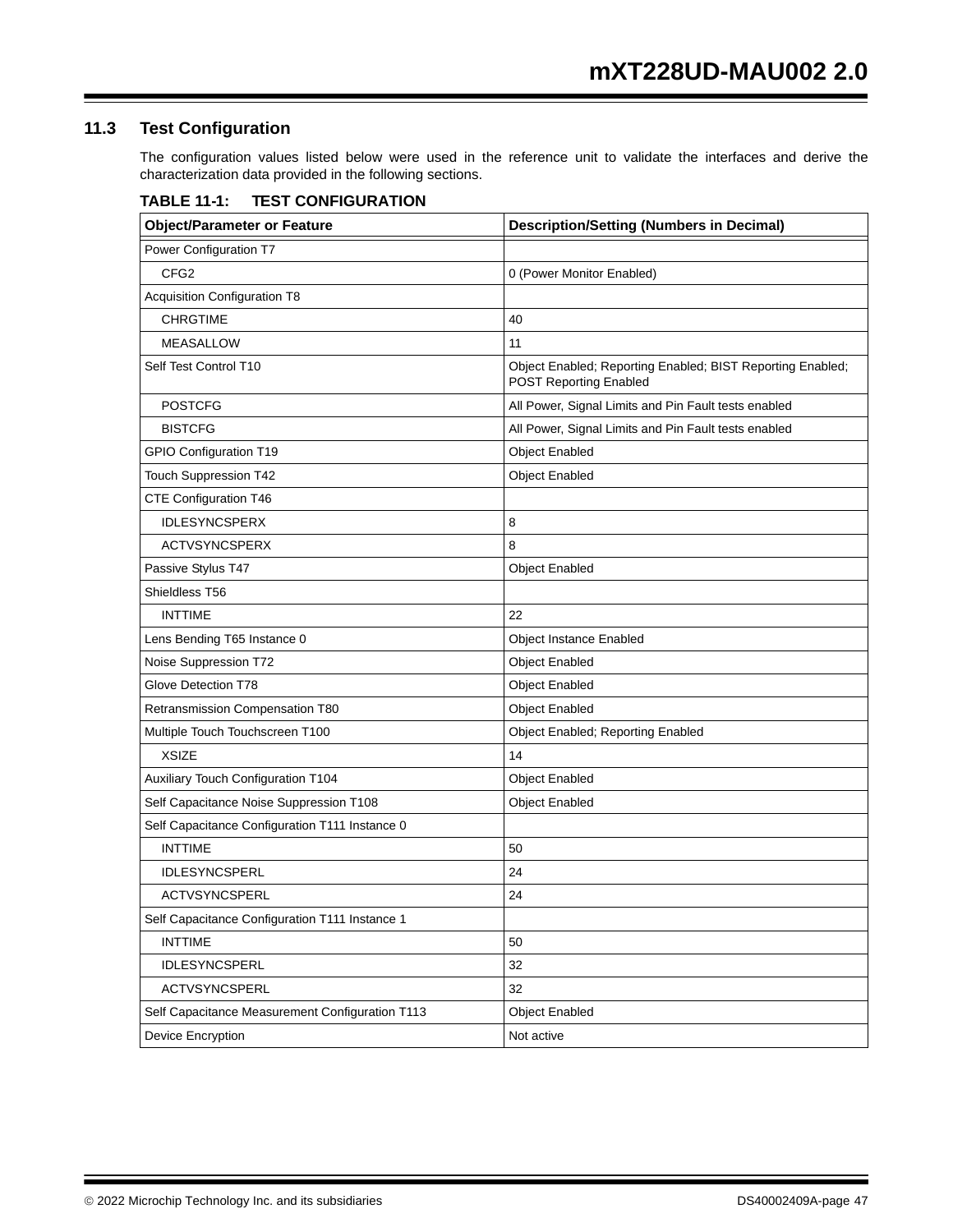## 11.3 Test Configuration

The configuration values listed below were used in the reference unit to validate the interfaces and derive the characterization data provided in the following sections.

**TABLE 11-1: TEST CONFIGURATION**

| Object/Parameter or Feature | Description/Setting (Numbers in Decimal) |
|---|---|
| Power Configuration T7 | |
| CFG2 | 0 (Power Monitor Enabled) |
| Acquisition Configuration T8 | |
| CHRGTIME | 40 |
| MEASALLOW | 11 |
| Self Test Control T10 | Object Enabled; Reporting Enabled; BIST Reporting Enabled; POST Reporting Enabled |
| POSTCFG | All Power, Signal Limits and Pin Fault tests enabled |
| BISTCFG | All Power, Signal Limits and Pin Fault tests enabled |
| GPIO Configuration T19 | Object Enabled |
| Touch Suppression T42 | Object Enabled |
| CTE Configuration T46 | |
| IDLESYNCSPERX | 8 |
| ACTVSYNCSPERX | 8 |
| Passive Stylus T47 | Object Enabled |
| Shieldless T56 | |
| INTTIME | 22 |
| Lens Bending T65 Instance 0 | Object Instance Enabled |
| Noise Suppression T72 | Object Enabled |
| Glove Detection T78 | Object Enabled |
| Retransmission Compensation T80 | Object Enabled |
| Multiple Touch Touchscreen T100 | Object Enabled; Reporting Enabled |
| XSIZE | 14 |
| Auxiliary Touch Configuration T104 | Object Enabled |
| Self Capacitance Noise Suppression T108 | Object Enabled |
| Self Capacitance Configuration T111 Instance 0 | |
| INTTIME | 50 |
| IDLESYNCSPERL | 24 |
| ACTVSYNCSPERL | 24 |
| Self Capacitance Configuration T111 Instance 1 | |
| INTTIME | 50 |
| IDLESYNCSPERL | 32 |
| ACTVSYNCSPERL | 32 |
| Self Capacitance Measurement Configuration T113 | Object Enabled |
| Device Encryption | Not active |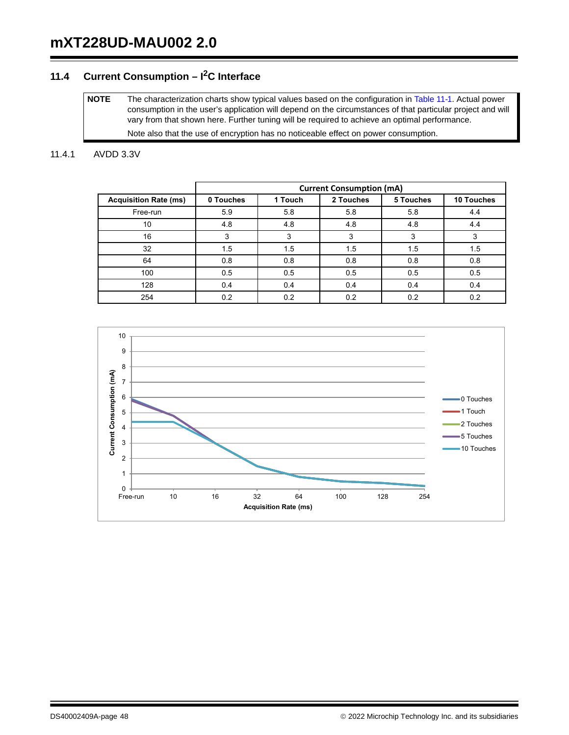## 11.4 Current Consumption – $I^2C$ Interface

> **NOTE** The characterization charts show typical values based on the configuration in Table 11-1. Actual power consumption in the user's application will depend on the circumstances of that particular project and will vary from that shown here. Further tuning will be required to achieve an optimal performance.
>
> Note also that the use of encryption has no noticeable effect on power consumption.

### 11.4.1 AVDD 3.3V

| | Current Consumption (mA) | | | | |
|---|---|---|---|---|---|
| **Acquisition Rate (ms)** | **0 Touches** | **1 Touch** | **2 Touches** | **5 Touches** | **10 Touches** |
| Free-run | 5.9 | 5.8 | 5.8 | 5.8 | 4.4 |
| 10 | 4.8 | 4.8 | 4.8 | 4.8 | 4.4 |
| 16 | 3 | 3 | 3 | 3 | 3 |
| 32 | 1.5 | 1.5 | 1.5 | 1.5 | 1.5 |
| 64 | 0.8 | 0.8 | 0.8 | 0.8 | 0.8 |
| 100 | 0.5 | 0.5 | 0.5 | 0.5 | 0.5 |
| 128 | 0.4 | 0.4 | 0.4 | 0.4 | 0.4 |
| 254 | 0.2 | 0.2 | 0.2 | 0.2 | 0.2 |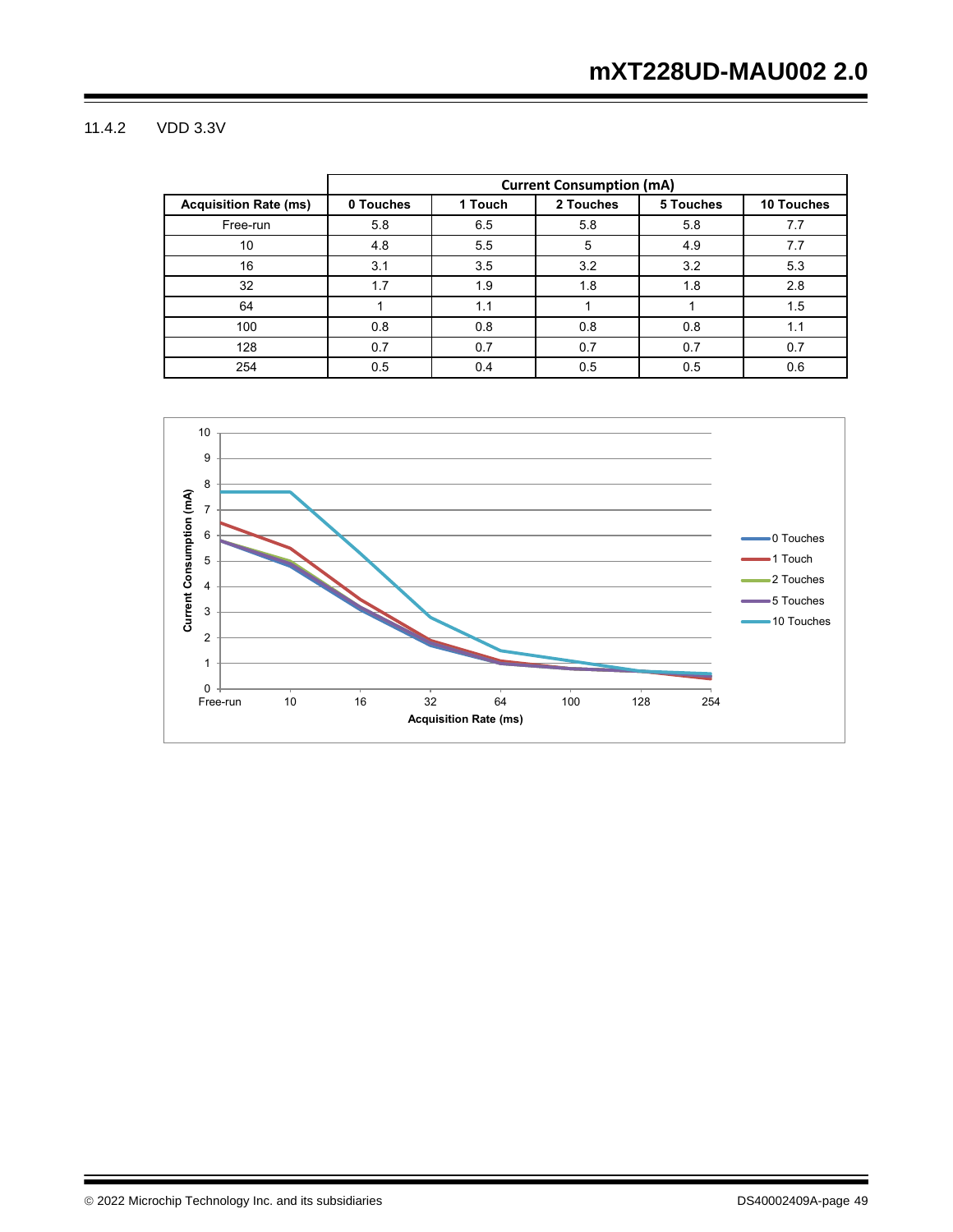### 11.4.2 VDD 3.3V

| | Current Consumption (mA) | | | | |
|---|---|---|---|---|---|
| **Acquisition Rate (ms)** | **0 Touches** | **1 Touch** | **2 Touches** | **5 Touches** | **10 Touches** |
| Free-run | 5.8 | 6.5 | 5.8 | 5.8 | 7.7 |
| 10 | 4.8 | 5.5 | 5 | 4.9 | 7.7 |
| 16 | 3.1 | 3.5 | 3.2 | 3.2 | 5.3 |
| 32 | 1.7 | 1.9 | 1.8 | 1.8 | 2.8 |
| 64 | 1 | 1.1 | 1 | 1 | 1.5 |
| 100 | 0.8 | 0.8 | 0.8 | 0.8 | 1.1 |
| 128 | 0.7 | 0.7 | 0.7 | 0.7 | 0.7 |
| 254 | 0.5 | 0.4 | 0.5 | 0.5 | 0.6 |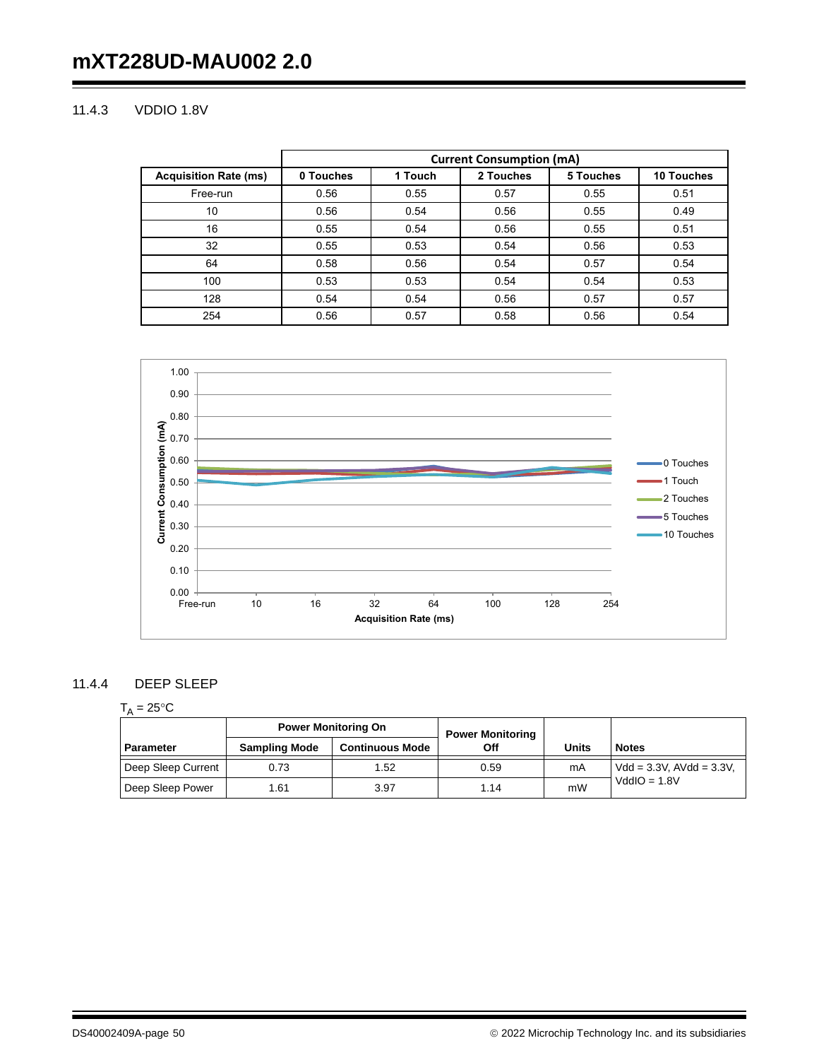### 11.4.3 VDDIO 1.8V

| | Current Consumption (mA) | | | | |
|---|---|---|---|---|---|
| **Acquisition Rate (ms)** | **0 Touches** | **1 Touch** | **2 Touches** | **5 Touches** | **10 Touches** |
| Free-run | 0.56 | 0.55 | 0.57 | 0.55 | 0.51 |
| 10 | 0.56 | 0.54 | 0.56 | 0.55 | 0.49 |
| 16 | 0.55 | 0.54 | 0.56 | 0.55 | 0.51 |
| 32 | 0.55 | 0.53 | 0.54 | 0.56 | 0.53 |
| 64 | 0.58 | 0.56 | 0.54 | 0.57 | 0.54 |
| 100 | 0.53 | 0.53 | 0.54 | 0.54 | 0.53 |
| 128 | 0.54 | 0.54 | 0.56 | 0.57 | 0.57 |
| 254 | 0.56 | 0.57 | 0.58 | 0.56 | 0.54 |

### 11.4.4 DEEP SLEEP

$T_A = 25°C$

| Parameter | Power Monitoring On | | Power Monitoring Off | Units | Notes |
|---|---|---|---|---|---|
| | Sampling Mode | Continuous Mode | | | |
| Deep Sleep Current | 0.73 | 1.52 | 0.59 | mA | Vdd = 3.3V, AVdd = 3.3V, VddIO = 1.8V |
| Deep Sleep Power | 1.61 | 3.97 | 1.14 | mW | |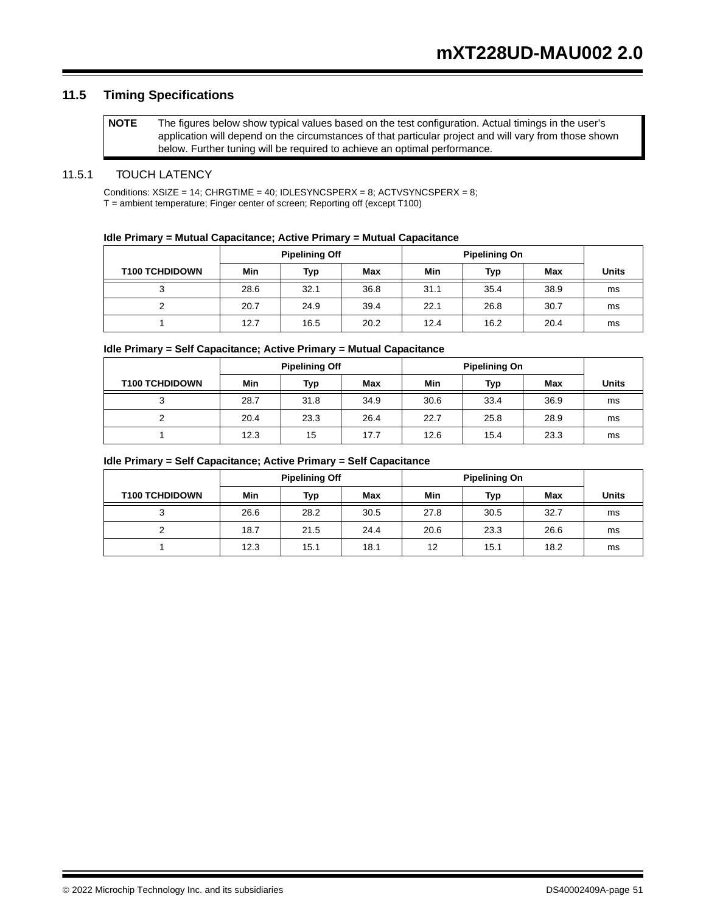## 11.5 Timing Specifications

| NOTE | The figures below show typical values based on the test configuration. Actual timings in the user's application will depend on the circumstances of that particular project and will vary from those shown below. Further tuning will be required to achieve an optimal performance. |
|---|---|

### 11.5.1 TOUCH LATENCY

Conditions: XSIZE = 14; CHRGTIME = 40; IDLESYNCSPERX = 8; ACTVSYNCSPERX = 8;
T = ambient temperature; Finger center of screen; Reporting off (except T100)

**Idle Primary = Mutual Capacitance; Active Primary = Mutual Capacitance**

| T100 TCHDIDOWN | Pipelining Off | | | Pipelining On | | | Units |
|---|---|---|---|---|---|---|---|
| | Min | Typ | Max | Min | Typ | Max | |
| 3 | 28.6 | 32.1 | 36.8 | 31.1 | 35.4 | 38.9 | ms |
| 2 | 20.7 | 24.9 | 39.4 | 22.1 | 26.8 | 30.7 | ms |
| 1 | 12.7 | 16.5 | 20.2 | 12.4 | 16.2 | 20.4 | ms |

**Idle Primary = Self Capacitance; Active Primary = Mutual Capacitance**

| T100 TCHDIDOWN | Pipelining Off | | | Pipelining On | | | Units |
|---|---|---|---|---|---|---|---|
| | Min | Typ | Max | Min | Typ | Max | |
| 3 | 28.7 | 31.8 | 34.9 | 30.6 | 33.4 | 36.9 | ms |
| 2 | 20.4 | 23.3 | 26.4 | 22.7 | 25.8 | 28.9 | ms |
| 1 | 12.3 | 15 | 17.7 | 12.6 | 15.4 | 23.3 | ms |

**Idle Primary = Self Capacitance; Active Primary = Self Capacitance**

| T100 TCHDIDOWN | Pipelining Off | | | Pipelining On | | | Units |
|---|---|---|---|---|---|---|---|
| | Min | Typ | Max | Min | Typ | Max | |
| 3 | 26.6 | 28.2 | 30.5 | 27.8 | 30.5 | 32.7 | ms |
| 2 | 18.7 | 21.5 | 24.4 | 20.6 | 23.3 | 26.6 | ms |
| 1 | 12.3 | 15.1 | 18.1 | 12 | 15.1 | 18.2 | ms |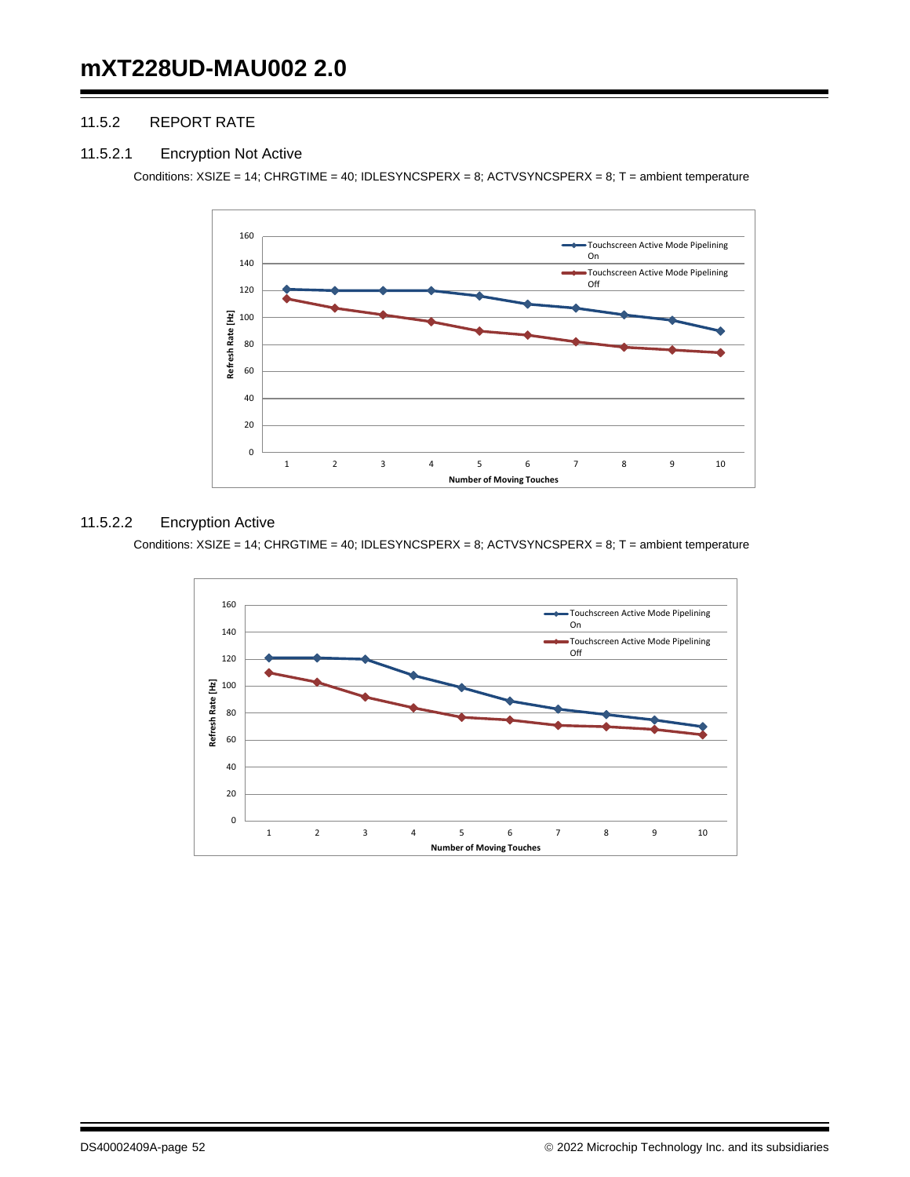### 11.5.2 REPORT RATE

#### 11.5.2.1 Encryption Not Active

Conditions: XSIZE = 14; CHRGTIME = 40; IDLESYNCSPERX = 8; ACTVSYNCSPERX = 8; T = ambient temperature

#### 11.5.2.2 Encryption Active

Conditions: XSIZE = 14; CHRGTIME = 40; IDLESYNCSPERX = 8; ACTVSYNCSPERX = 8; T = ambient temperature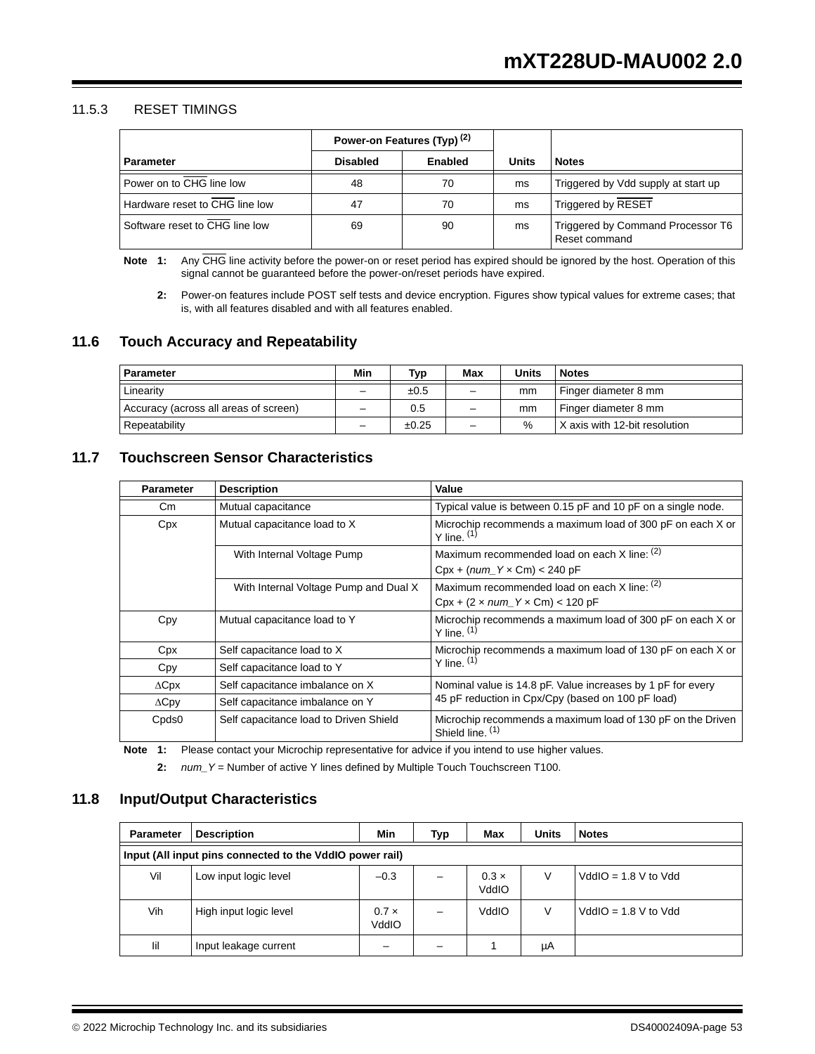### 11.5.3 RESET TIMINGS

| | Power-on Features (Typ) (2) | | | |
|---|---|---|---|---|
| **Parameter** | **Disabled** | **Enabled** | **Units** | **Notes** |
| Power on to CHG line low | 48 | 70 | ms | Triggered by Vdd supply at start up |
| Hardware reset to CHG line low | 47 | 70 | ms | Triggered by RESET |
| Software reset to CHG line low | 69 | 90 | ms | Triggered by Command Processor T6 Reset command |

**Note 1:** Any CHG line activity before the power-on or reset period has expired should be ignored by the host. Operation of this signal cannot be guaranteed before the power-on/reset periods have expired.

**2:** Power-on features include POST self tests and device encryption. Figures show typical values for extreme cases; that is, with all features disabled and with all features enabled.

## 11.6 Touch Accuracy and Repeatability

| Parameter | Min | Typ | Max | Units | Notes |
|---|---|---|---|---|---|
| Linearity | – | ±0.5 | – | mm | Finger diameter 8 mm |
| Accuracy (across all areas of screen) | – | 0.5 | – | mm | Finger diameter 8 mm |
| Repeatability | – | ±0.25 | – | % | X axis with 12-bit resolution |

## 11.7 Touchscreen Sensor Characteristics

| Parameter | Description | Value |
|---|---|---|
| Cm | Mutual capacitance | Typical value is between 0.15 pF and 10 pF on a single node. |
| Cpx | Mutual capacitance load to X | Microchip recommends a maximum load of 300 pF on each X or Y line. (1) |
| | With Internal Voltage Pump | Maximum recommended load on each X line: (2) Cpx + (*num_Y* × Cm) < 240 pF |
| | With Internal Voltage Pump and Dual X | Maximum recommended load on each X line: (2) Cpx + (2 × *num_Y* × Cm) < 120 pF |
| Cpy | Mutual capacitance load to Y | Microchip recommends a maximum load of 300 pF on each X or Y line. (1) |
| Cpx | Self capacitance load to X | Microchip recommends a maximum load of 130 pF on each X or Y line. (1) |
| Cpy | Self capacitance load to Y | |
| ∆Cpx | Self capacitance imbalance on X | Nominal value is 14.8 pF. Value increases by 1 pF for every 45 pF reduction in Cpx/Cpy (based on 100 pF load) |
| ∆Cpy | Self capacitance imbalance on Y | |
| Cpds0 | Self capacitance load to Driven Shield | Microchip recommends a maximum load of 130 pF on the Driven Shield line. (1) |

**Note 1:** Please contact your Microchip representative for advice if you intend to use higher values.

**2:** *num_Y* = Number of active Y lines defined by Multiple Touch Touchscreen T100.

## 11.8 Input/Output Characteristics

| Parameter | Description | Min | Typ | Max | Units | Notes |
|---|---|---|---|---|---|---|
| **Input (All input pins connected to the VddIO power rail)** | | | | | | |
| Vil | Low input logic level | –0.3 | – | 0.3 × VddIO | V | VddIO = 1.8 V to Vdd |
| Vih | High input logic level | 0.7 × VddIO | – | VddIO | V | VddIO = 1.8 V to Vdd |
| Iil | Input leakage current | – | – | 1 | µA | |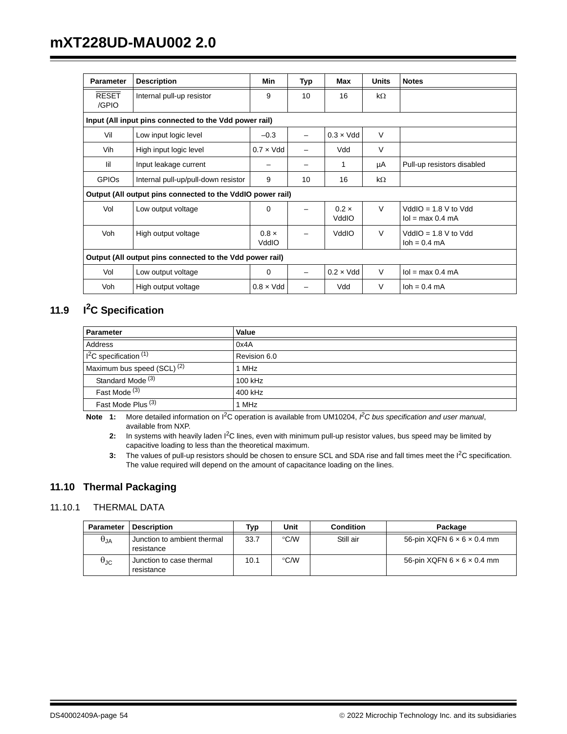| Parameter | Description | Min | Typ | Max | Units | Notes |
|---|---|---|---|---|---|---|
| $\overline{RESET}$ /GPIO | Internal pull-up resistor | 9 | 10 | 16 | kΩ | |
| **Input (All input pins connected to the Vdd power rail)** | | | | | | |
| Vil | Low input logic level | –0.3 | – | 0.3 × Vdd | V | |
| Vih | High input logic level | 0.7 × Vdd | – | Vdd | V | |
| Iil | Input leakage current | – | – | 1 | µA | Pull-up resistors disabled |
| GPIOs | Internal pull-up/pull-down resistor | 9 | 10 | 16 | kΩ | |
| **Output (All output pins connected to the VddIO power rail)** | | | | | | |
| Vol | Low output voltage | 0 | – | 0.2 × VddIO | V | VddIO = 1.8 V to Vdd<br>Iol = max 0.4 mA |
| Voh | High output voltage | 0.8 × VddIO | – | VddIO | V | VddIO = 1.8 V to Vdd<br>Ioh = 0.4 mA |
| **Output (All output pins connected to the Vdd power rail)** | | | | | | |
| Vol | Low output voltage | 0 | – | 0.2 × Vdd | V | Iol = max 0.4 mA |
| Voh | High output voltage | 0.8 × Vdd | – | Vdd | V | Ioh = 0.4 mA |

## 11.9 I²C Specification

| Parameter | Value |
|---|---|
| Address | 0x4A |
| I²C specification (1) | Revision 6.0 |
| Maximum bus speed (SCL) (2) | 1 MHz |
| Standard Mode (3) | 100 kHz |
| Fast Mode (3) | 400 kHz |
| Fast Mode Plus (3) | 1 MHz |

**Note 1:** More detailed information on I²C operation is available from UM10204, *I²C bus specification and user manual*, available from NXP.

**2:** In systems with heavily laden I²C lines, even with minimum pull-up resistor values, bus speed may be limited by capacitive loading to less than the theoretical maximum.

**3:** The values of pull-up resistors should be chosen to ensure SCL and SDA rise and fall times meet the I²C specification. The value required will depend on the amount of capacitance loading on the lines.

## 11.10 Thermal Packaging

### 11.10.1 THERMAL DATA

| Parameter | Description | Typ | Unit | Condition | Package |
|---|---|---|---|---|---|
| $\theta_{JA}$ | Junction to ambient thermal resistance | 33.7 | °C/W | Still air | 56-pin XQFN 6 × 6 × 0.4 mm |
| $\theta_{JC}$ | Junction to case thermal resistance | 10.1 | °C/W | | 56-pin XQFN 6 × 6 × 0.4 mm |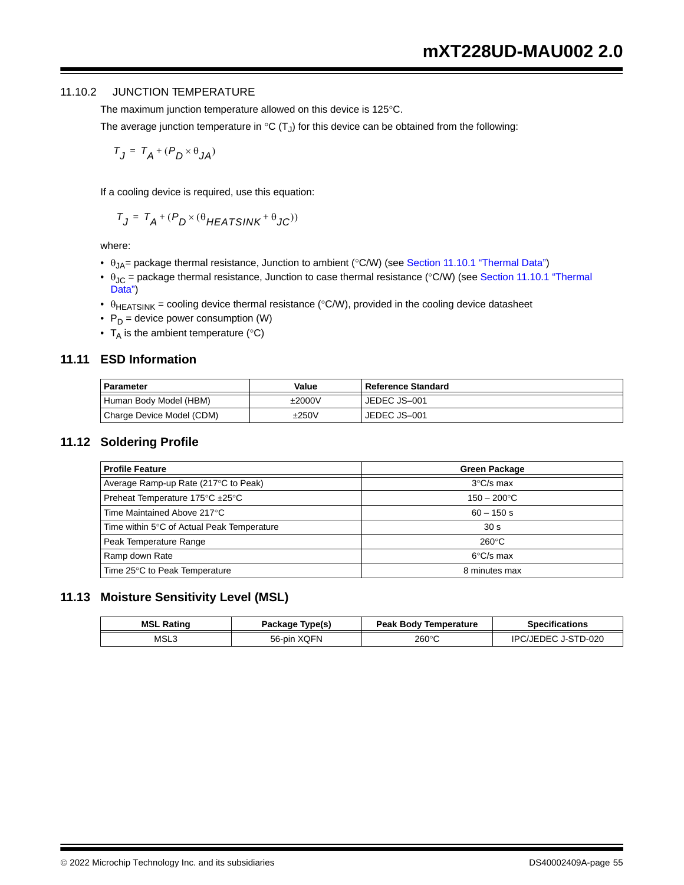### 11.10.2 JUNCTION TEMPERATURE

The maximum junction temperature allowed on this device is 125°C.

The average junction temperature in °C ($T_J$) for this device can be obtained from the following:

$$T_J = T_A + (P_D \times \theta_{JA})$$

If a cooling device is required, use this equation:

$$T_J = T_A + (P_D \times (\theta_{HEATSINK} + \theta_{JC}))$$

where:

- $\theta_{JA}$= package thermal resistance, Junction to ambient (°C/W) (see Section 11.10.1 “Thermal Data”)
- $\theta_{JC}$ = package thermal resistance, Junction to case thermal resistance (°C/W) (see Section 11.10.1 “Thermal Data”)
- $\theta_{HEATSINK}$ = cooling device thermal resistance (°C/W), provided in the cooling device datasheet
- $P_D$ = device power consumption (W)
- $T_A$ is the ambient temperature (°C)

## 11.11 ESD Information

| Parameter | Value | Reference Standard |
|---|---|---|
| Human Body Model (HBM) | ±2000V | JEDEC JS–001 |
| Charge Device Model (CDM) | ±250V | JEDEC JS–001 |

## 11.12 Soldering Profile

| Profile Feature | Green Package |
|---|---|
| Average Ramp-up Rate (217°C to Peak) | 3°C/s max |
| Preheat Temperature 175°C ±25°C | 150 – 200°C |
| Time Maintained Above 217°C | 60 – 150 s |
| Time within 5°C of Actual Peak Temperature | 30 s |
| Peak Temperature Range | 260°C |
| Ramp down Rate | 6°C/s max |
| Time 25°C to Peak Temperature | 8 minutes max |

## 11.13 Moisture Sensitivity Level (MSL)

| MSL Rating | Package Type(s) | Peak Body Temperature | Specifications |
|---|---|---|---|
| MSL3 | 56-pin XQFN | 260°C | IPC/JEDEC J-STD-020 |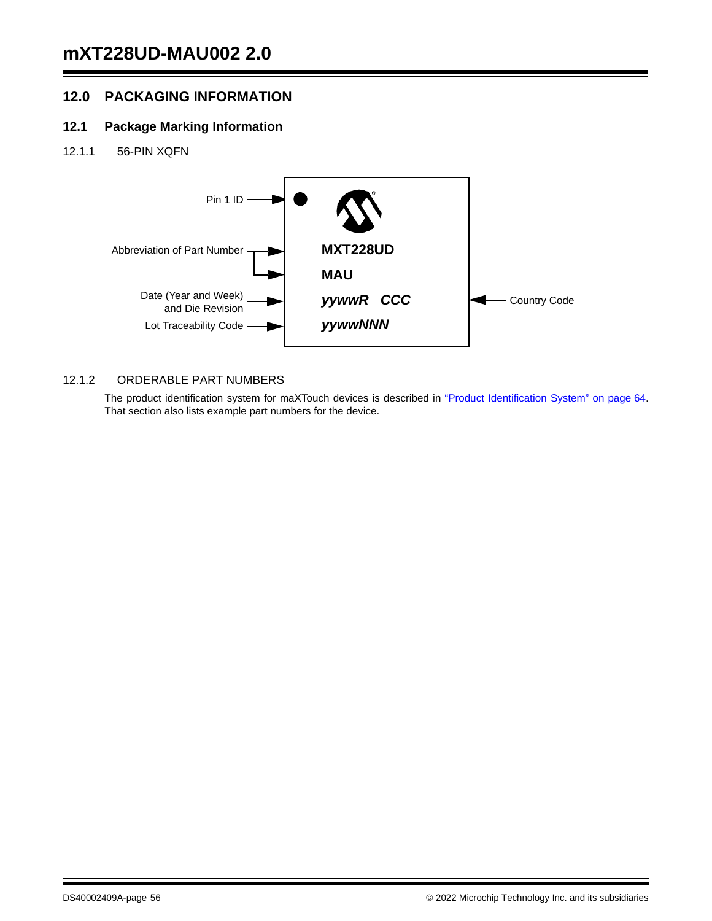## 12.0 PACKAGING INFORMATION

### 12.1 Package Marking Information

#### 12.1.1 56-PIN XQFN

| Label | Marking |
|---|---|
| Pin 1 ID | ● |
| Abbreviation of Part Number | **MXT228UD** |
| | **MAU** |
| Date (Year and Week) and Die Revision / Country Code | ***yywwR CCC*** |
| Lot Traceability Code | ***yywwNNN*** |

#### 12.1.2 ORDERABLE PART NUMBERS

The product identification system for maXTouch devices is described in "Product Identification System" on page 64. That section also lists example part numbers for the device.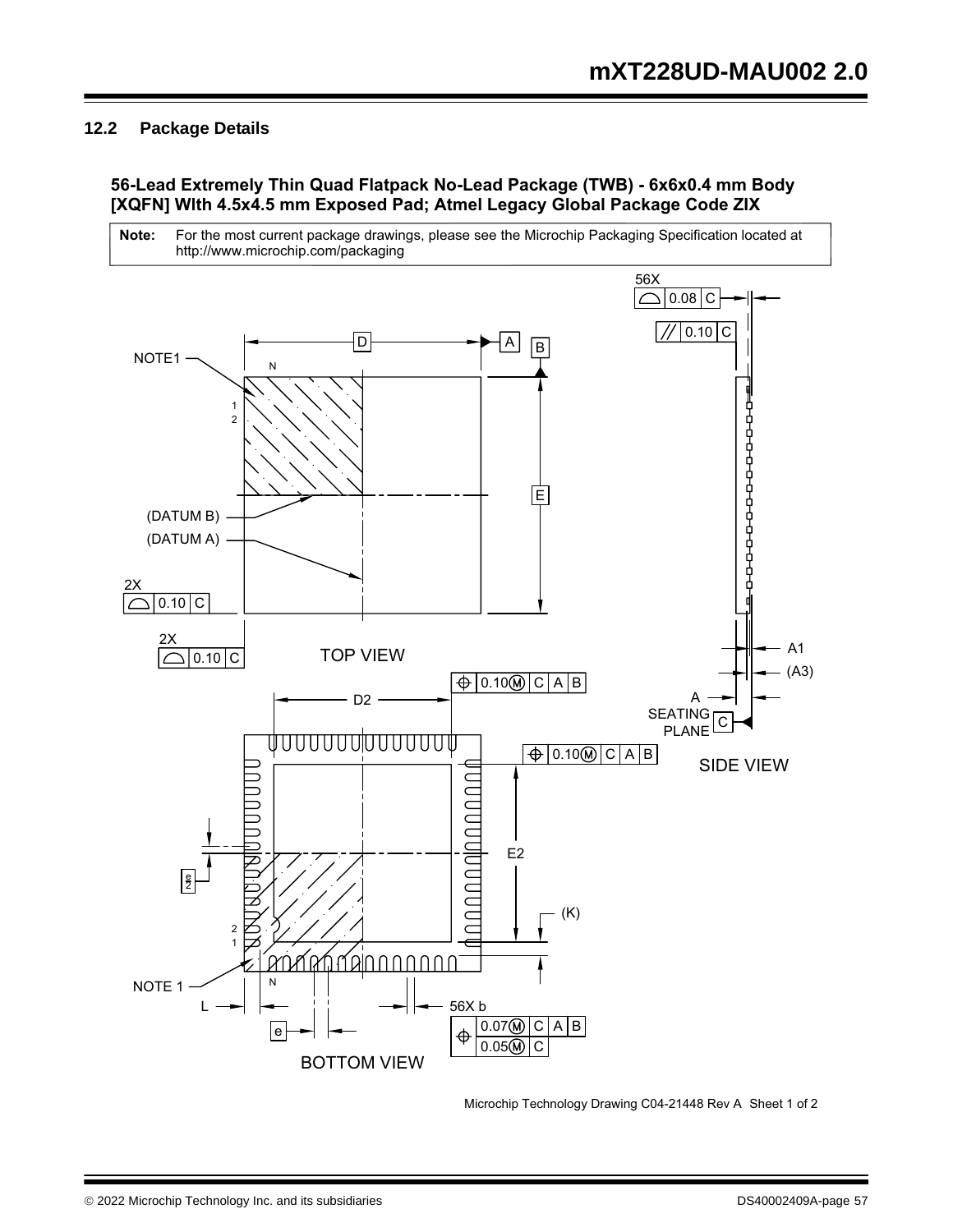## 12.2 Package Details

**56-Lead Extremely Thin Quad Flatpack No-Lead Package (TWB) - 6x6x0.4 mm Body [XQFN] WIth 4.5x4.5 mm Exposed Pad; Atmel Legacy Global Package Code ZIX**

| **Note:** | For the most current package drawings, please see the Microchip Packaging Specification located at http://www.microchip.com/packaging |
|---|---|

TOP VIEW

SIDE VIEW

BOTTOM VIEW

Microchip Technology Drawing C04-21448 Rev A Sheet 1 of 2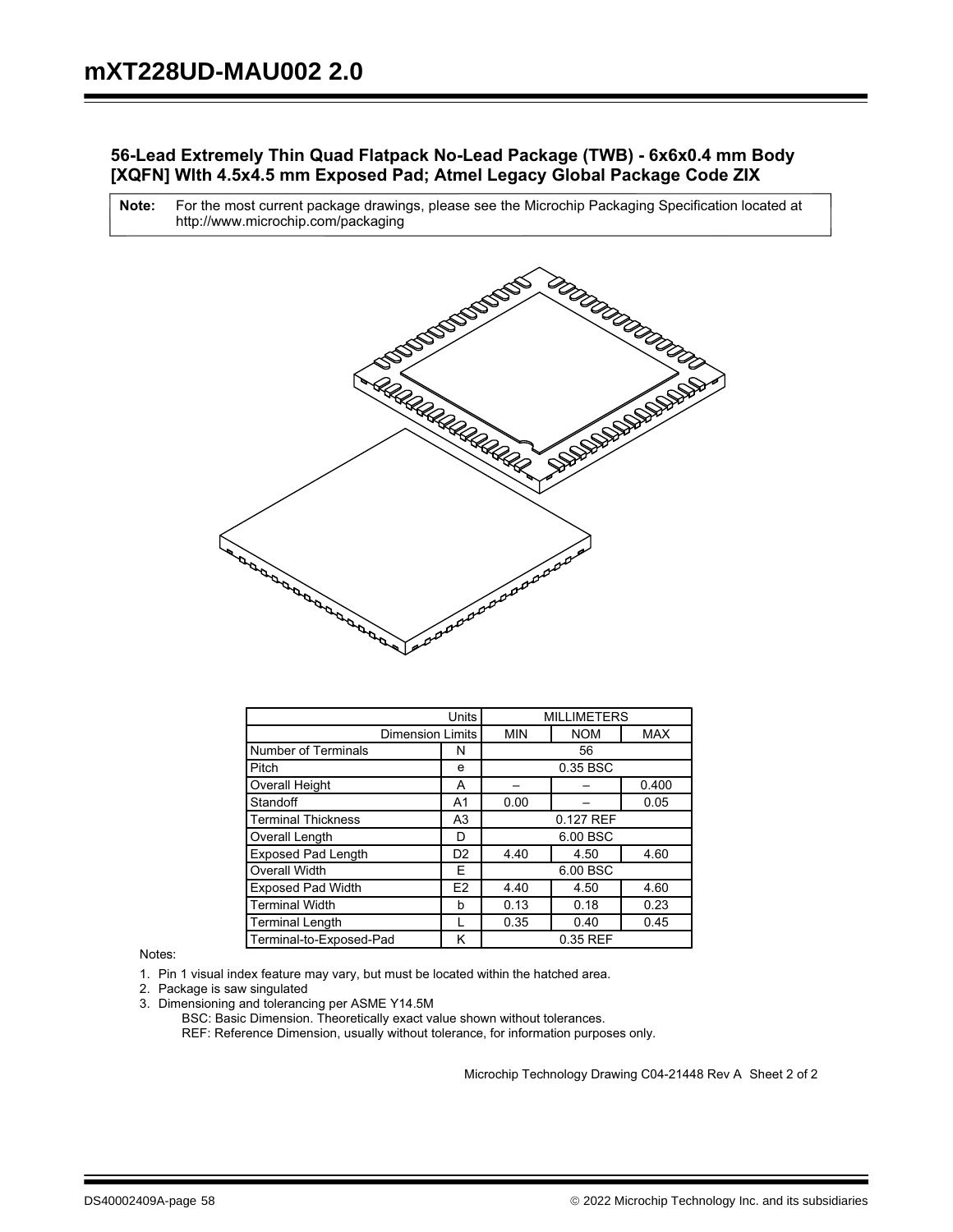## 56-Lead Extremely Thin Quad Flatpack No-Lead Package (TWB) - 6x6x0.4 mm Body [XQFN] WIth 4.5x4.5 mm Exposed Pad; Atmel Legacy Global Package Code ZIX

**Note:** For the most current package drawings, please see the Microchip Packaging Specification located at http://www.microchip.com/packaging

| Units | | MILLIMETERS | | |
|---|---|---|---|---|
| Dimension Limits | | MIN | NOM | MAX |
| Number of Terminals | N | | 56 | |
| Pitch | e | | 0.35 BSC | |
| Overall Height | A | – | – | 0.400 |
| Standoff | A1 | 0.00 | – | 0.05 |
| Terminal Thickness | A3 | | 0.127 REF | |
| Overall Length | D | | 6.00 BSC | |
| Exposed Pad Length | D2 | 4.40 | 4.50 | 4.60 |
| Overall Width | E | | 6.00 BSC | |
| Exposed Pad Width | E2 | 4.40 | 4.50 | 4.60 |
| Terminal Width | b | 0.13 | 0.18 | 0.23 |
| Terminal Length | L | 0.35 | 0.40 | 0.45 |
| Terminal-to-Exposed-Pad | K | | 0.35 REF | |

Notes:

1. Pin 1 visual index feature may vary, but must be located within the hatched area.
2. Package is saw singulated
3. Dimensioning and tolerancing per ASME Y14.5M

   BSC: Basic Dimension. Theoretically exact value shown without tolerances.

   REF: Reference Dimension, usually without tolerance, for information purposes only.

Microchip Technology Drawing C04-21448 Rev A Sheet 2 of 2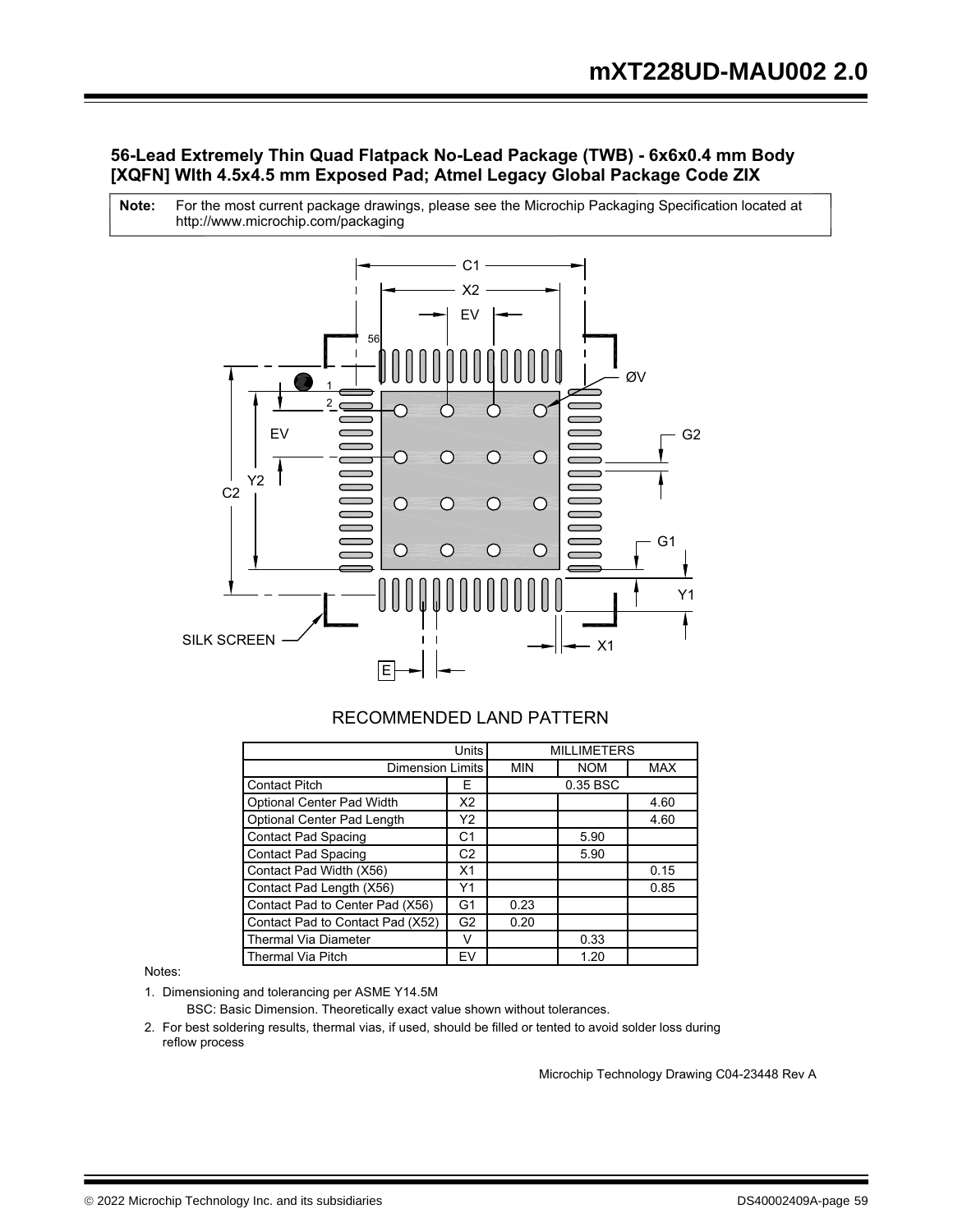### 56-Lead Extremely Thin Quad Flatpack No-Lead Package (TWB) - 6x6x0.4 mm Body [XQFN] WIth 4.5x4.5 mm Exposed Pad; Atmel Legacy Global Package Code ZIX

**Note:** For the most current package drawings, please see the Microchip Packaging Specification located at http://www.microchip.com/packaging

RECOMMENDED LAND PATTERN

| Units | | MILLIMETERS | | |
|---|---|---|---|---|
| Dimension Limits | | MIN | NOM | MAX |
| Contact Pitch | E | | 0.35 BSC | |
| Optional Center Pad Width | X2 | | | 4.60 |
| Optional Center Pad Length | Y2 | | | 4.60 |
| Contact Pad Spacing | C1 | | 5.90 | |
| Contact Pad Spacing | C2 | | 5.90 | |
| Contact Pad Width (X56) | X1 | | | 0.15 |
| Contact Pad Length (X56) | Y1 | | | 0.85 |
| Contact Pad to Center Pad (X56) | G1 | 0.23 | | |
| Contact Pad to Contact Pad (X52) | G2 | 0.20 | | |
| Thermal Via Diameter | V | | 0.33 | |
| Thermal Via Pitch | EV | | 1.20 | |

Notes:

1. Dimensioning and tolerancing per ASME Y14.5M

   BSC: Basic Dimension. Theoretically exact value shown without tolerances.

2. For best soldering results, thermal vias, if used, should be filled or tented to avoid solder loss during reflow process

Microchip Technology Drawing C04-23448 Rev A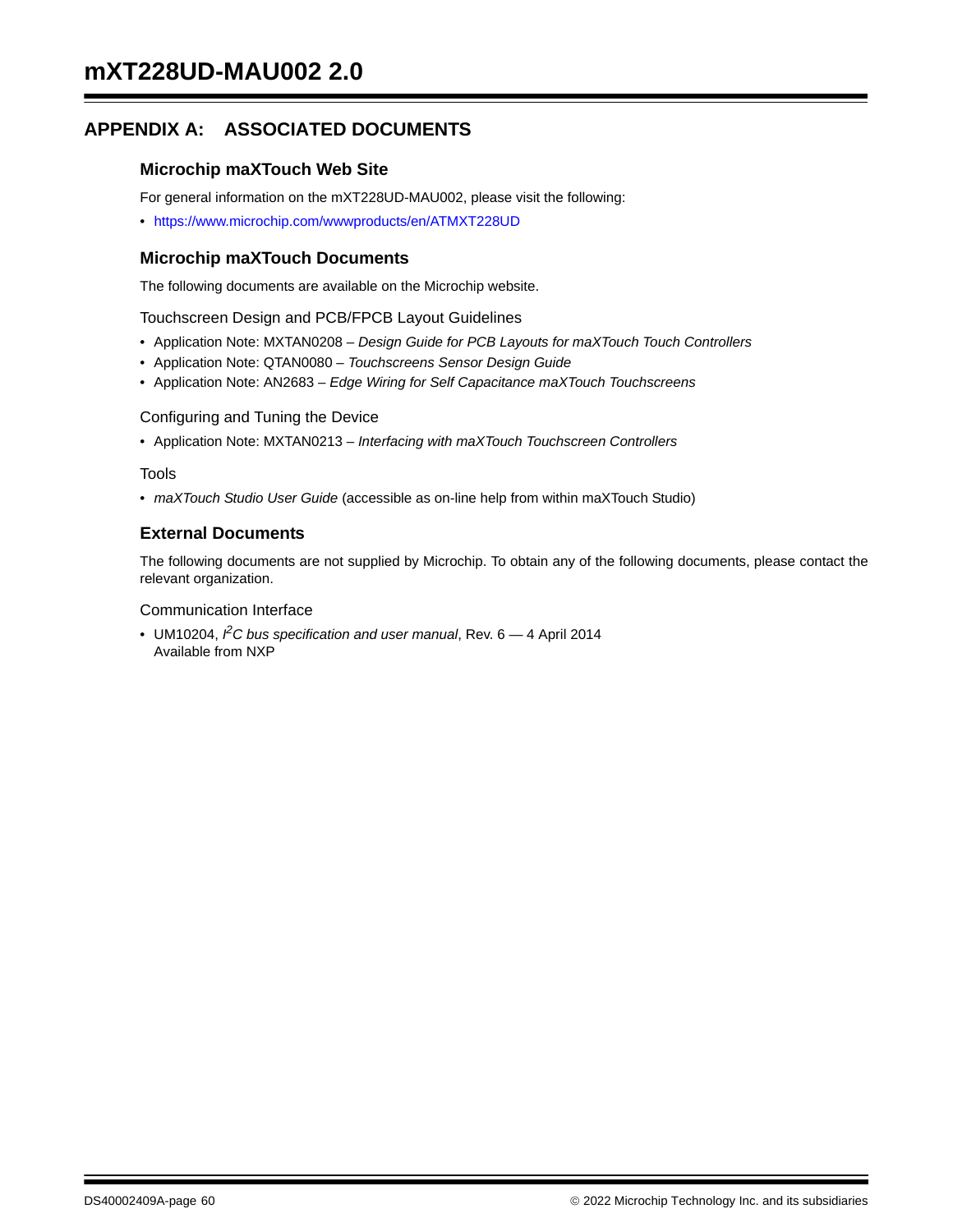# APPENDIX A: ASSOCIATED DOCUMENTS

### Microchip maXTouch Web Site

For general information on the mXT228UD-MAU002, please visit the following:

- https://www.microchip.com/wwwproducts/en/ATMXT228UD

### Microchip maXTouch Documents

The following documents are available on the Microchip website.

Touchscreen Design and PCB/FPCB Layout Guidelines

- Application Note: MXTAN0208 – *Design Guide for PCB Layouts for maXTouch Touch Controllers*
- Application Note: QTAN0080 – *Touchscreens Sensor Design Guide*
- Application Note: AN2683 – *Edge Wiring for Self Capacitance maXTouch Touchscreens*

Configuring and Tuning the Device

- Application Note: MXTAN0213 – *Interfacing with maXTouch Touchscreen Controllers*

Tools

- *maXTouch Studio User Guide* (accessible as on-line help from within maXTouch Studio)

### External Documents

The following documents are not supplied by Microchip. To obtain any of the following documents, please contact the relevant organization.

Communication Interface

- UM10204, *$I^2C$ bus specification and user manual*, Rev. 6 — 4 April 2014
  Available from NXP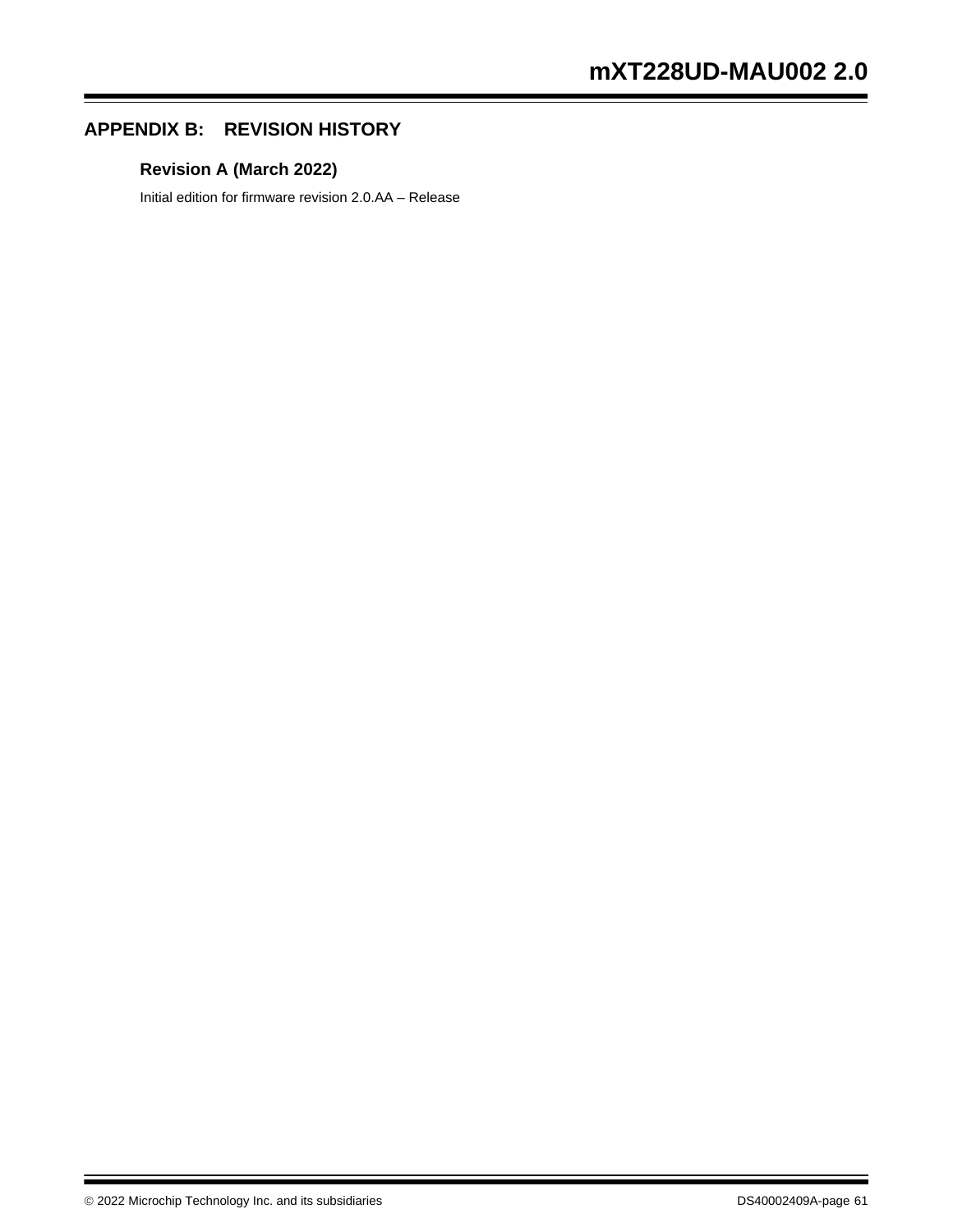# APPENDIX B: REVISION HISTORY

### Revision A (March 2022)

Initial edition for firmware revision 2.0.AA – Release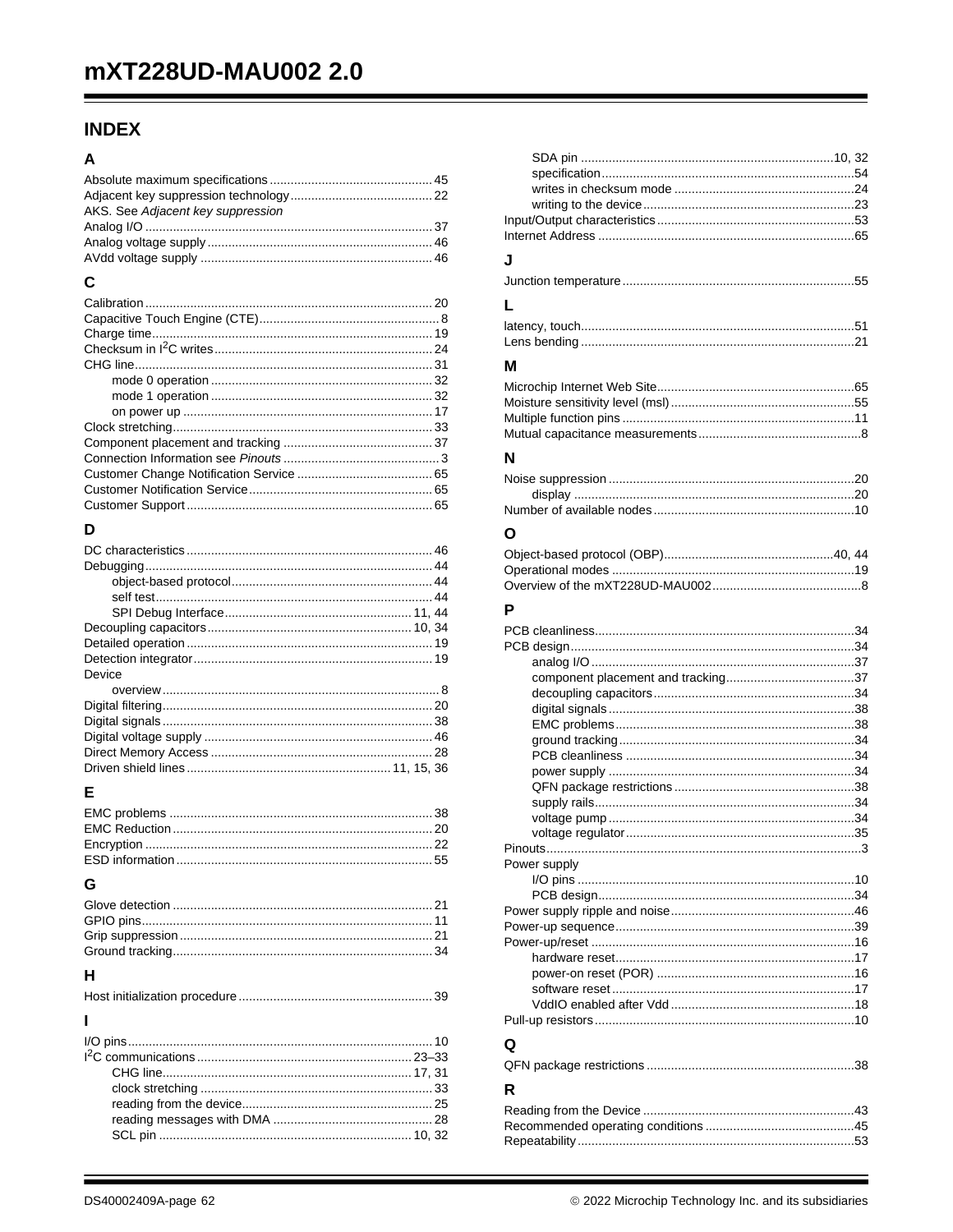# INDEX

## A

Absolute maximum specifications .............................................. 45
Adjacent key suppression technology........................................ 22
AKS. See *Adjacent key suppression*
Analog I/O ................................................................................ 37
Analog voltage supply ............................................................... 46
AVdd voltage supply .................................................................. 46

## C

Calibration ................................................................................ 20
Capacitive Touch Engine (CTE)................................................... 8
Charge time............................................................................... 19
Checksum in $I^2C$ writes.............................................................. 24
CHG line.................................................................................... 31
    mode 0 operation ............................................................... 32
    mode 1 operation ............................................................... 32
    on power up ....................................................................... 17
Clock stretching......................................................................... 33
Component placement and tracking .......................................... 37
Connection Information see *Pinouts* ............................................ 3
Customer Change Notification Service ....................................... 65
Customer Notification Service.................................................... 65
Customer Support...................................................................... 65

## D

DC characteristics ...................................................................... 46
Debugging.................................................................................. 44
    object-based protocol.......................................................... 44
    self test............................................................................... 44
    SPI Debug Interface..................................................... 11, 44
Decoupling capacitors........................................................... 10, 34
Detailed operation ...................................................................... 19
Detection integrator .................................................................... 19
Device
    overview ............................................................................... 8
Digital filtering............................................................................. 20
Digital signals ............................................................................. 38
Digital voltage supply ................................................................. 46
Direct Memory Access ............................................................... 28
Driven shield lines.......................................................... 11, 15, 36

## E

EMC problems ........................................................................... 38
EMC Reduction .......................................................................... 20
Encryption .................................................................................. 22
ESD information ......................................................................... 55

## G

Glove detection .......................................................................... 21
GPIO pins................................................................................... 11
Grip suppression ........................................................................ 21
Ground tracking.......................................................................... 34

## H

Host initialization procedure....................................................... 39

## I

I/O pins....................................................................................... 10
$I^2C$ communications ............................................................ 23–33
    CHG line...................................................................... 17, 31
    clock stretching .................................................................. 33
    reading from the device...................................................... 25
    reading messages with DMA ............................................. 28
    SCL pin ........................................................................ 10, 32
    SDA pin ........................................................................ 10, 32
    specification........................................................................ 54
    writes in checksum mode ................................................... 24
    writing to the device............................................................ 23
Input/Output characteristics........................................................ 53
Internet Address ......................................................................... 65

## J

Junction temperature.................................................................. 55

## L

latency, touch.............................................................................. 51
Lens bending .............................................................................. 21

## M

Microchip Internet Web Site........................................................ 65
Moisture sensitivity level (msl).................................................... 55
Multiple function pins .................................................................. 11
Mutual capacitance measurements.............................................. 8

## N

Noise suppression ...................................................................... 20
    display ................................................................................ 20
Number of available nodes......................................................... 10

## O

Object-based protocol (OBP)................................................ 40, 44
Operational modes ..................................................................... 19
Overview of the mXT228UD-MAU002........................................... 8

## P

PCB cleanliness.......................................................................... 34
PCB design................................................................................. 34
    analog I/O ........................................................................... 37
    component placement and tracking.................................... 37
    decoupling capacitors......................................................... 34
    digital signals ...................................................................... 38
    EMC problems .................................................................... 38
    ground tracking ................................................................... 34
    PCB cleanliness ................................................................. 34
    power supply ...................................................................... 34
    QFN package restrictions ................................................... 38
    supply rails.......................................................................... 34
    voltage pump ...................................................................... 34
    voltage regulator ................................................................. 35
Pinouts.......................................................................................... 3
Power supply
    I/O pins ............................................................................... 10
    PCB design......................................................................... 34
Power supply ripple and noise.................................................... 46
Power-up sequence.................................................................... 39
Power-up/reset ........................................................................... 16
    hardware reset.................................................................... 17
    power-on reset (POR) ......................................................... 16
    software reset ..................................................................... 17
    VddIO enabled after Vdd .................................................... 18
Pull-up resistors.......................................................................... 10

## Q

QFN package restrictions ........................................................... 38

## R

Reading from the Device ............................................................ 43
Recommended operating conditions .......................................... 45
Repeatability............................................................................... 53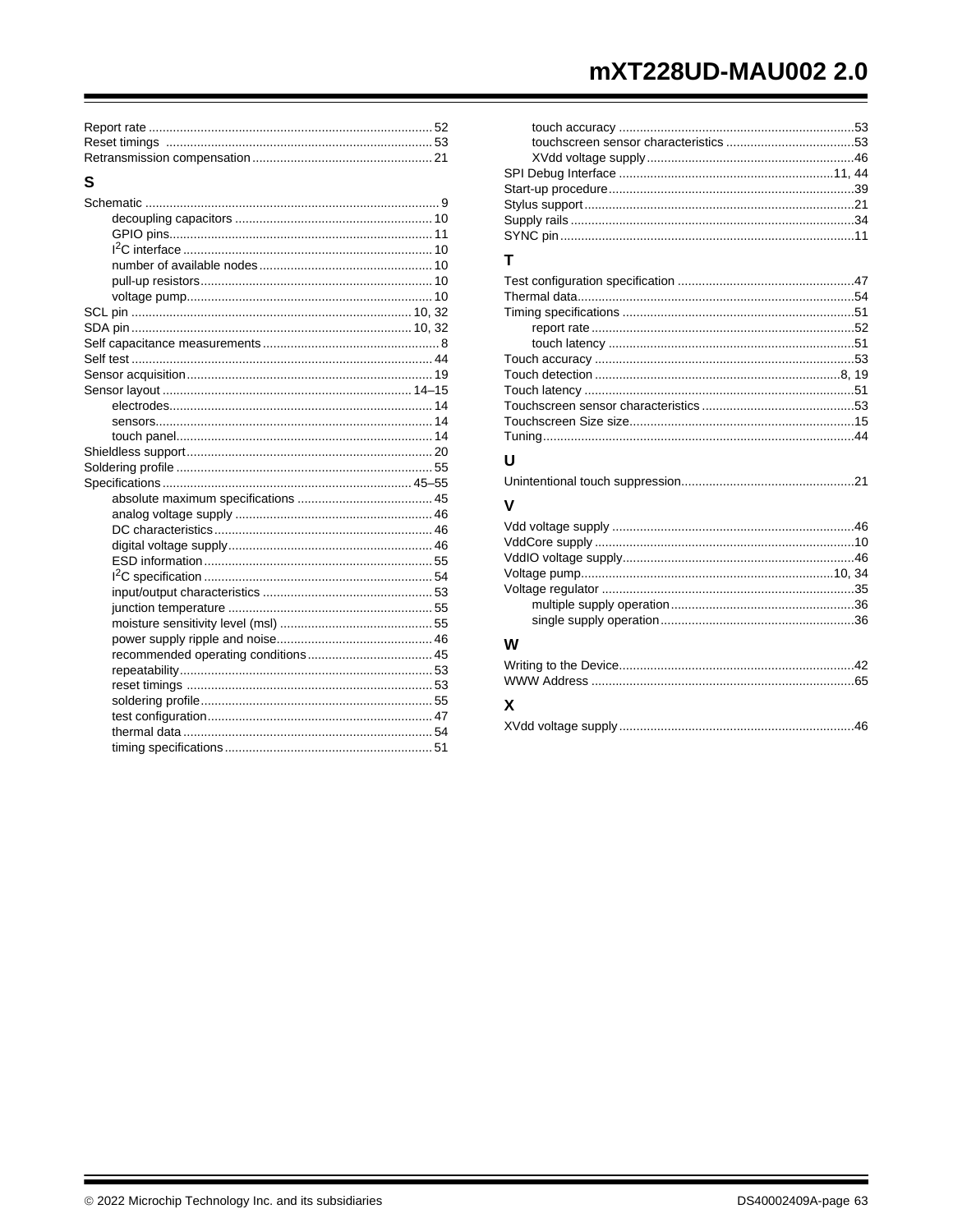Report rate ........ 52
Reset timings ........ 53
Retransmission compensation ........ 21

## S

Schematic ........ 9
- decoupling capacitors ........ 10
- GPIO pins........ 11
- $I^2C$ interface ........ 10
- number of available nodes ........ 10
- pull-up resistors........ 10
- voltage pump........ 10

SCL pin ........ 10, 32
SDA pin ........ 10, 32
Self capacitance measurements ........ 8
Self test ........ 44
Sensor acquisition........ 19
Sensor layout ........ 14–15
- electrodes........ 14
- sensors........ 14
- touch panel........ 14

Shieldless support........ 20
Soldering profile ........ 55
Specifications ........ 45–55
- absolute maximum specifications ........ 45
- analog voltage supply ........ 46
- DC characteristics........ 46
- digital voltage supply........ 46
- ESD information........ 55
- $I^2C$ specification ........ 54
- input/output characteristics ........ 53
- junction temperature ........ 55
- moisture sensitivity level (msl) ........ 55
- power supply ripple and noise........ 46
- recommended operating conditions........ 45
- repeatability........ 53
- reset timings ........ 53
- soldering profile........ 55
- test configuration........ 47
- thermal data ........ 54
- timing specifications........ 51
- touch accuracy ........ 53
- touchscreen sensor characteristics ........ 53
- XVdd voltage supply........ 46

SPI Debug Interface ........ 11, 44
Start-up procedure........ 39
Stylus support........ 21
Supply rails ........ 34
SYNC pin........ 11

## T

Test configuration specification ........ 47
Thermal data........ 54
Timing specifications ........ 51
- report rate ........ 52
- touch latency ........ 51

Touch accuracy ........ 53
Touch detection ........ 8, 19
Touch latency ........ 51
Touchscreen sensor characteristics ........ 53
Touchscreen Size size........ 15
Tuning........ 44

## U

Unintentional touch suppression........ 21

## V

Vdd voltage supply ........ 46
VddCore supply ........ 10
VddIO voltage supply........ 46
Voltage pump........ 10, 34
Voltage regulator ........ 35
- multiple supply operation........ 36
- single supply operation........ 36

## W

Writing to the Device........ 42
WWW Address ........ 65

## X

XVdd voltage supply........ 46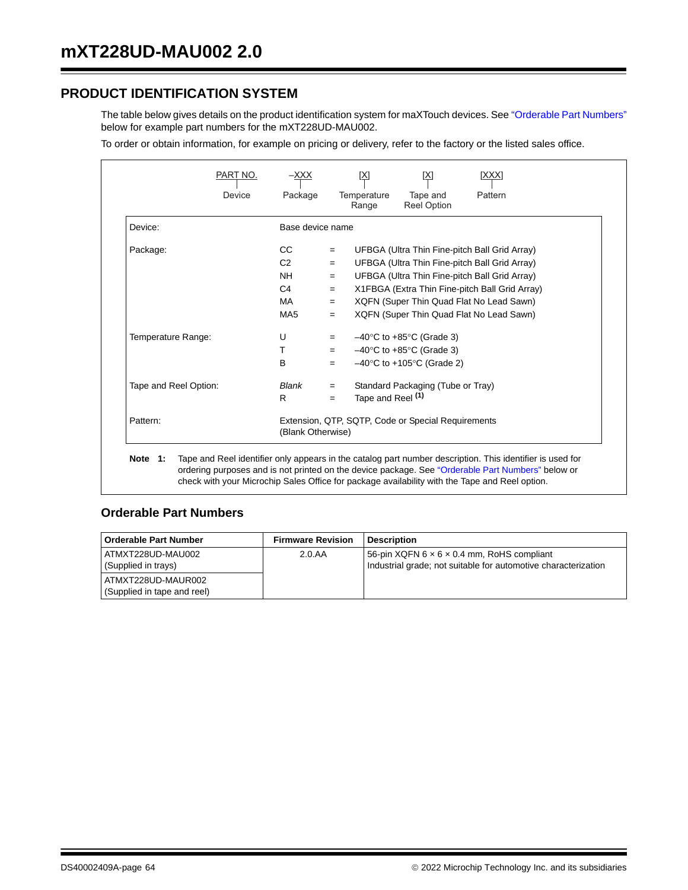## PRODUCT IDENTIFICATION SYSTEM

The table below gives details on the product identification system for maXTouch devices. See "Orderable Part Numbers" below for example part numbers for the mXT228UD-MAU002.

To order or obtain information, for example on pricing or delivery, refer to the factory or the listed sales office.

| PART NO. | –XXX | [X] | [X] | [XXX] |
|---|---|---|---|---|
| Device | Package | Temperature Range | Tape and Reel Option | Pattern |

| | | | |
|---|---|---|---|
| Device: | Base device name | | |
| Package: | CC | = | UFBGA (Ultra Thin Fine-pitch Ball Grid Array) |
| | C2 | = | UFBGA (Ultra Thin Fine-pitch Ball Grid Array) |
| | NH | = | UFBGA (Ultra Thin Fine-pitch Ball Grid Array) |
| | C4 | = | X1FBGA (Extra Thin Fine-pitch Ball Grid Array) |
| | MA | = | XQFN (Super Thin Quad Flat No Lead Sawn) |
| | MA5 | = | XQFN (Super Thin Quad Flat No Lead Sawn) |
| Temperature Range: | U | = | –40°C to +85°C (Grade 3) |
| | T | = | –40°C to +85°C (Grade 3) |
| | B | = | –40°C to +105°C (Grade 2) |
| Tape and Reel Option: | *Blank* | = | Standard Packaging (Tube or Tray) |
| | R | = | Tape and Reel (1) |
| Pattern: | Extension, QTP, SQTP, Code or Special Requirements (Blank Otherwise) | | |

**Note 1:** Tape and Reel identifier only appears in the catalog part number description. This identifier is used for ordering purposes and is not printed on the device package. See "Orderable Part Numbers" below or check with your Microchip Sales Office for package availability with the Tape and Reel option.

### Orderable Part Numbers

| Orderable Part Number | Firmware Revision | Description |
|---|---|---|
| ATMXT228UD-MAU002 (Supplied in trays) | 2.0.AA | 56-pin XQFN 6 × 6 × 0.4 mm, RoHS compliant Industrial grade; not suitable for automotive characterization |
| ATMXT228UD-MAUR002 (Supplied in tape and reel) | | |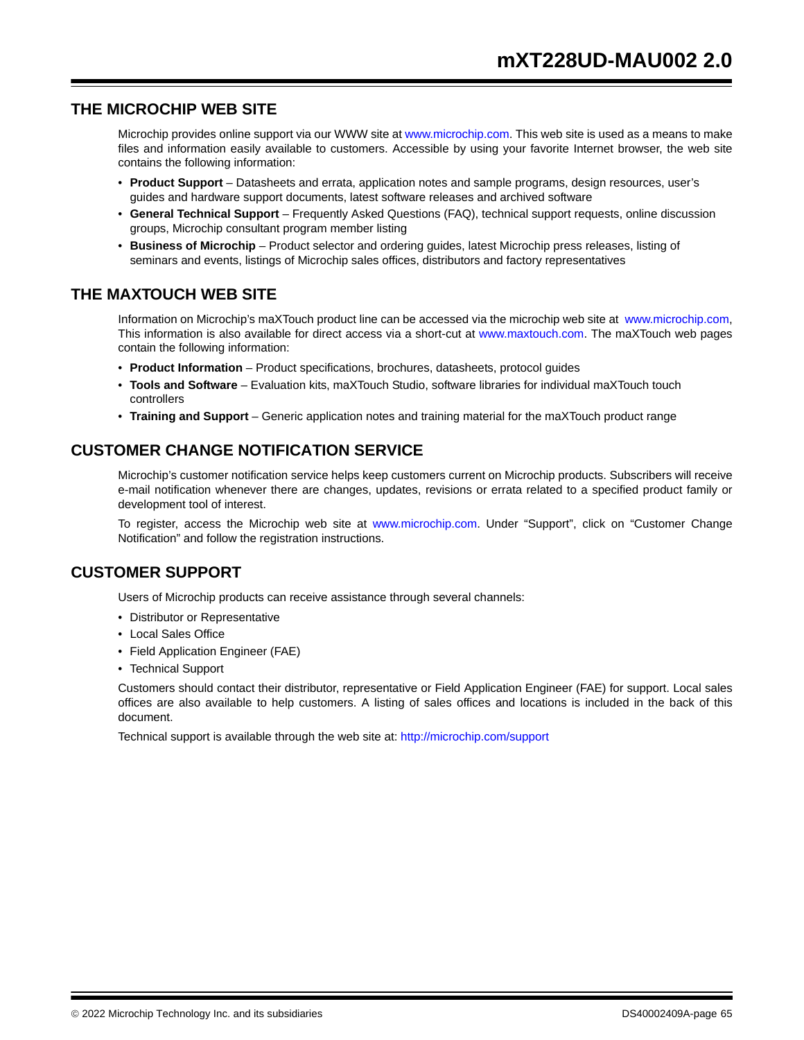## THE MICROCHIP WEB SITE

Microchip provides online support via our WWW site at www.microchip.com. This web site is used as a means to make files and information easily available to customers. Accessible by using your favorite Internet browser, the web site contains the following information:

- **Product Support** – Datasheets and errata, application notes and sample programs, design resources, user's guides and hardware support documents, latest software releases and archived software
- **General Technical Support** – Frequently Asked Questions (FAQ), technical support requests, online discussion groups, Microchip consultant program member listing
- **Business of Microchip** – Product selector and ordering guides, latest Microchip press releases, listing of seminars and events, listings of Microchip sales offices, distributors and factory representatives

## THE MAXTOUCH WEB SITE

Information on Microchip's maXTouch product line can be accessed via the microchip web site at www.microchip.com, This information is also available for direct access via a short-cut at www.maxtouch.com. The maXTouch web pages contain the following information:

- **Product Information** – Product specifications, brochures, datasheets, protocol guides
- **Tools and Software** – Evaluation kits, maXTouch Studio, software libraries for individual maXTouch touch controllers
- **Training and Support** – Generic application notes and training material for the maXTouch product range

## CUSTOMER CHANGE NOTIFICATION SERVICE

Microchip's customer notification service helps keep customers current on Microchip products. Subscribers will receive e-mail notification whenever there are changes, updates, revisions or errata related to a specified product family or development tool of interest.

To register, access the Microchip web site at www.microchip.com. Under "Support", click on "Customer Change Notification" and follow the registration instructions.

## CUSTOMER SUPPORT

Users of Microchip products can receive assistance through several channels:

- Distributor or Representative
- Local Sales Office
- Field Application Engineer (FAE)
- Technical Support

Customers should contact their distributor, representative or Field Application Engineer (FAE) for support. Local sales offices are also available to help customers. A listing of sales offices and locations is included in the back of this document.

Technical support is available through the web site at: http://microchip.com/support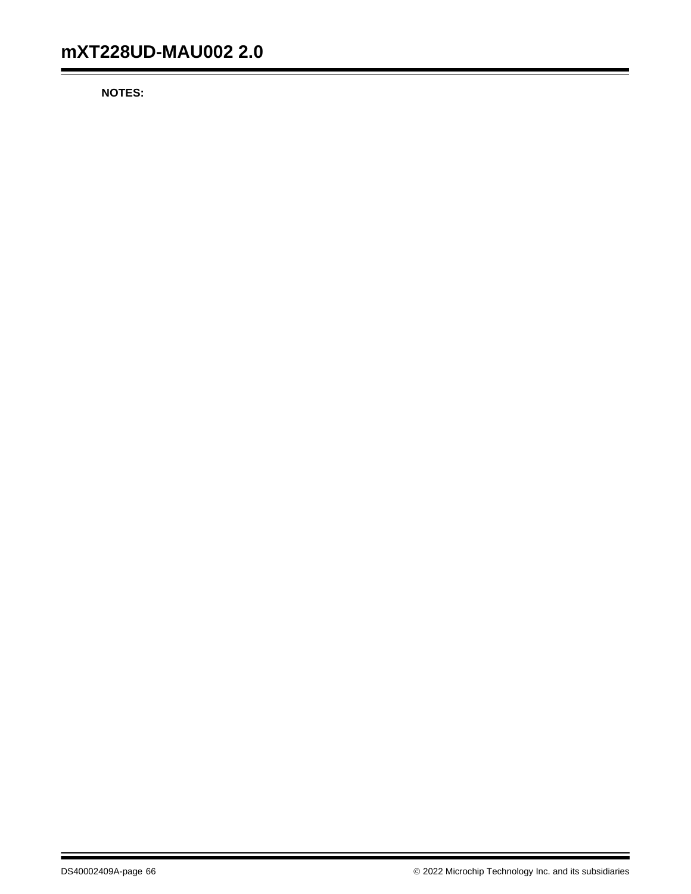**NOTES:**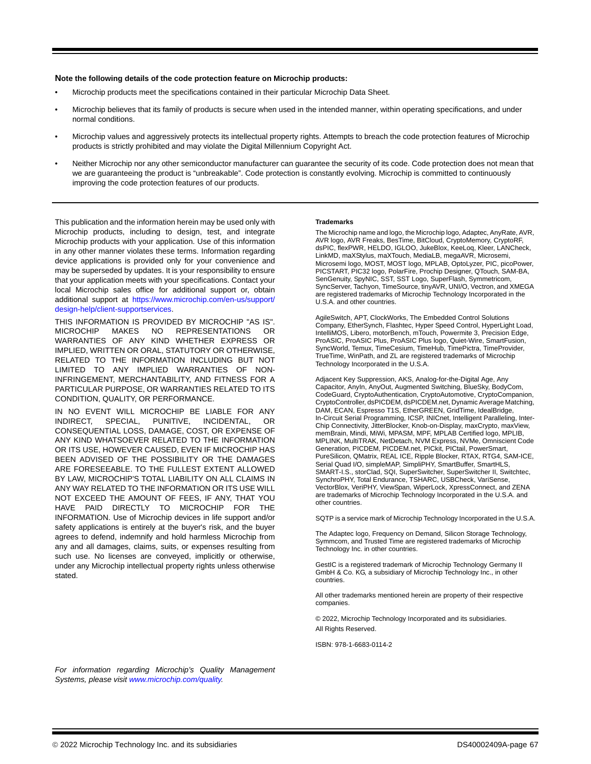**Note the following details of the code protection feature on Microchip products:**

- Microchip products meet the specifications contained in their particular Microchip Data Sheet.
- Microchip believes that its family of products is secure when used in the intended manner, within operating specifications, and under normal conditions.
- Microchip values and aggressively protects its intellectual property rights. Attempts to breach the code protection features of Microchip products is strictly prohibited and may violate the Digital Millennium Copyright Act.
- Neither Microchip nor any other semiconductor manufacturer can guarantee the security of its code. Code protection does not mean that we are guaranteeing the product is “unbreakable”. Code protection is constantly evolving. Microchip is committed to continuously improving the code protection features of our products.

This publication and the information herein may be used only with Microchip products, including to design, test, and integrate Microchip products with your application. Use of this information in any other manner violates these terms. Information regarding device applications is provided only for your convenience and may be superseded by updates. It is your responsibility to ensure that your application meets with your specifications. Contact your local Microchip sales office for additional support or, obtain additional support at https://www.microchip.com/en-us/support/design-help/client-supportservices.

THIS INFORMATION IS PROVIDED BY MICROCHIP "AS IS". MICROCHIP MAKES NO REPRESENTATIONS OR WARRANTIES OF ANY KIND WHETHER EXPRESS OR IMPLIED, WRITTEN OR ORAL, STATUTORY OR OTHERWISE, RELATED TO THE INFORMATION INCLUDING BUT NOT LIMITED TO ANY IMPLIED WARRANTIES OF NON-INFRINGEMENT, MERCHANTABILITY, AND FITNESS FOR A PARTICULAR PURPOSE, OR WARRANTIES RELATED TO ITS CONDITION, QUALITY, OR PERFORMANCE.

IN NO EVENT WILL MICROCHIP BE LIABLE FOR ANY INDIRECT, SPECIAL, PUNITIVE, INCIDENTAL, OR CONSEQUENTIAL LOSS, DAMAGE, COST, OR EXPENSE OF ANY KIND WHATSOEVER RELATED TO THE INFORMATION OR ITS USE, HOWEVER CAUSED, EVEN IF MICROCHIP HAS BEEN ADVISED OF THE POSSIBILITY OR THE DAMAGES ARE FORESEEABLE. TO THE FULLEST EXTENT ALLOWED BY LAW, MICROCHIP'S TOTAL LIABILITY ON ALL CLAIMS IN ANY WAY RELATED TO THE INFORMATION OR ITS USE WILL NOT EXCEED THE AMOUNT OF FEES, IF ANY, THAT YOU HAVE PAID DIRECTLY TO MICROCHIP FOR THE INFORMATION. Use of Microchip devices in life support and/or safety applications is entirely at the buyer's risk, and the buyer agrees to defend, indemnify and hold harmless Microchip from any and all damages, claims, suits, or expenses resulting from such use. No licenses are conveyed, implicitly or otherwise, under any Microchip intellectual property rights unless otherwise stated.

*For information regarding Microchip's Quality Management Systems, please visit www.microchip.com/quality.*

**Trademarks**

The Microchip name and logo, the Microchip logo, Adaptec, AnyRate, AVR, AVR logo, AVR Freaks, BesTime, BitCloud, CryptoMemory, CryptoRF, dsPIC, flexPWR, HELDO, IGLOO, JukeBlox, KeeLoq, Kleer, LANCheck, LinkMD, maXStylus, maXTouch, MediaLB, megaAVR, Microsemi, Microsemi logo, MOST, MOST logo, MPLAB, OptoLyzer, PIC, picoPower, PICSTART, PIC32 logo, PolarFire, Prochip Designer, QTouch, SAM-BA, SenGenuity, SpyNIC, SST, SST Logo, SuperFlash, Symmetricom, SyncServer, Tachyon, TimeSource, tinyAVR, UNI/O, Vectron, and XMEGA are registered trademarks of Microchip Technology Incorporated in the U.S.A. and other countries.

AgileSwitch, APT, ClockWorks, The Embedded Control Solutions Company, EtherSynch, Flashtec, Hyper Speed Control, HyperLight Load, IntelliMOS, Libero, motorBench, mTouch, Powermite 3, Precision Edge, ProASIC, ProASIC Plus, ProASIC Plus logo, Quiet-Wire, SmartFusion, SyncWorld, Temux, TimeCesium, TimeHub, TimePictra, TimeProvider, TrueTime, WinPath, and ZL are registered trademarks of Microchip Technology Incorporated in the U.S.A.

Adjacent Key Suppression, AKS, Analog-for-the-Digital Age, Any Capacitor, AnyIn, AnyOut, Augmented Switching, BlueSky, BodyCom, CodeGuard, CryptoAuthentication, CryptoAutomotive, CryptoCompanion, CryptoController, dsPICDEM, dsPICDEM.net, Dynamic Average Matching, DAM, ECAN, Espresso T1S, EtherGREEN, GridTime, IdealBridge, In-Circuit Serial Programming, ICSP, INICnet, Intelligent Paralleling, Inter-Chip Connectivity, JitterBlocker, Knob-on-Display, maxCrypto, maxView, memBrain, Mindi, MiWi, MPASM, MPF, MPLAB Certified logo, MPLIB, MPLINK, MultiTRAK, NetDetach, NVM Express, NVMe, Omniscient Code Generation, PICDEM, PICDEM.net, PICkit, PICtail, PowerSmart, PureSilicon, QMatrix, REAL ICE, Ripple Blocker, RTAX, RTG4, SAM-ICE, Serial Quad I/O, simpleMAP, SimpliPHY, SmartBuffer, SmartHLS, SMART-I.S., storClad, SQI, SuperSwitcher, SuperSwitcher II, Switchtec, SynchroPHY, Total Endurance, TSHARC, USBCheck, VariSense, VectorBlox, VeriPHY, ViewSpan, WiperLock, XpressConnect, and ZENA are trademarks of Microchip Technology Incorporated in the U.S.A. and other countries.

SQTP is a service mark of Microchip Technology Incorporated in the U.S.A.

The Adaptec logo, Frequency on Demand, Silicon Storage Technology, Symmcom, and Trusted Time are registered trademarks of Microchip Technology Inc. in other countries.

GestIC is a registered trademark of Microchip Technology Germany II GmbH & Co. KG, a subsidiary of Microchip Technology Inc., in other countries.

All other trademarks mentioned herein are property of their respective companies.

© 2022, Microchip Technology Incorporated and its subsidiaries. All Rights Reserved.

ISBN: 978-1-6683-0114-2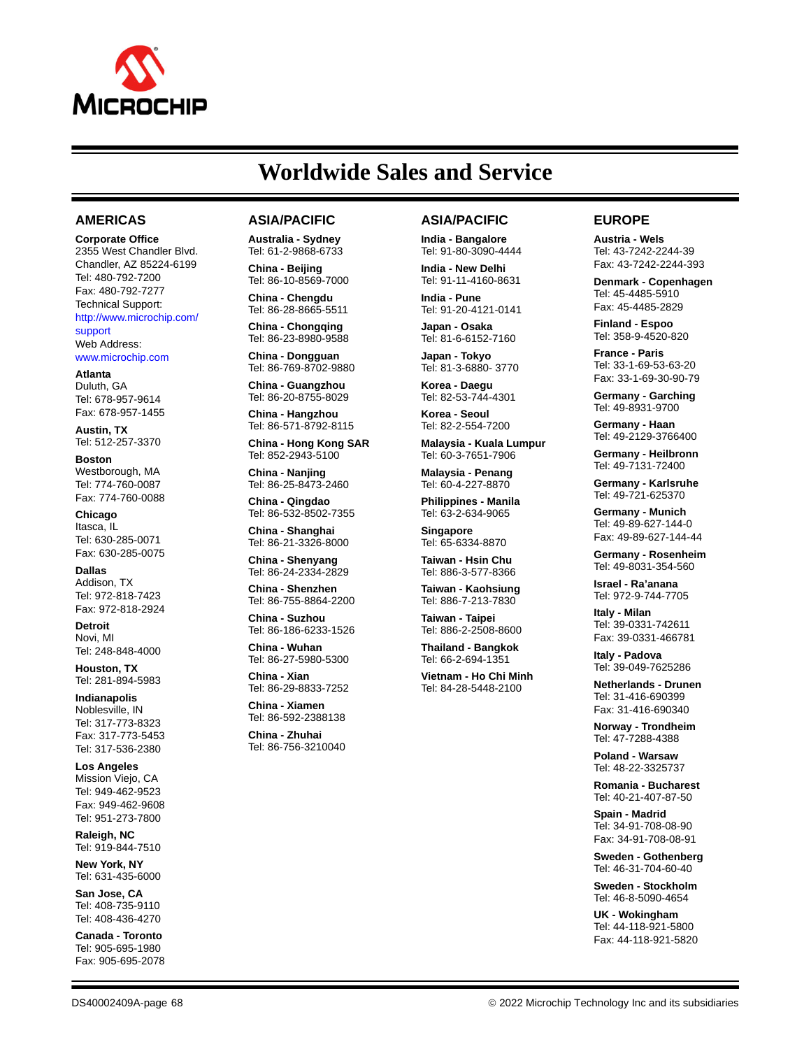# Worldwide Sales and Service

## AMERICAS

**Corporate Office**
2355 West Chandler Blvd.
Chandler, AZ 85224-6199
Tel: 480-792-7200
Fax: 480-792-7277
Technical Support:
http://www.microchip.com/support
Web Address:
www.microchip.com

**Atlanta**
Duluth, GA
Tel: 678-957-9614
Fax: 678-957-1455

**Austin, TX**
Tel: 512-257-3370

**Boston**
Westborough, MA
Tel: 774-760-0087
Fax: 774-760-0088

**Chicago**
Itasca, IL
Tel: 630-285-0071
Fax: 630-285-0075

**Dallas**
Addison, TX
Tel: 972-818-7423
Fax: 972-818-2924

**Detroit**
Novi, MI
Tel: 248-848-4000

**Houston, TX**
Tel: 281-894-5983

**Indianapolis**
Noblesville, IN
Tel: 317-773-8323
Fax: 317-773-5453
Tel: 317-536-2380

**Los Angeles**
Mission Viejo, CA
Tel: 949-462-9523
Fax: 949-462-9608
Tel: 951-273-7800

**Raleigh, NC**
Tel: 919-844-7510

**New York, NY**
Tel: 631-435-6000

**San Jose, CA**
Tel: 408-735-9110
Tel: 408-436-4270

**Canada - Toronto**
Tel: 905-695-1980
Fax: 905-695-2078

## ASIA/PACIFIC

**Australia - Sydney**
Tel: 61-2-9868-6733

**China - Beijing**
Tel: 86-10-8569-7000

**China - Chengdu**
Tel: 86-28-8665-5511

**China - Chongqing**
Tel: 86-23-8980-9588

**China - Dongguan**
Tel: 86-769-8702-9880

**China - Guangzhou**
Tel: 86-20-8755-8029

**China - Hangzhou**
Tel: 86-571-8792-8115

**China - Hong Kong SAR**
Tel: 852-2943-5100

**China - Nanjing**
Tel: 86-25-8473-2460

**China - Qingdao**
Tel: 86-532-8502-7355

**China - Shanghai**
Tel: 86-21-3326-8000

**China - Shenyang**
Tel: 86-24-2334-2829

**China - Shenzhen**
Tel: 86-755-8864-2200

**China - Suzhou**
Tel: 86-186-6233-1526

**China - Wuhan**
Tel: 86-27-5980-5300

**China - Xian**
Tel: 86-29-8833-7252

**China - Xiamen**
Tel: 86-592-2388138

**China - Zhuhai**
Tel: 86-756-3210040

## ASIA/PACIFIC

**India - Bangalore**
Tel: 91-80-3090-4444

**India - New Delhi**
Tel: 91-11-4160-8631

**India - Pune**
Tel: 91-20-4121-0141

**Japan - Osaka**
Tel: 81-6-6152-7160

**Japan - Tokyo**
Tel: 81-3-6880- 3770

**Korea - Daegu**
Tel: 82-53-744-4301

**Korea - Seoul**
Tel: 82-2-554-7200

**Malaysia - Kuala Lumpur**
Tel: 60-3-7651-7906

**Malaysia - Penang**
Tel: 60-4-227-8870

**Philippines - Manila**
Tel: 63-2-634-9065

**Singapore**
Tel: 65-6334-8870

**Taiwan - Hsin Chu**
Tel: 886-3-577-8366

**Taiwan - Kaohsiung**
Tel: 886-7-213-7830

**Taiwan - Taipei**
Tel: 886-2-2508-8600

**Thailand - Bangkok**
Tel: 66-2-694-1351

**Vietnam - Ho Chi Minh**
Tel: 84-28-5448-2100

## EUROPE

**Austria - Wels**
Tel: 43-7242-2244-39
Fax: 43-7242-2244-393

**Denmark - Copenhagen**
Tel: 45-4485-5910
Fax: 45-4485-2829

**Finland - Espoo**
Tel: 358-9-4520-820

**France - Paris**
Tel: 33-1-69-53-63-20
Fax: 33-1-69-30-90-79

**Germany - Garching**
Tel: 49-8931-9700

**Germany - Haan**
Tel: 49-2129-3766400

**Germany - Heilbronn**
Tel: 49-7131-72400

**Germany - Karlsruhe**
Tel: 49-721-625370

**Germany - Munich**
Tel: 49-89-627-144-0
Fax: 49-89-627-144-44

**Germany - Rosenheim**
Tel: 49-8031-354-560

**Israel - Ra'anana**
Tel: 972-9-744-7705

**Italy - Milan**
Tel: 39-0331-742611
Fax: 39-0331-466781

**Italy - Padova**
Tel: 39-049-7625286

**Netherlands - Drunen**
Tel: 31-416-690399
Fax: 31-416-690340

**Norway - Trondheim**
Tel: 47-7288-4388

**Poland - Warsaw**
Tel: 48-22-3325737

**Romania - Bucharest**
Tel: 40-21-407-87-50

**Spain - Madrid**
Tel: 34-91-708-08-90
Fax: 34-91-708-08-91

**Sweden - Gothenberg**
Tel: 46-31-704-60-40

**Sweden - Stockholm**
Tel: 46-8-5090-4654

**UK - Wokingham**
Tel: 44-118-921-5800
Fax: 44-118-921-5820

DS40002409A-page 68 © 2022 Microchip Technology Inc and its subsidiaries